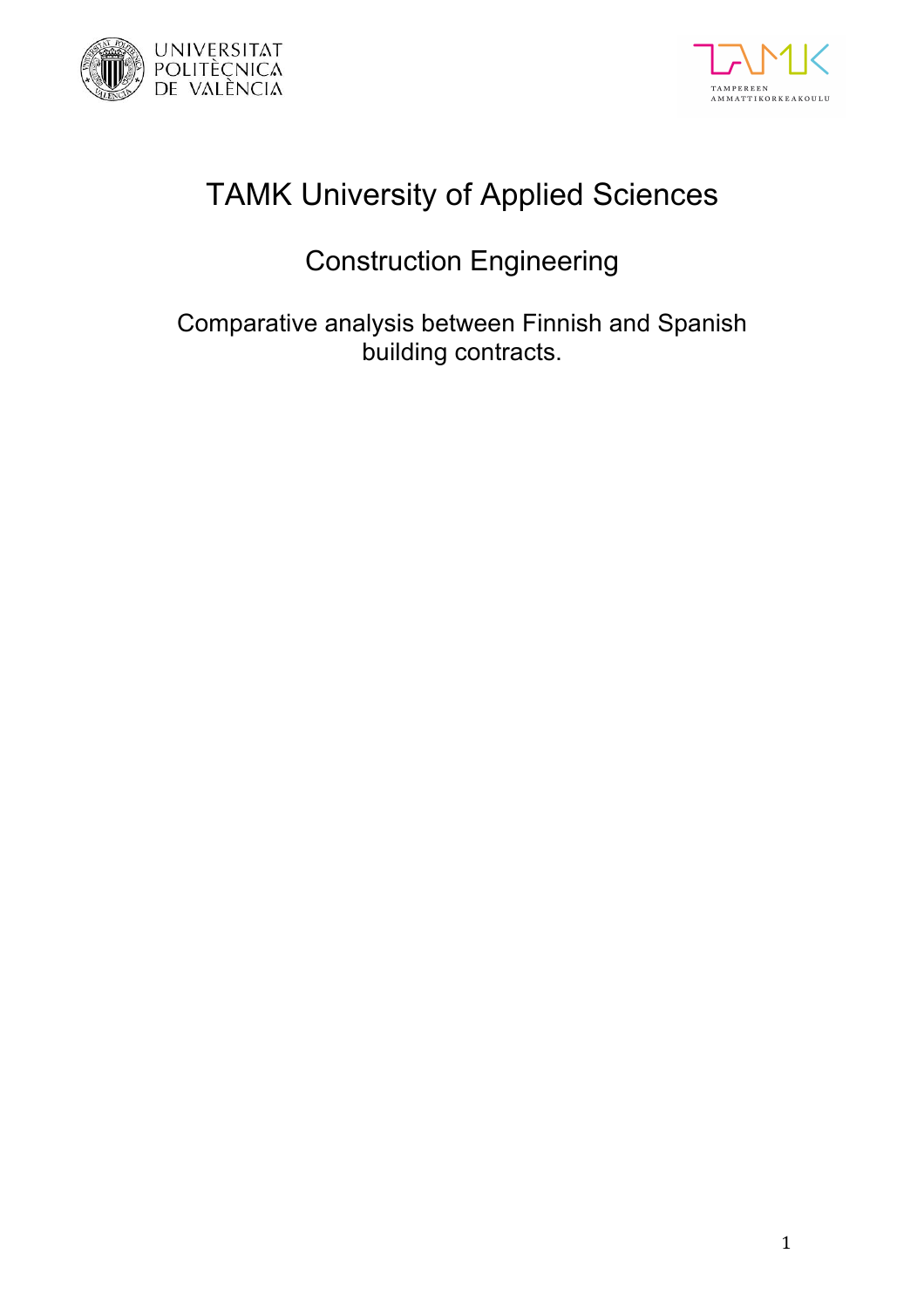# TAMK University of Applied Sciences

## Construction Engineering

### Comparative analysis between Finnish and Spanish building contracts.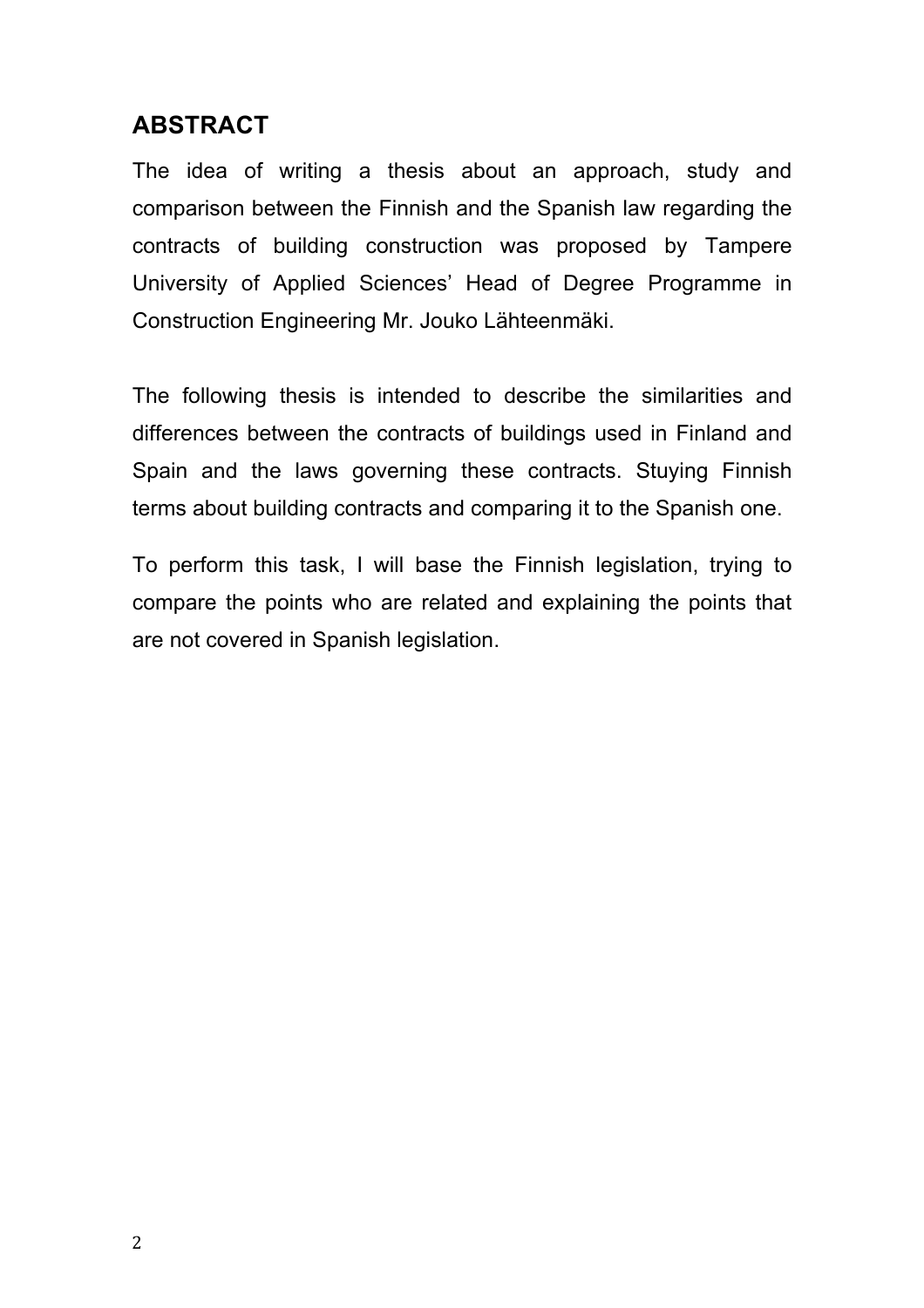## ABSTRACT

The idea of writing a thesis about an approach, study and comparison between the Finnish and the Spanish law regarding the contracts of building construction was proposed by Tampere University of Applied Sciences' Head of Degree Programme in Construction Engineering Mr. Jouko Lähteenmäki.

The following thesis is intended to describe the similarities and differences between the contracts of buildings used in Finland and Spain and the laws governing these contracts. Stuying Finnish terms about building contracts and comparing it to the Spanish one.

To perform this task, I will base the Finnish legislation, trying to compare the points who are related and explaining the points that are not covered in Spanish legislation.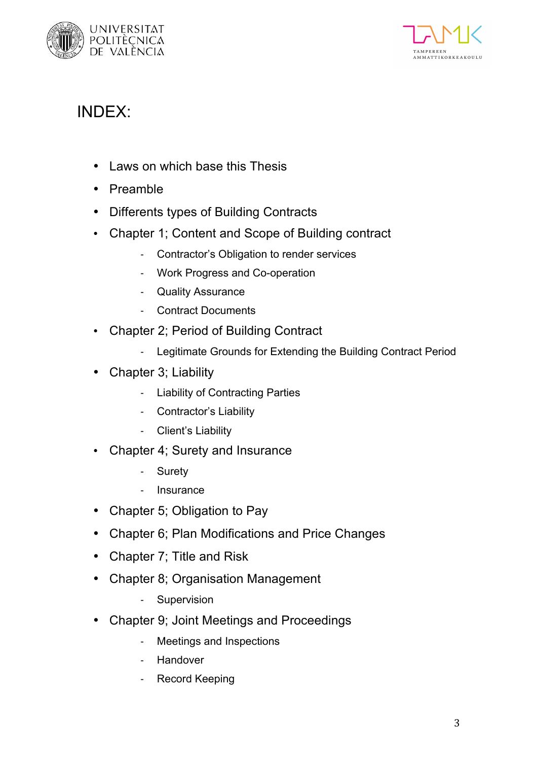# INDEX:

- Laws on which base this Thesis
- Preamble
- Differents types of Building Contracts
- Chapter 1; Content and Scope of Building contract
  - Contractor's Obligation to render services
  - Work Progress and Co-operation
  - Quality Assurance
  - Contract Documents
- Chapter 2; Period of Building Contract
  - Legitimate Grounds for Extending the Building Contract Period
- Chapter 3; Liability
  - Liability of Contracting Parties
  - Contractor's Liability
  - Client's Liability
- Chapter 4; Surety and Insurance
  - Surety
  - Insurance
- Chapter 5; Obligation to Pay
- Chapter 6; Plan Modifications and Price Changes
- Chapter 7; Title and Risk
- Chapter 8; Organisation Management
  - Supervision
- Chapter 9; Joint Meetings and Proceedings
  - Meetings and Inspections
  - Handover
  - Record Keeping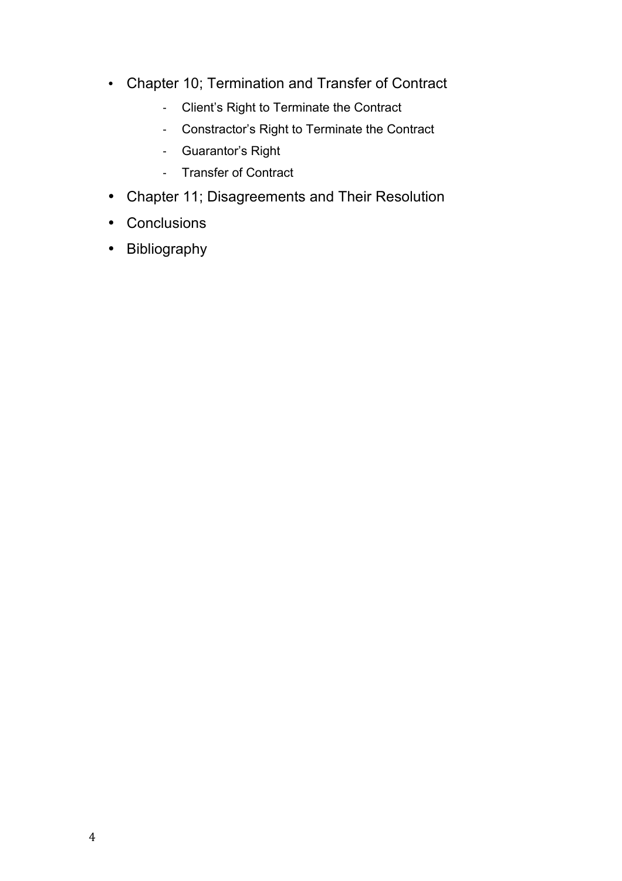- Chapter 10; Termination and Transfer of Contract
    - Client's Right to Terminate the Contract
    - Constractor's Right to Terminate the Contract
    - Guarantor's Right
    - Transfer of Contract
- Chapter 11; Disagreements and Their Resolution
- Conclusions
- Bibliography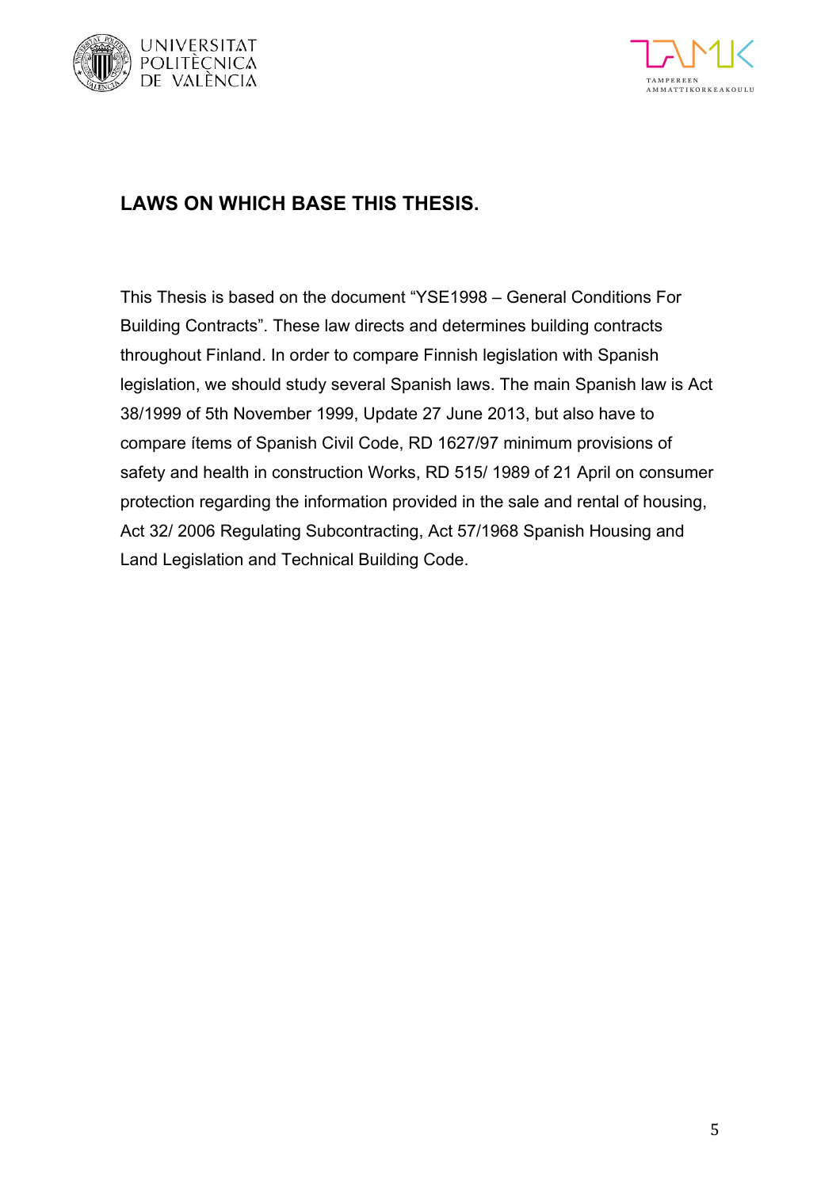## LAWS ON WHICH BASE THIS THESIS.

This Thesis is based on the document "YSE1998 – General Conditions For Building Contracts". These law directs and determines building contracts throughout Finland. In order to compare Finnish legislation with Spanish legislation, we should study several Spanish laws. The main Spanish law is Act 38/1999 of 5th November 1999, Update 27 June 2013, but also have to compare ítems of Spanish Civil Code, RD 1627/97 minimum provisions of safety and health in construction Works, RD 515/ 1989 of 21 April on consumer protection regarding the information provided in the sale and rental of housing, Act 32/ 2006 Regulating Subcontracting, Act 57/1968 Spanish Housing and Land Legislation and Technical Building Code.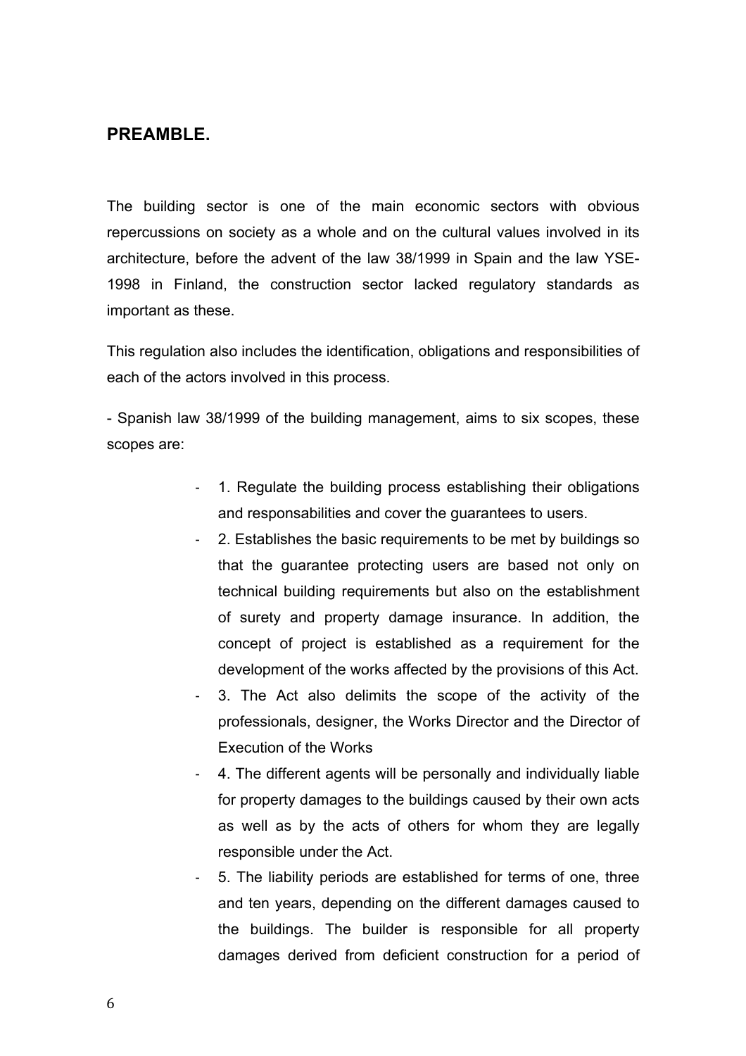## PREAMBLE.

The building sector is one of the main economic sectors with obvious repercussions on society as a whole and on the cultural values involved in its architecture, before the advent of the law 38/1999 in Spain and the law YSE-1998 in Finland, the construction sector lacked regulatory standards as important as these.

This regulation also includes the identification, obligations and responsibilities of each of the actors involved in this process.

- Spanish law 38/1999 of the building management, aims to six scopes, these scopes are:

- 1. Regulate the building process establishing their obligations and responsabilities and cover the guarantees to users.
- 2. Establishes the basic requirements to be met by buildings so that the guarantee protecting users are based not only on technical building requirements but also on the establishment of surety and property damage insurance. In addition, the concept of project is established as a requirement for the development of the works affected by the provisions of this Act.
- 3. The Act also delimits the scope of the activity of the professionals, designer, the Works Director and the Director of Execution of the Works
- 4. The different agents will be personally and individually liable for property damages to the buildings caused by their own acts as well as by the acts of others for whom they are legally responsible under the Act.
- 5. The liability periods are established for terms of one, three and ten years, depending on the different damages caused to the buildings. The builder is responsible for all property damages derived from deficient construction for a period of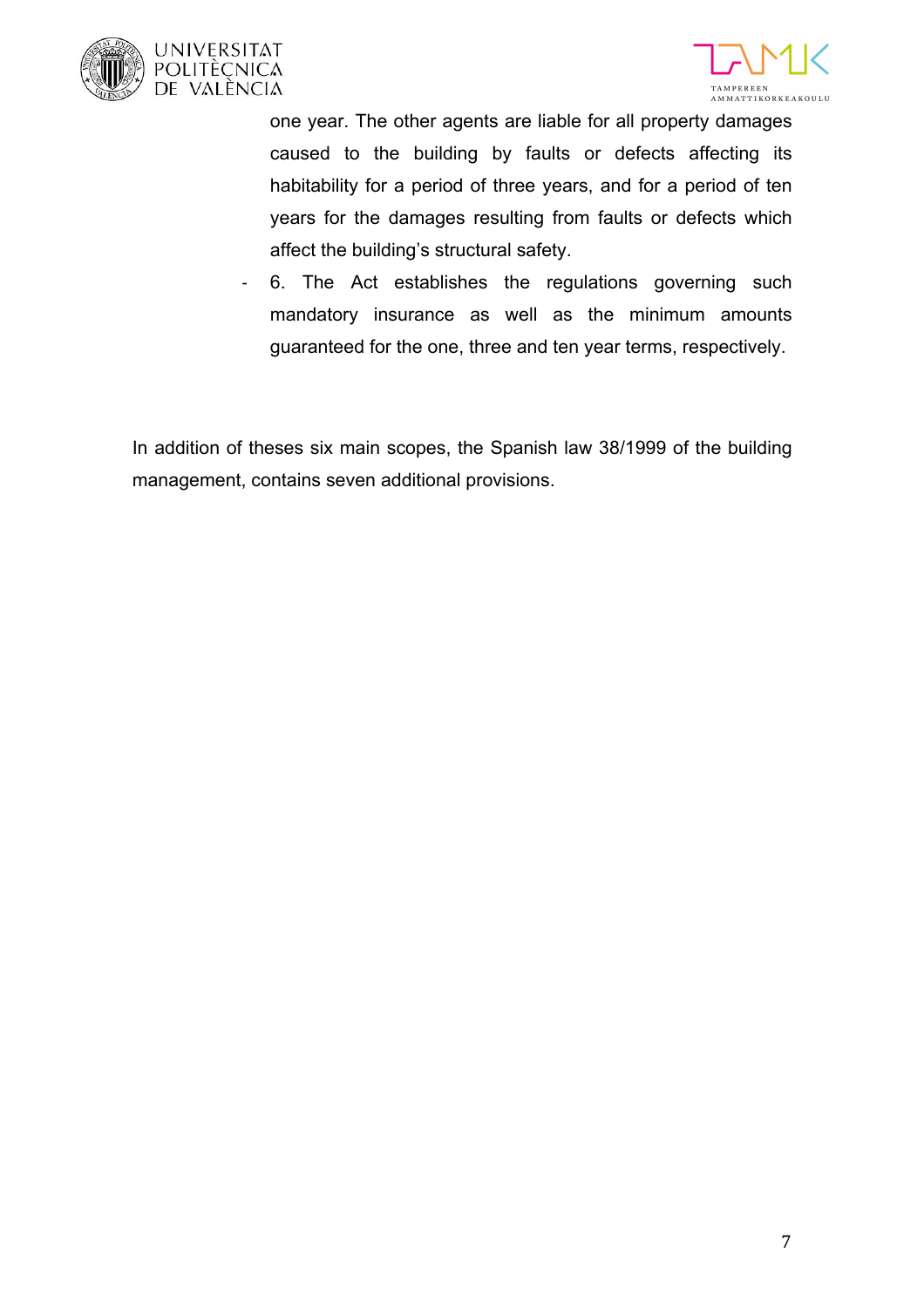one year. The other agents are liable for all property damages caused to the building by faults or defects affecting its habitability for a period of three years, and for a period of ten years for the damages resulting from faults or defects which affect the building's structural safety.

- 6. The Act establishes the regulations governing such mandatory insurance as well as the minimum amounts guaranteed for the one, three and ten year terms, respectively.

In addition of theses six main scopes, the Spanish law 38/1999 of the building management, contains seven additional provisions.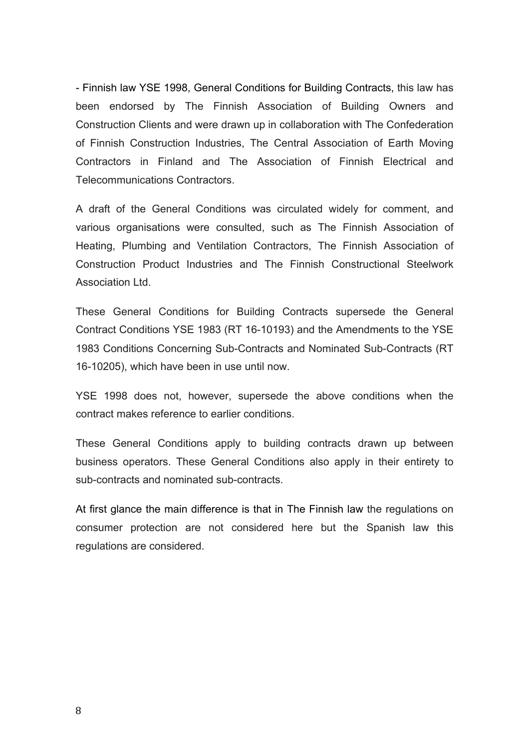- Finnish law YSE 1998, General Conditions for Building Contracts, this law has been endorsed by The Finnish Association of Building Owners and Construction Clients and were drawn up in collaboration with The Confederation of Finnish Construction Industries, The Central Association of Earth Moving Contractors in Finland and The Association of Finnish Electrical and Telecommunications Contractors.

A draft of the General Conditions was circulated widely for comment, and various organisations were consulted, such as The Finnish Association of Heating, Plumbing and Ventilation Contractors, The Finnish Association of Construction Product Industries and The Finnish Constructional Steelwork Association Ltd.

These General Conditions for Building Contracts supersede the General Contract Conditions YSE 1983 (RT 16-10193) and the Amendments to the YSE 1983 Conditions Concerning Sub-Contracts and Nominated Sub-Contracts (RT 16-10205), which have been in use until now.

YSE 1998 does not, however, supersede the above conditions when the contract makes reference to earlier conditions.

These General Conditions apply to building contracts drawn up between business operators. These General Conditions also apply in their entirety to sub-contracts and nominated sub-contracts.

At first glance the main difference is that in The Finnish law the regulations on consumer protection are not considered here but the Spanish law this regulations are considered.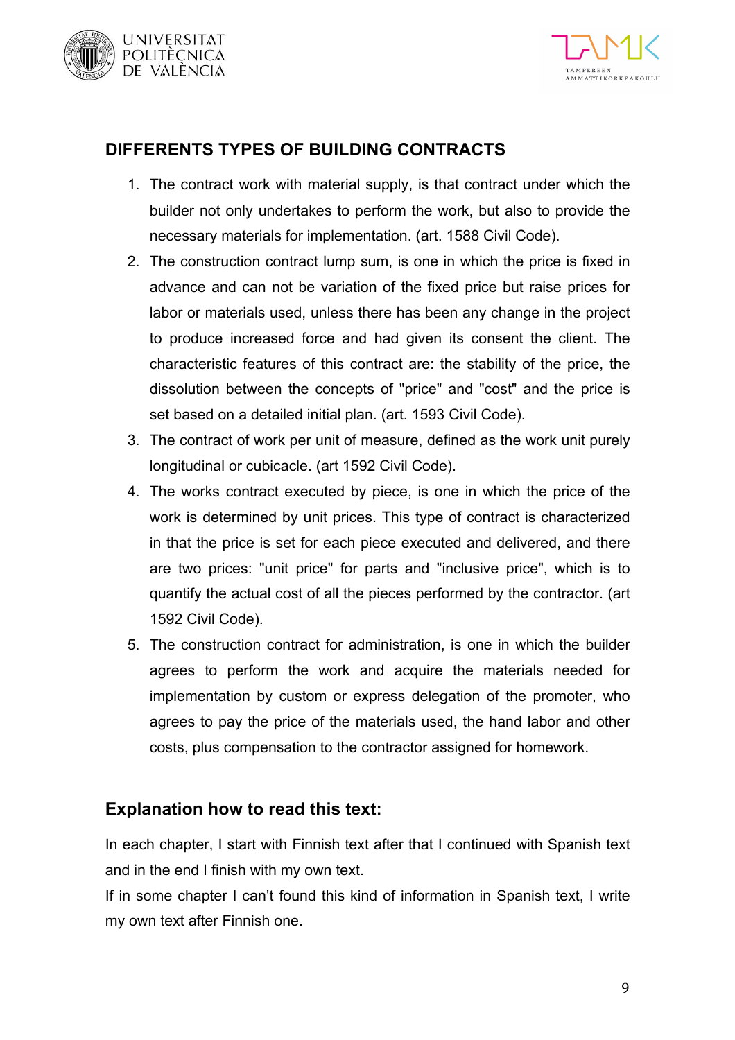## DIFFERENTS TYPES OF BUILDING CONTRACTS

1. The contract work with material supply, is that contract under which the builder not only undertakes to perform the work, but also to provide the necessary materials for implementation. (art. 1588 Civil Code).
2. The construction contract lump sum, is one in which the price is fixed in advance and can not be variation of the fixed price but raise prices for labor or materials used, unless there has been any change in the project to produce increased force and had given its consent the client. The characteristic features of this contract are: the stability of the price, the dissolution between the concepts of "price" and "cost" and the price is set based on a detailed initial plan. (art. 1593 Civil Code).
3. The contract of work per unit of measure, defined as the work unit purely longitudinal or cubicacle. (art 1592 Civil Code).
4. The works contract executed by piece, is one in which the price of the work is determined by unit prices. This type of contract is characterized in that the price is set for each piece executed and delivered, and there are two prices: "unit price" for parts and "inclusive price", which is to quantify the actual cost of all the pieces performed by the contractor. (art 1592 Civil Code).
5. The construction contract for administration, is one in which the builder agrees to perform the work and acquire the materials needed for implementation by custom or express delegation of the promoter, who agrees to pay the price of the materials used, the hand labor and other costs, plus compensation to the contractor assigned for homework.

## Explanation how to read this text:

In each chapter, I start with Finnish text after that I continued with Spanish text and in the end I finish with my own text.

If in some chapter I can't found this kind of information in Spanish text, I write my own text after Finnish one.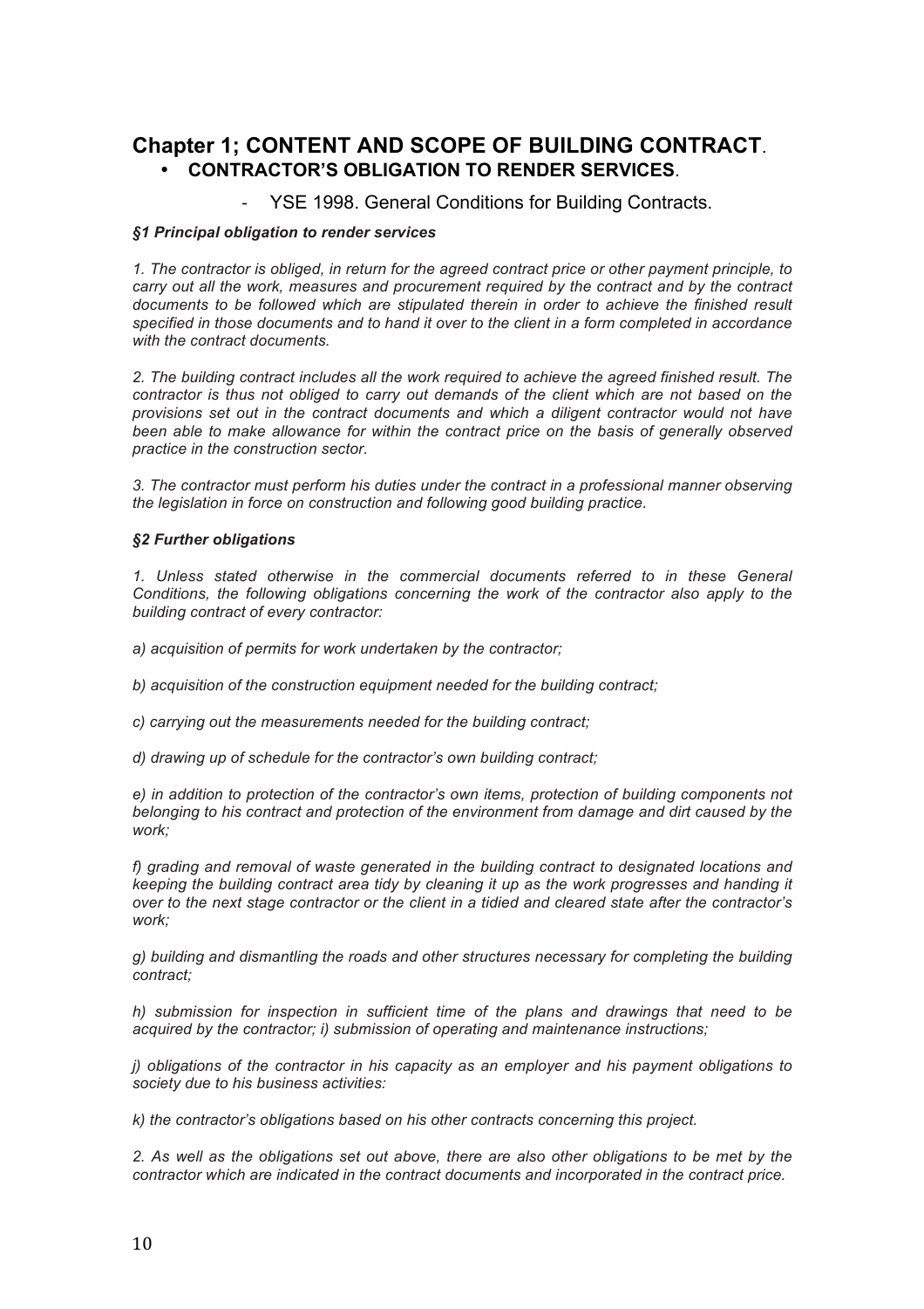# Chapter 1; CONTENT AND SCOPE OF BUILDING CONTRACT.

- **CONTRACTOR'S OBLIGATION TO RENDER SERVICES**.
  - YSE 1998. General Conditions for Building Contracts.

***§1 Principal obligation to render services***

*1. The contractor is obliged, in return for the agreed contract price or other payment principle, to carry out all the work, measures and procurement required by the contract and by the contract documents to be followed which are stipulated therein in order to achieve the finished result specified in those documents and to hand it over to the client in a form completed in accordance with the contract documents.*

*2. The building contract includes all the work required to achieve the agreed finished result. The contractor is thus not obliged to carry out demands of the client which are not based on the provisions set out in the contract documents and which a diligent contractor would not have been able to make allowance for within the contract price on the basis of generally observed practice in the construction sector.*

*3. The contractor must perform his duties under the contract in a professional manner observing the legislation in force on construction and following good building practice.*

***§2 Further obligations***

*1. Unless stated otherwise in the commercial documents referred to in these General Conditions, the following obligations concerning the work of the contractor also apply to the building contract of every contractor:*

*a) acquisition of permits for work undertaken by the contractor;*

*b) acquisition of the construction equipment needed for the building contract;*

*c) carrying out the measurements needed for the building contract;*

*d) drawing up of schedule for the contractor's own building contract;*

*e) in addition to protection of the contractor's own items, protection of building components not belonging to his contract and protection of the environment from damage and dirt caused by the work;*

*f) grading and removal of waste generated in the building contract to designated locations and keeping the building contract area tidy by cleaning it up as the work progresses and handing it over to the next stage contractor or the client in a tidied and cleared state after the contractor's work;*

*g) building and dismantling the roads and other structures necessary for completing the building contract;*

*h) submission for inspection in sufficient time of the plans and drawings that need to be acquired by the contractor; i) submission of operating and maintenance instructions;*

*j) obligations of the contractor in his capacity as an employer and his payment obligations to society due to his business activities:*

*k) the contractor's obligations based on his other contracts concerning this project.*

*2. As well as the obligations set out above, there are also other obligations to be met by the contractor which are indicated in the contract documents and incorporated in the contract price.*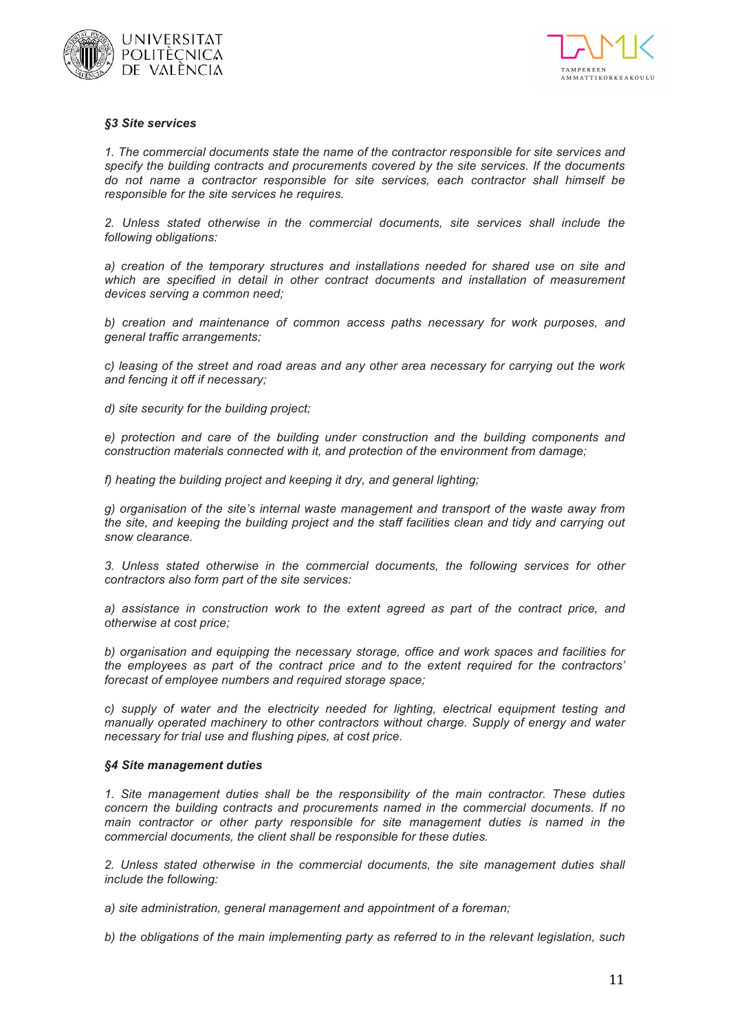***§3 Site services***

*1. The commercial documents state the name of the contractor responsible for site services and specify the building contracts and procurements covered by the site services. If the documents do not name a contractor responsible for site services, each contractor shall himself be responsible for the site services he requires.*

*2. Unless stated otherwise in the commercial documents, site services shall include the following obligations:*

*a) creation of the temporary structures and installations needed for shared use on site and which are specified in detail in other contract documents and installation of measurement devices serving a common need;*

*b) creation and maintenance of common access paths necessary for work purposes, and general traffic arrangements;*

*c) leasing of the street and road areas and any other area necessary for carrying out the work and fencing it off if necessary;*

*d) site security for the building project;*

*e) protection and care of the building under construction and the building components and construction materials connected with it, and protection of the environment from damage;*

*f) heating the building project and keeping it dry, and general lighting;*

*g) organisation of the site's internal waste management and transport of the waste away from the site, and keeping the building project and the staff facilities clean and tidy and carrying out snow clearance.*

*3. Unless stated otherwise in the commercial documents, the following services for other contractors also form part of the site services:*

*a) assistance in construction work to the extent agreed as part of the contract price, and otherwise at cost price;*

*b) organisation and equipping the necessary storage, office and work spaces and facilities for the employees as part of the contract price and to the extent required for the contractors' forecast of employee numbers and required storage space;*

*c) supply of water and the electricity needed for lighting, electrical equipment testing and manually operated machinery to other contractors without charge. Supply of energy and water necessary for trial use and flushing pipes, at cost price.*

***§4 Site management duties***

*1. Site management duties shall be the responsibility of the main contractor. These duties concern the building contracts and procurements named in the commercial documents. If no main contractor or other party responsible for site management duties is named in the commercial documents, the client shall be responsible for these duties.*

*2. Unless stated otherwise in the commercial documents, the site management duties shall include the following:*

*a) site administration, general management and appointment of a foreman;*

*b) the obligations of the main implementing party as referred to in the relevant legislation, such*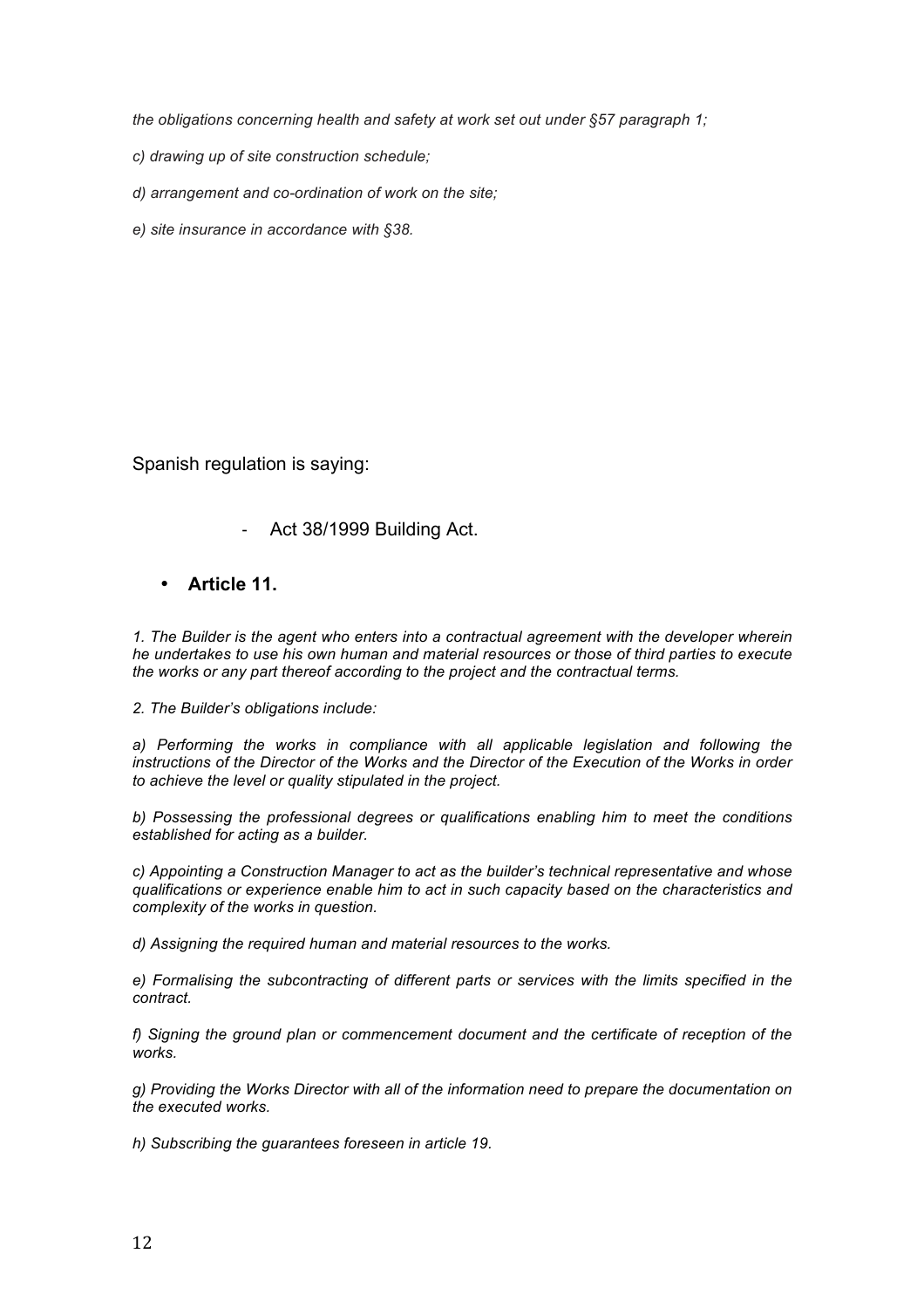*the obligations concerning health and safety at work set out under §57 paragraph 1;*

*c) drawing up of site construction schedule;*

*d) arrangement and co-ordination of work on the site;*

*e) site insurance in accordance with §38.*

Spanish regulation is saying:

- Act 38/1999 Building Act.

- **Article 11.**

*1. The Builder is the agent who enters into a contractual agreement with the developer wherein he undertakes to use his own human and material resources or those of third parties to execute the works or any part thereof according to the project and the contractual terms.*

*2. The Builder's obligations include:*

*a) Performing the works in compliance with all applicable legislation and following the instructions of the Director of the Works and the Director of the Execution of the Works in order to achieve the level or quality stipulated in the project.*

*b) Possessing the professional degrees or qualifications enabling him to meet the conditions established for acting as a builder.*

*c) Appointing a Construction Manager to act as the builder's technical representative and whose qualifications or experience enable him to act in such capacity based on the characteristics and complexity of the works in question.*

*d) Assigning the required human and material resources to the works.*

*e) Formalising the subcontracting of different parts or services with the limits specified in the contract.*

*f) Signing the ground plan or commencement document and the certificate of reception of the works.*

*g) Providing the Works Director with all of the information need to prepare the documentation on the executed works.*

*h) Subscribing the guarantees foreseen in article 19.*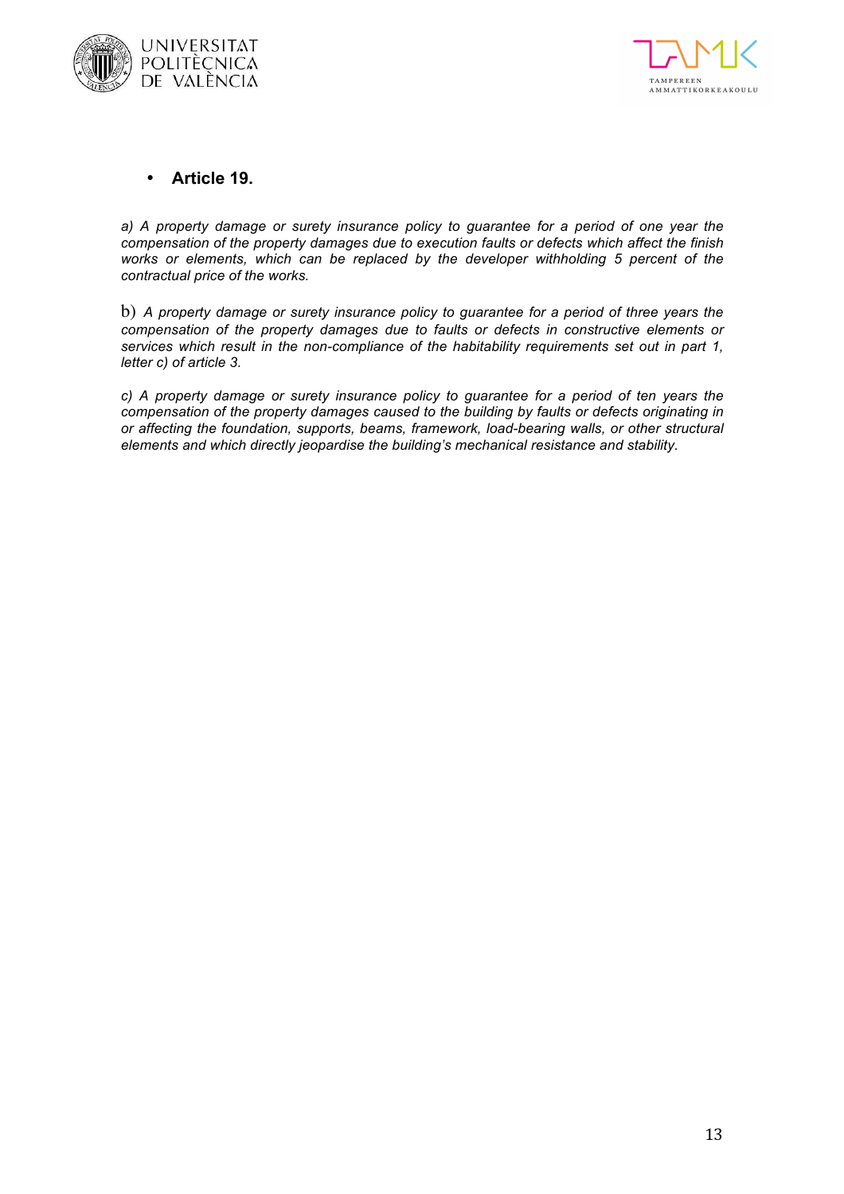- **Article 19.**

*a) A property damage or surety insurance policy to guarantee for a period of one year the compensation of the property damages due to execution faults or defects which affect the finish works or elements, which can be replaced by the developer withholding 5 percent of the contractual price of the works.*

b) *A property damage or surety insurance policy to guarantee for a period of three years the compensation of the property damages due to faults or defects in constructive elements or services which result in the non-compliance of the habitability requirements set out in part 1, letter c) of article 3.*

*c) A property damage or surety insurance policy to guarantee for a period of ten years the compensation of the property damages caused to the building by faults or defects originating in or affecting the foundation, supports, beams, framework, load-bearing walls, or other structural elements and which directly jeopardise the building's mechanical resistance and stability.*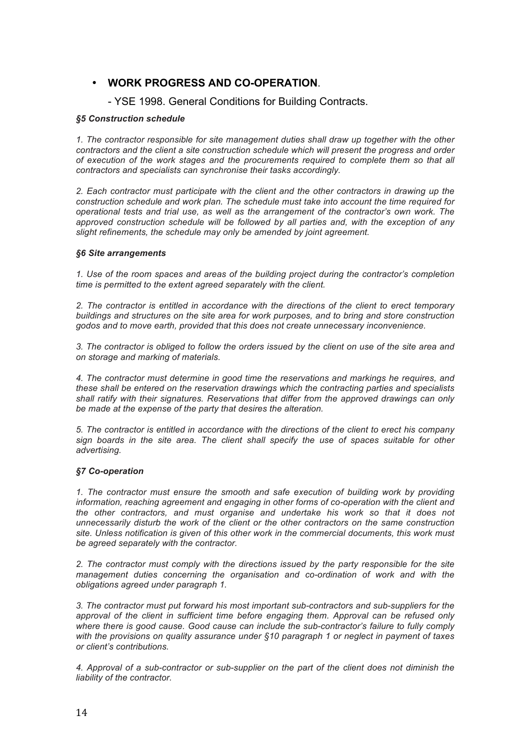- **WORK PROGRESS AND CO-OPERATION**.

  - YSE 1998. General Conditions for Building Contracts.

***§5 Construction schedule***

*1. The contractor responsible for site management duties shall draw up together with the other contractors and the client a site construction schedule which will present the progress and order of execution of the work stages and the procurements required to complete them so that all contractors and specialists can synchronise their tasks accordingly.*

*2. Each contractor must participate with the client and the other contractors in drawing up the construction schedule and work plan. The schedule must take into account the time required for operational tests and trial use, as well as the arrangement of the contractor's own work. The approved construction schedule will be followed by all parties and, with the exception of any slight refinements, the schedule may only be amended by joint agreement.*

***§6 Site arrangements***

*1. Use of the room spaces and areas of the building project during the contractor's completion time is permitted to the extent agreed separately with the client.*

*2. The contractor is entitled in accordance with the directions of the client to erect temporary buildings and structures on the site area for work purposes, and to bring and store construction godos and to move earth, provided that this does not create unnecessary inconvenience.*

*3. The contractor is obliged to follow the orders issued by the client on use of the site area and on storage and marking of materials.*

*4. The contractor must determine in good time the reservations and markings he requires, and these shall be entered on the reservation drawings which the contracting parties and specialists shall ratify with their signatures. Reservations that differ from the approved drawings can only be made at the expense of the party that desires the alteration.*

*5. The contractor is entitled in accordance with the directions of the client to erect his company sign boards in the site area. The client shall specify the use of spaces suitable for other advertising.*

***§7 Co-operation***

*1. The contractor must ensure the smooth and safe execution of building work by providing information, reaching agreement and engaging in other forms of co-operation with the client and the other contractors, and must organise and undertake his work so that it does not unnecessarily disturb the work of the client or the other contractors on the same construction site. Unless notification is given of this other work in the commercial documents, this work must be agreed separately with the contractor.*

*2. The contractor must comply with the directions issued by the party responsible for the site management duties concerning the organisation and co-ordination of work and with the obligations agreed under paragraph 1.*

*3. The contractor must put forward his most important sub-contractors and sub-suppliers for the approval of the client in sufficient time before engaging them. Approval can be refused only where there is good cause. Good cause can include the sub-contractor's failure to fully comply with the provisions on quality assurance under §10 paragraph 1 or neglect in payment of taxes or client's contributions.*

*4. Approval of a sub-contractor or sub-supplier on the part of the client does not diminish the liability of the contractor.*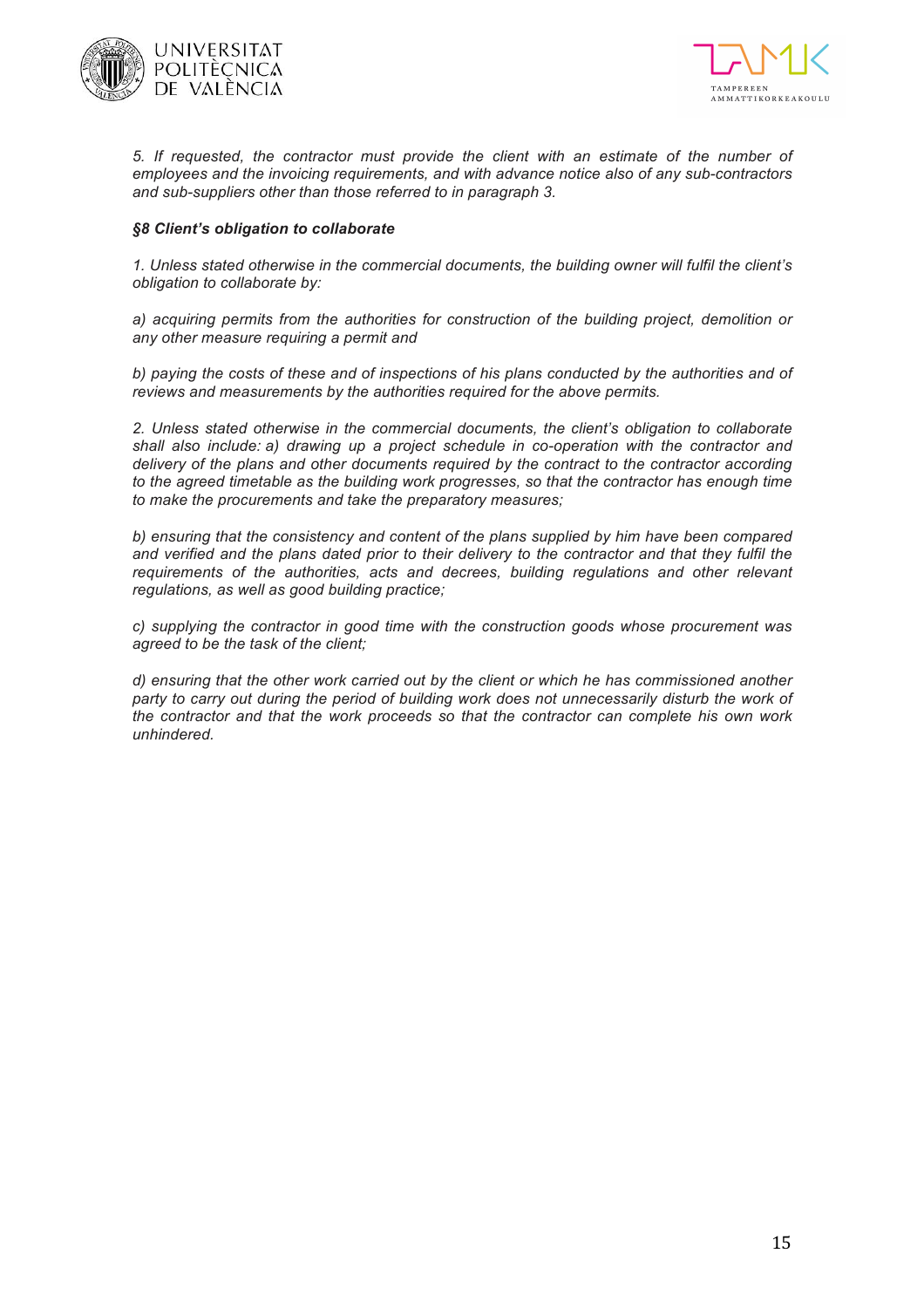*5. If requested, the contractor must provide the client with an estimate of the number of employees and the invoicing requirements, and with advance notice also of any sub-contractors and sub-suppliers other than those referred to in paragraph 3.*

***§8 Client's obligation to collaborate***

*1. Unless stated otherwise in the commercial documents, the building owner will fulfil the client's obligation to collaborate by:*

*a) acquiring permits from the authorities for construction of the building project, demolition or any other measure requiring a permit and*

*b) paying the costs of these and of inspections of his plans conducted by the authorities and of reviews and measurements by the authorities required for the above permits.*

*2. Unless stated otherwise in the commercial documents, the client's obligation to collaborate shall also include: a) drawing up a project schedule in co-operation with the contractor and delivery of the plans and other documents required by the contract to the contractor according to the agreed timetable as the building work progresses, so that the contractor has enough time to make the procurements and take the preparatory measures;*

*b) ensuring that the consistency and content of the plans supplied by him have been compared and verified and the plans dated prior to their delivery to the contractor and that they fulfil the requirements of the authorities, acts and decrees, building regulations and other relevant regulations, as well as good building practice;*

*c) supplying the contractor in good time with the construction goods whose procurement was agreed to be the task of the client;*

*d) ensuring that the other work carried out by the client or which he has commissioned another party to carry out during the period of building work does not unnecessarily disturb the work of the contractor and that the work proceeds so that the contractor can complete his own work unhindered.*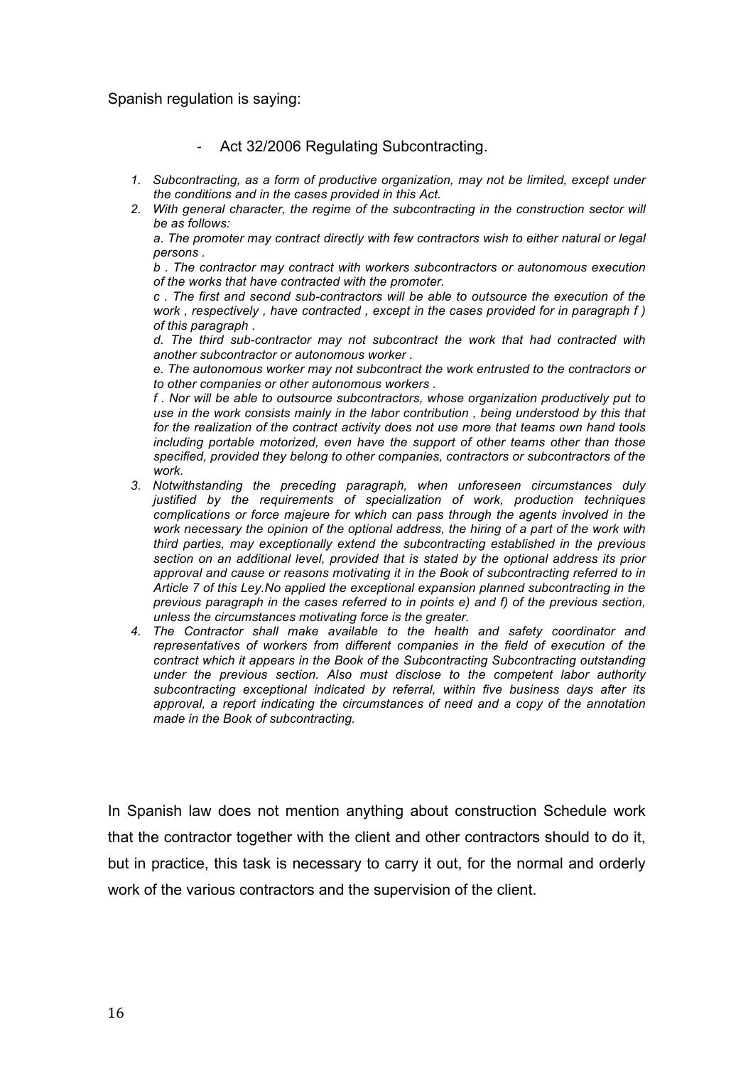Spanish regulation is saying:

- Act 32/2006 Regulating Subcontracting.

1. *Subcontracting, as a form of productive organization, may not be limited, except under the conditions and in the cases provided in this Act.*
2. *With general character, the regime of the subcontracting in the construction sector will be as follows:*

   *a. The promoter may contract directly with few contractors wish to either natural or legal persons .*

   *b . The contractor may contract with workers subcontractors or autonomous execution of the works that have contracted with the promoter.*

   *c . The first and second sub-contractors will be able to outsource the execution of the work , respectively , have contracted , except in the cases provided for in paragraph f ) of this paragraph .*

   *d. The third sub-contractor may not subcontract the work that had contracted with another subcontractor or autonomous worker .*

   *e. The autonomous worker may not subcontract the work entrusted to the contractors or to other companies or other autonomous workers .*

   *f . Nor will be able to outsource subcontractors, whose organization productively put to use in the work consists mainly in the labor contribution , being understood by this that for the realization of the contract activity does not use more that teams own hand tools including portable motorized, even have the support of other teams other than those specified, provided they belong to other companies, contractors or subcontractors of the work.*
3. *Notwithstanding the preceding paragraph, when unforeseen circumstances duly justified by the requirements of specialization of work, production techniques complications or force majeure for which can pass through the agents involved in the work necessary the opinion of the optional address, the hiring of a part of the work with third parties, may exceptionally extend the subcontracting established in the previous section on an additional level, provided that is stated by the optional address its prior approval and cause or reasons motivating it in the Book of subcontracting referred to in Article 7 of this Ley.No applied the exceptional expansion planned subcontracting in the previous paragraph in the cases referred to in points e) and f) of the previous section, unless the circumstances motivating force is the greater.*
4. *The Contractor shall make available to the health and safety coordinator and representatives of workers from different companies in the field of execution of the contract which it appears in the Book of the Subcontracting Subcontracting outstanding under the previous section. Also must disclose to the competent labor authority subcontracting exceptional indicated by referral, within five business days after its approval, a report indicating the circumstances of need and a copy of the annotation made in the Book of subcontracting.*

In Spanish law does not mention anything about construction Schedule work that the contractor together with the client and other contractors should to do it, but in practice, this task is necessary to carry it out, for the normal and orderly work of the various contractors and the supervision of the client.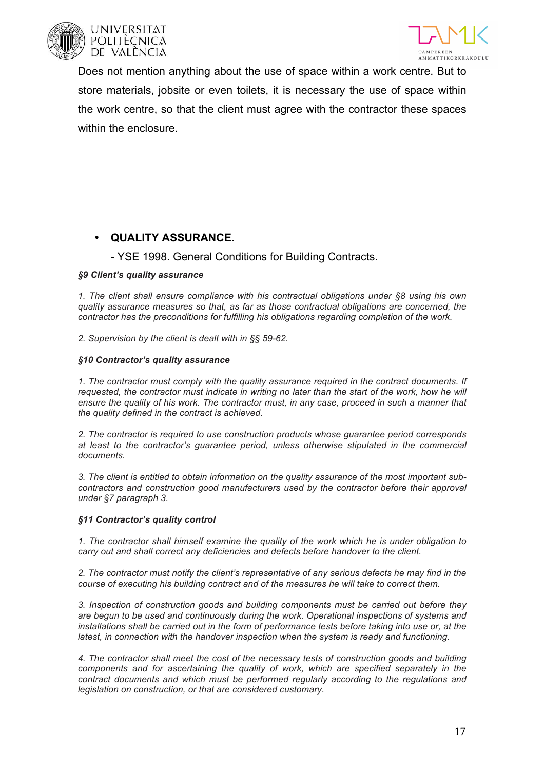Does not mention anything about the use of space within a work centre. But to store materials, jobsite or even toilets, it is necessary the use of space within the work centre, so that the client must agree with the contractor these spaces within the enclosure.

- **QUALITY ASSURANCE**.

  - YSE 1998. General Conditions for Building Contracts.

***§9 Client's quality assurance***

*1. The client shall ensure compliance with his contractual obligations under §8 using his own quality assurance measures so that, as far as those contractual obligations are concerned, the contractor has the preconditions for fulfilling his obligations regarding completion of the work.*

*2. Supervision by the client is dealt with in §§ 59-62.*

***§10 Contractor's quality assurance***

*1. The contractor must comply with the quality assurance required in the contract documents. If requested, the contractor must indicate in writing no later than the start of the work, how he will ensure the quality of his work. The contractor must, in any case, proceed in such a manner that the quality defined in the contract is achieved.*

*2. The contractor is required to use construction products whose guarantee period corresponds at least to the contractor's guarantee period, unless otherwise stipulated in the commercial documents.*

*3. The client is entitled to obtain information on the quality assurance of the most important sub-contractors and construction good manufacturers used by the contractor before their approval under §7 paragraph 3.*

***§11 Contractor's quality control***

*1. The contractor shall himself examine the quality of the work which he is under obligation to carry out and shall correct any deficiencies and defects before handover to the client.*

*2. The contractor must notify the client's representative of any serious defects he may find in the course of executing his building contract and of the measures he will take to correct them.*

*3. Inspection of construction goods and building components must be carried out before they are begun to be used and continuously during the work. Operational inspections of systems and installations shall be carried out in the form of performance tests before taking into use or, at the latest, in connection with the handover inspection when the system is ready and functioning.*

*4. The contractor shall meet the cost of the necessary tests of construction goods and building components and for ascertaining the quality of work, which are specified separately in the contract documents and which must be performed regularly according to the regulations and legislation on construction, or that are considered customary.*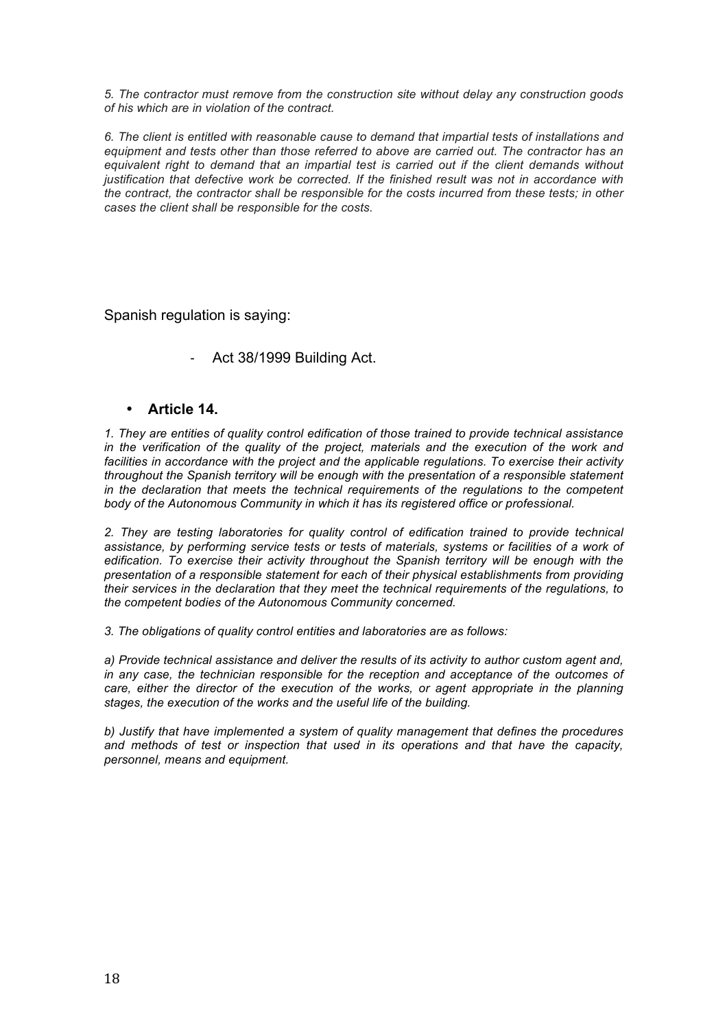*5. The contractor must remove from the construction site without delay any construction goods of his which are in violation of the contract.*

*6. The client is entitled with reasonable cause to demand that impartial tests of installations and equipment and tests other than those referred to above are carried out. The contractor has an equivalent right to demand that an impartial test is carried out if the client demands without justification that defective work be corrected. If the finished result was not in accordance with the contract, the contractor shall be responsible for the costs incurred from these tests; in other cases the client shall be responsible for the costs.*

Spanish regulation is saying:

- Act 38/1999 Building Act.

- **Article 14.**

*1. They are entities of quality control edification of those trained to provide technical assistance in the verification of the quality of the project, materials and the execution of the work and facilities in accordance with the project and the applicable regulations. To exercise their activity throughout the Spanish territory will be enough with the presentation of a responsible statement in the declaration that meets the technical requirements of the regulations to the competent body of the Autonomous Community in which it has its registered office or professional.*

*2. They are testing laboratories for quality control of edification trained to provide technical assistance, by performing service tests or tests of materials, systems or facilities of a work of edification. To exercise their activity throughout the Spanish territory will be enough with the presentation of a responsible statement for each of their physical establishments from providing their services in the declaration that they meet the technical requirements of the regulations, to the competent bodies of the Autonomous Community concerned.*

*3. The obligations of quality control entities and laboratories are as follows:*

*a) Provide technical assistance and deliver the results of its activity to author custom agent and, in any case, the technician responsible for the reception and acceptance of the outcomes of care, either the director of the execution of the works, or agent appropriate in the planning stages, the execution of the works and the useful life of the building.*

*b) Justify that have implemented a system of quality management that defines the procedures and methods of test or inspection that used in its operations and that have the capacity, personnel, means and equipment.*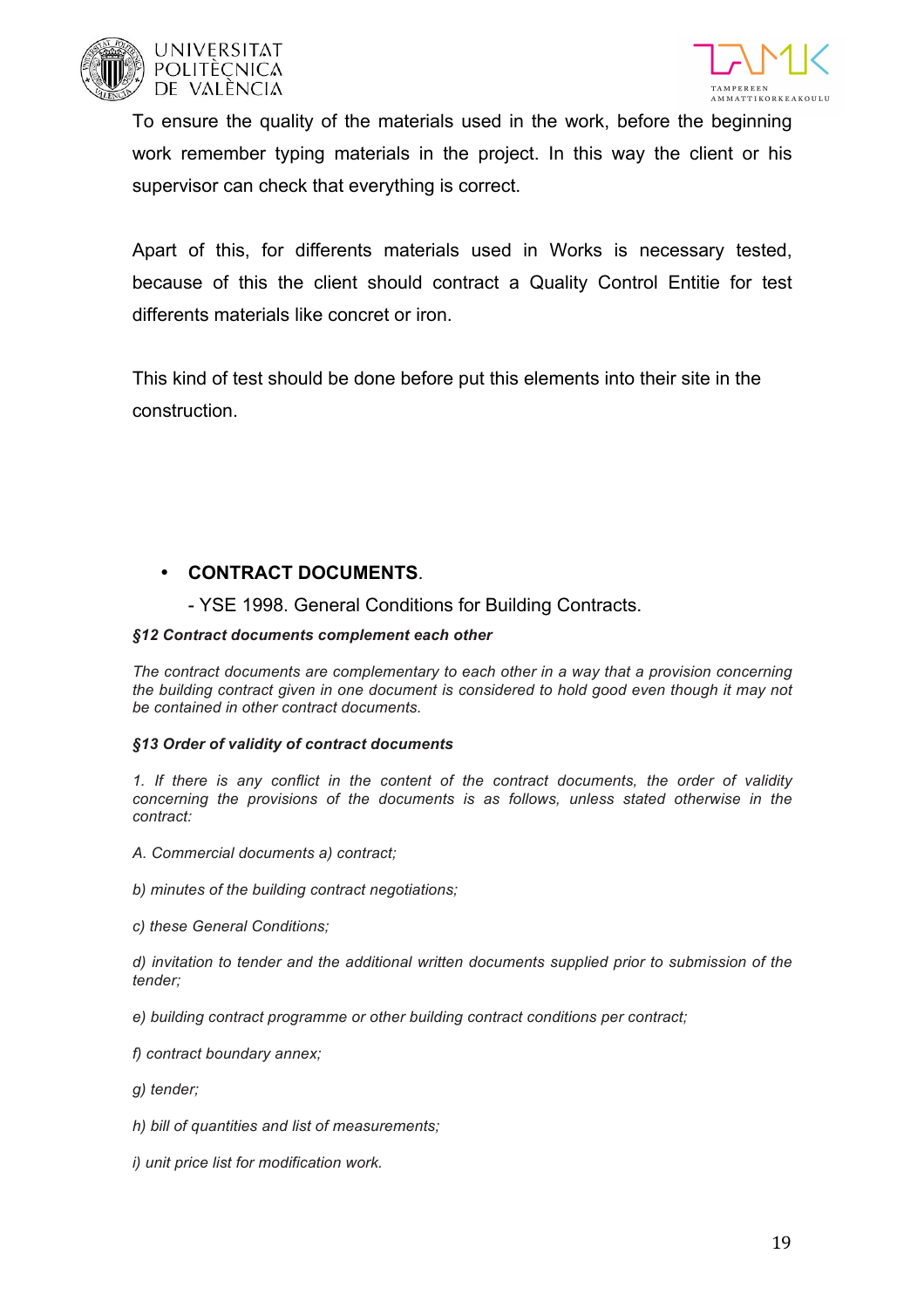To ensure the quality of the materials used in the work, before the beginning work remember typing materials in the project. In this way the client or his supervisor can check that everything is correct.

Apart of this, for differents materials used in Works is necessary tested, because of this the client should contract a Quality Control Entitie for test differents materials like concret or iron.

This kind of test should be done before put this elements into their site in the construction.

- **CONTRACT DOCUMENTS**.

  - YSE 1998. General Conditions for Building Contracts.

***§12 Contract documents complement each other***

*The contract documents are complementary to each other in a way that a provision concerning the building contract given in one document is considered to hold good even though it may not be contained in other contract documents.*

***§13 Order of validity of contract documents***

*1. If there is any conflict in the content of the contract documents, the order of validity concerning the provisions of the documents is as follows, unless stated otherwise in the contract:*

*A. Commercial documents a) contract;*

*b) minutes of the building contract negotiations;*

*c) these General Conditions;*

*d) invitation to tender and the additional written documents supplied prior to submission of the tender;*

*e) building contract programme or other building contract conditions per contract;*

*f) contract boundary annex;*

*g) tender;*

*h) bill of quantities and list of measurements;*

*i) unit price list for modification work.*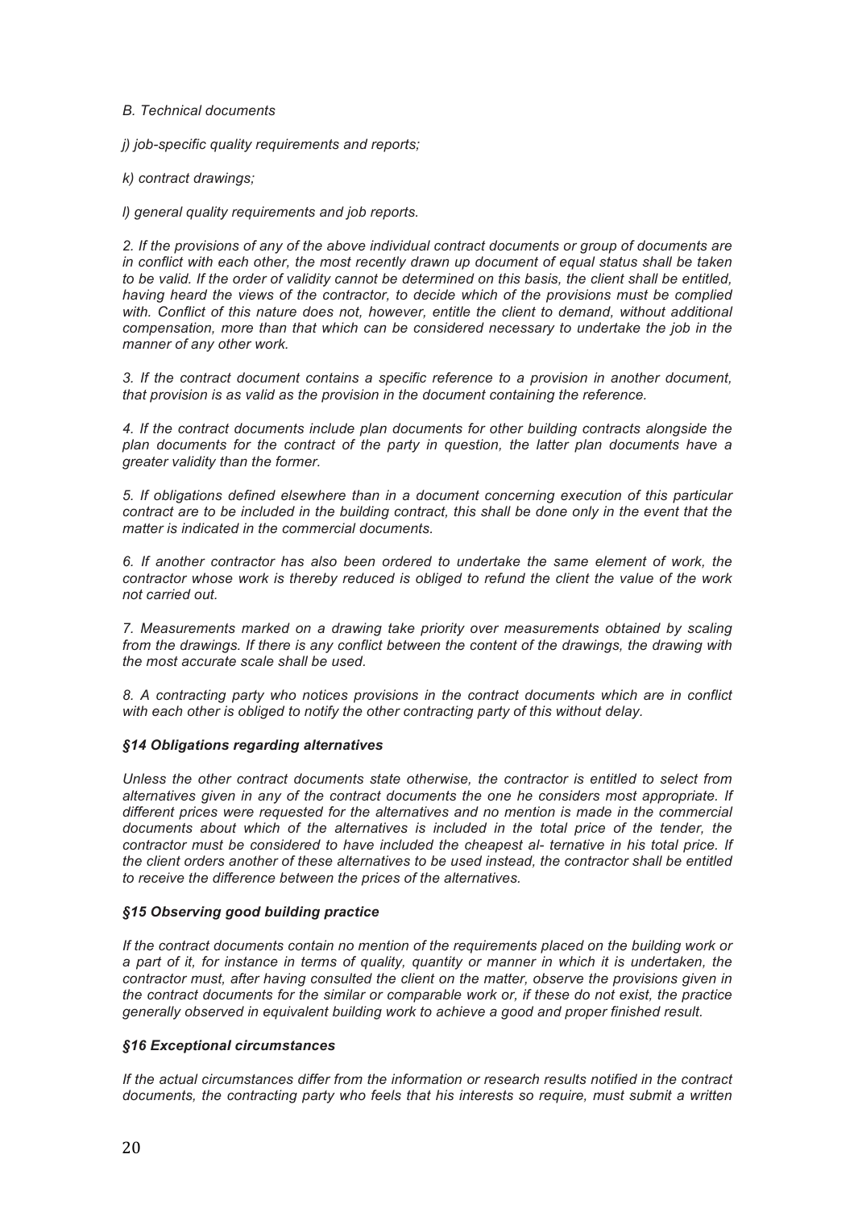*B. Technical documents*

*j) job-specific quality requirements and reports;*

*k) contract drawings;*

*l) general quality requirements and job reports.*

*2. If the provisions of any of the above individual contract documents or group of documents are in conflict with each other, the most recently drawn up document of equal status shall be taken to be valid. If the order of validity cannot be determined on this basis, the client shall be entitled, having heard the views of the contractor, to decide which of the provisions must be complied with. Conflict of this nature does not, however, entitle the client to demand, without additional compensation, more than that which can be considered necessary to undertake the job in the manner of any other work.*

*3. If the contract document contains a specific reference to a provision in another document, that provision is as valid as the provision in the document containing the reference.*

*4. If the contract documents include plan documents for other building contracts alongside the plan documents for the contract of the party in question, the latter plan documents have a greater validity than the former.*

*5. If obligations defined elsewhere than in a document concerning execution of this particular contract are to be included in the building contract, this shall be done only in the event that the matter is indicated in the commercial documents.*

*6. If another contractor has also been ordered to undertake the same element of work, the contractor whose work is thereby reduced is obliged to refund the client the value of the work not carried out.*

*7. Measurements marked on a drawing take priority over measurements obtained by scaling from the drawings. If there is any conflict between the content of the drawings, the drawing with the most accurate scale shall be used.*

*8. A contracting party who notices provisions in the contract documents which are in conflict with each other is obliged to notify the other contracting party of this without delay.*

***§14 Obligations regarding alternatives***

*Unless the other contract documents state otherwise, the contractor is entitled to select from alternatives given in any of the contract documents the one he considers most appropriate. If different prices were requested for the alternatives and no mention is made in the commercial documents about which of the alternatives is included in the total price of the tender, the contractor must be considered to have included the cheapest al- ternative in his total price. If the client orders another of these alternatives to be used instead, the contractor shall be entitled to receive the difference between the prices of the alternatives.*

***§15 Observing good building practice***

*If the contract documents contain no mention of the requirements placed on the building work or a part of it, for instance in terms of quality, quantity or manner in which it is undertaken, the contractor must, after having consulted the client on the matter, observe the provisions given in the contract documents for the similar or comparable work or, if these do not exist, the practice generally observed in equivalent building work to achieve a good and proper finished result.*

***§16 Exceptional circumstances***

*If the actual circumstances differ from the information or research results notified in the contract documents, the contracting party who feels that his interests so require, must submit a written*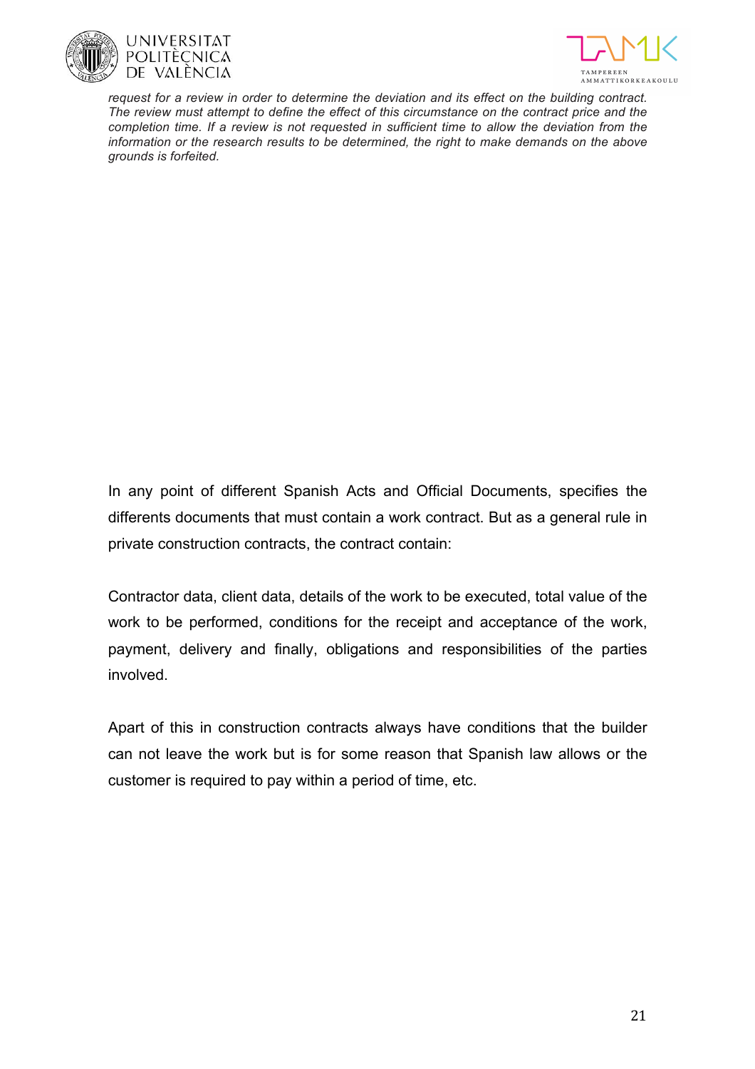*request for a review in order to determine the deviation and its effect on the building contract. The review must attempt to define the effect of this circumstance on the contract price and the completion time. If a review is not requested in sufficient time to allow the deviation from the information or the research results to be determined, the right to make demands on the above grounds is forfeited.*

In any point of different Spanish Acts and Official Documents, specifies the differents documents that must contain a work contract. But as a general rule in private construction contracts, the contract contain:

Contractor data, client data, details of the work to be executed, total value of the work to be performed, conditions for the receipt and acceptance of the work, payment, delivery and finally, obligations and responsibilities of the parties involved.

Apart of this in construction contracts always have conditions that the builder can not leave the work but is for some reason that Spanish law allows or the customer is required to pay within a period of time, etc.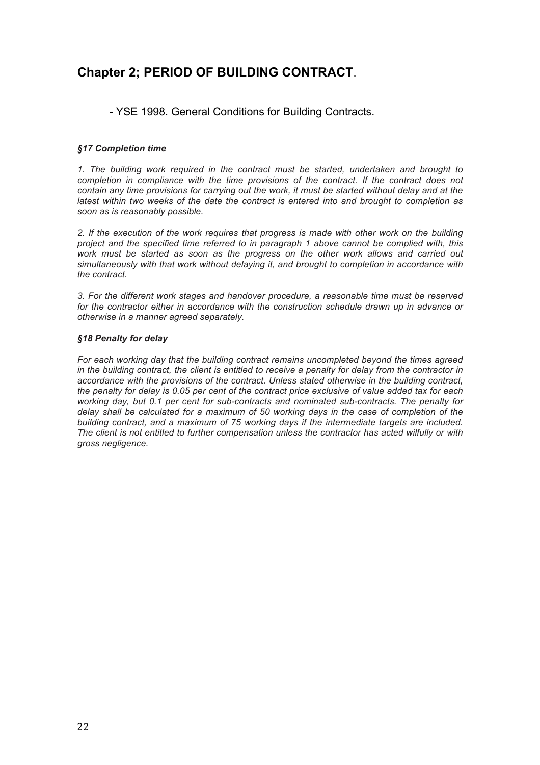## Chapter 2; PERIOD OF BUILDING CONTRACT.

- YSE 1998. General Conditions for Building Contracts.

***§17 Completion time***

*1. The building work required in the contract must be started, undertaken and brought to completion in compliance with the time provisions of the contract. If the contract does not contain any time provisions for carrying out the work, it must be started without delay and at the latest within two weeks of the date the contract is entered into and brought to completion as soon as is reasonably possible.*

*2. If the execution of the work requires that progress is made with other work on the building project and the specified time referred to in paragraph 1 above cannot be complied with, this work must be started as soon as the progress on the other work allows and carried out simultaneously with that work without delaying it, and brought to completion in accordance with the contract.*

*3. For the different work stages and handover procedure, a reasonable time must be reserved for the contractor either in accordance with the construction schedule drawn up in advance or otherwise in a manner agreed separately.*

***§18 Penalty for delay***

*For each working day that the building contract remains uncompleted beyond the times agreed in the building contract, the client is entitled to receive a penalty for delay from the contractor in accordance with the provisions of the contract. Unless stated otherwise in the building contract, the penalty for delay is 0.05 per cent of the contract price exclusive of value added tax for each working day, but 0.1 per cent for sub-contracts and nominated sub-contracts. The penalty for delay shall be calculated for a maximum of 50 working days in the case of completion of the building contract, and a maximum of 75 working days if the intermediate targets are included. The client is not entitled to further compensation unless the contractor has acted wilfully or with gross negligence.*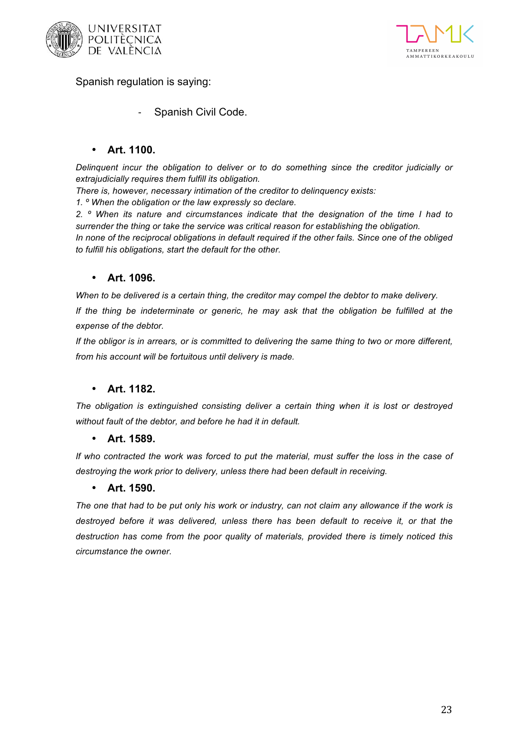Spanish regulation is saying:

- Spanish Civil Code.

- **Art. 1100.**

*Delinquent incur the obligation to deliver or to do something since the creditor judicially or extrajudicially requires them fulfill its obligation.*
*There is, however, necessary intimation of the creditor to delinquency exists:*
*1. º When the obligation or the law expressly so declare.*
*2. º When its nature and circumstances indicate that the designation of the time I had to surrender the thing or take the service was critical reason for establishing the obligation.*
*In none of the reciprocal obligations in default required if the other fails. Since one of the obliged to fulfill his obligations, start the default for the other.*

- **Art. 1096.**

*When to be delivered is a certain thing, the creditor may compel the debtor to make delivery.*

*If the thing be indeterminate or generic, he may ask that the obligation be fulfilled at the expense of the debtor.*

*If the obligor is in arrears, or is committed to delivering the same thing to two or more different, from his account will be fortuitous until delivery is made.*

- **Art. 1182.**

*The obligation is extinguished consisting deliver a certain thing when it is lost or destroyed without fault of the debtor, and before he had it in default.*

- **Art. 1589.**

*If who contracted the work was forced to put the material, must suffer the loss in the case of destroying the work prior to delivery, unless there had been default in receiving.*

- **Art. 1590.**

*The one that had to be put only his work or industry, can not claim any allowance if the work is destroyed before it was delivered, unless there has been default to receive it, or that the destruction has come from the poor quality of materials, provided there is timely noticed this circumstance the owner.*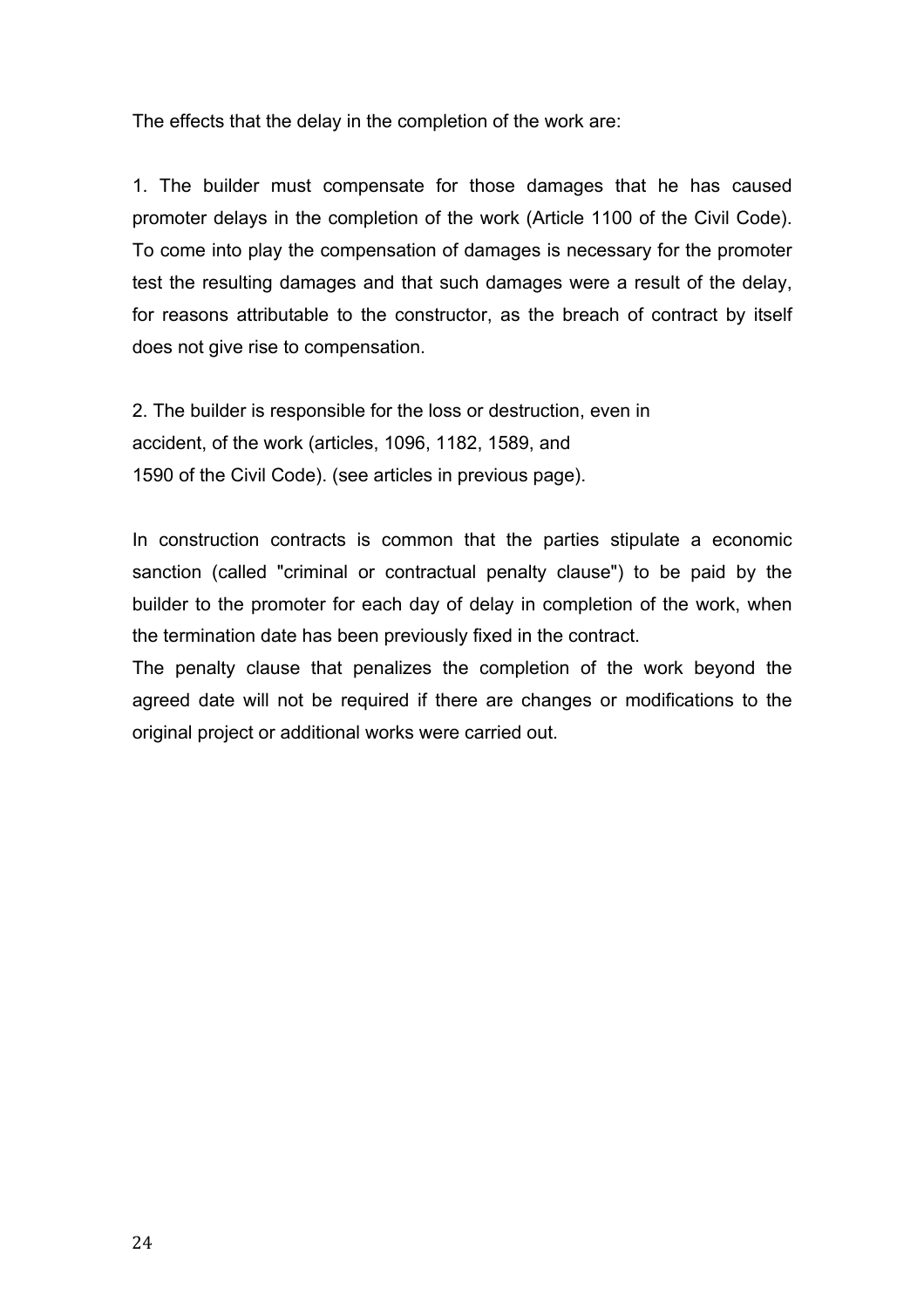The effects that the delay in the completion of the work are:

1. The builder must compensate for those damages that he has caused promoter delays in the completion of the work (Article 1100 of the Civil Code). To come into play the compensation of damages is necessary for the promoter test the resulting damages and that such damages were a result of the delay, for reasons attributable to the constructor, as the breach of contract by itself does not give rise to compensation.

2. The builder is responsible for the loss or destruction, even in accident, of the work (articles, 1096, 1182, 1589, and 1590 of the Civil Code). (see articles in previous page).

In construction contracts is common that the parties stipulate a economic sanction (called "criminal or contractual penalty clause") to be paid by the builder to the promoter for each day of delay in completion of the work, when the termination date has been previously fixed in the contract.

The penalty clause that penalizes the completion of the work beyond the agreed date will not be required if there are changes or modifications to the original project or additional works were carried out.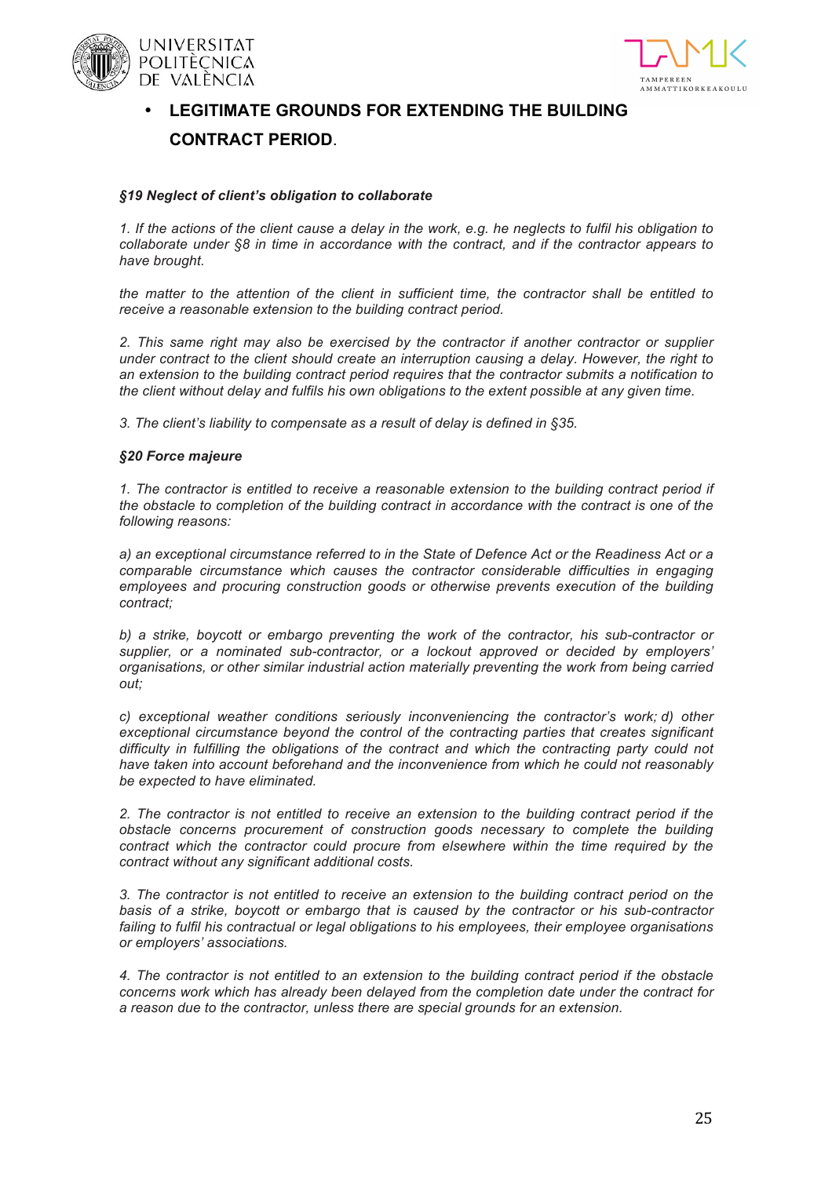- **LEGITIMATE GROUNDS FOR EXTENDING THE BUILDING CONTRACT PERIOD**.

***§19 Neglect of client's obligation to collaborate***

*1. If the actions of the client cause a delay in the work, e.g. he neglects to fulfil his obligation to collaborate under §8 in time in accordance with the contract, and if the contractor appears to have brought.*

*the matter to the attention of the client in sufficient time, the contractor shall be entitled to receive a reasonable extension to the building contract period.*

*2. This same right may also be exercised by the contractor if another contractor or supplier under contract to the client should create an interruption causing a delay. However, the right to an extension to the building contract period requires that the contractor submits a notification to the client without delay and fulfils his own obligations to the extent possible at any given time.*

*3. The client's liability to compensate as a result of delay is defined in §35.*

***§20 Force majeure***

*1. The contractor is entitled to receive a reasonable extension to the building contract period if the obstacle to completion of the building contract in accordance with the contract is one of the following reasons:*

*a) an exceptional circumstance referred to in the State of Defence Act or the Readiness Act or a comparable circumstance which causes the contractor considerable difficulties in engaging employees and procuring construction goods or otherwise prevents execution of the building contract;*

*b) a strike, boycott or embargo preventing the work of the contractor, his sub-contractor or supplier, or a nominated sub-contractor, or a lockout approved or decided by employers' organisations, or other similar industrial action materially preventing the work from being carried out;*

*c) exceptional weather conditions seriously inconveniencing the contractor's work; d) other exceptional circumstance beyond the control of the contracting parties that creates significant difficulty in fulfilling the obligations of the contract and which the contracting party could not have taken into account beforehand and the inconvenience from which he could not reasonably be expected to have eliminated.*

*2. The contractor is not entitled to receive an extension to the building contract period if the obstacle concerns procurement of construction goods necessary to complete the building contract which the contractor could procure from elsewhere within the time required by the contract without any significant additional costs.*

*3. The contractor is not entitled to receive an extension to the building contract period on the basis of a strike, boycott or embargo that is caused by the contractor or his sub-contractor failing to fulfil his contractual or legal obligations to his employees, their employee organisations or employers' associations.*

*4. The contractor is not entitled to an extension to the building contract period if the obstacle concerns work which has already been delayed from the completion date under the contract for a reason due to the contractor, unless there are special grounds for an extension.*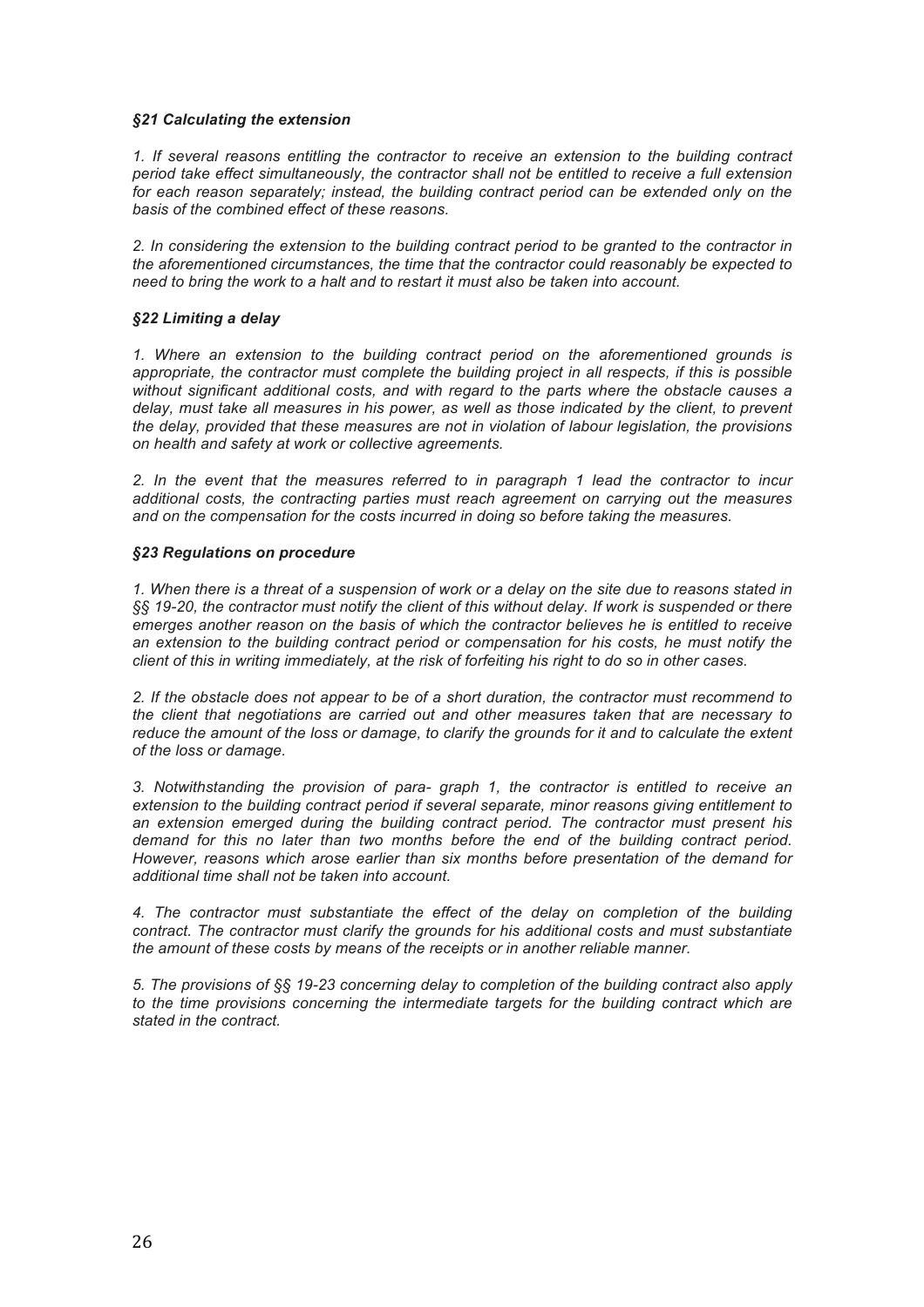### *§21 Calculating the extension*

*1. If several reasons entitling the contractor to receive an extension to the building contract period take effect simultaneously, the contractor shall not be entitled to receive a full extension for each reason separately; instead, the building contract period can be extended only on the basis of the combined effect of these reasons.*

*2. In considering the extension to the building contract period to be granted to the contractor in the aforementioned circumstances, the time that the contractor could reasonably be expected to need to bring the work to a halt and to restart it must also be taken into account.*

### *§22 Limiting a delay*

*1. Where an extension to the building contract period on the aforementioned grounds is appropriate, the contractor must complete the building project in all respects, if this is possible without significant additional costs, and with regard to the parts where the obstacle causes a delay, must take all measures in his power, as well as those indicated by the client, to prevent the delay, provided that these measures are not in violation of labour legislation, the provisions on health and safety at work or collective agreements.*

*2. In the event that the measures referred to in paragraph 1 lead the contractor to incur additional costs, the contracting parties must reach agreement on carrying out the measures and on the compensation for the costs incurred in doing so before taking the measures.*

### *§23 Regulations on procedure*

*1. When there is a threat of a suspension of work or a delay on the site due to reasons stated in §§ 19-20, the contractor must notify the client of this without delay. If work is suspended or there emerges another reason on the basis of which the contractor believes he is entitled to receive an extension to the building contract period or compensation for his costs, he must notify the client of this in writing immediately, at the risk of forfeiting his right to do so in other cases.*

*2. If the obstacle does not appear to be of a short duration, the contractor must recommend to the client that negotiations are carried out and other measures taken that are necessary to reduce the amount of the loss or damage, to clarify the grounds for it and to calculate the extent of the loss or damage.*

*3. Notwithstanding the provision of para- graph 1, the contractor is entitled to receive an extension to the building contract period if several separate, minor reasons giving entitlement to an extension emerged during the building contract period. The contractor must present his demand for this no later than two months before the end of the building contract period. However, reasons which arose earlier than six months before presentation of the demand for additional time shall not be taken into account.*

*4. The contractor must substantiate the effect of the delay on completion of the building contract. The contractor must clarify the grounds for his additional costs and must substantiate the amount of these costs by means of the receipts or in another reliable manner.*

*5. The provisions of §§ 19-23 concerning delay to completion of the building contract also apply to the time provisions concerning the intermediate targets for the building contract which are stated in the contract.*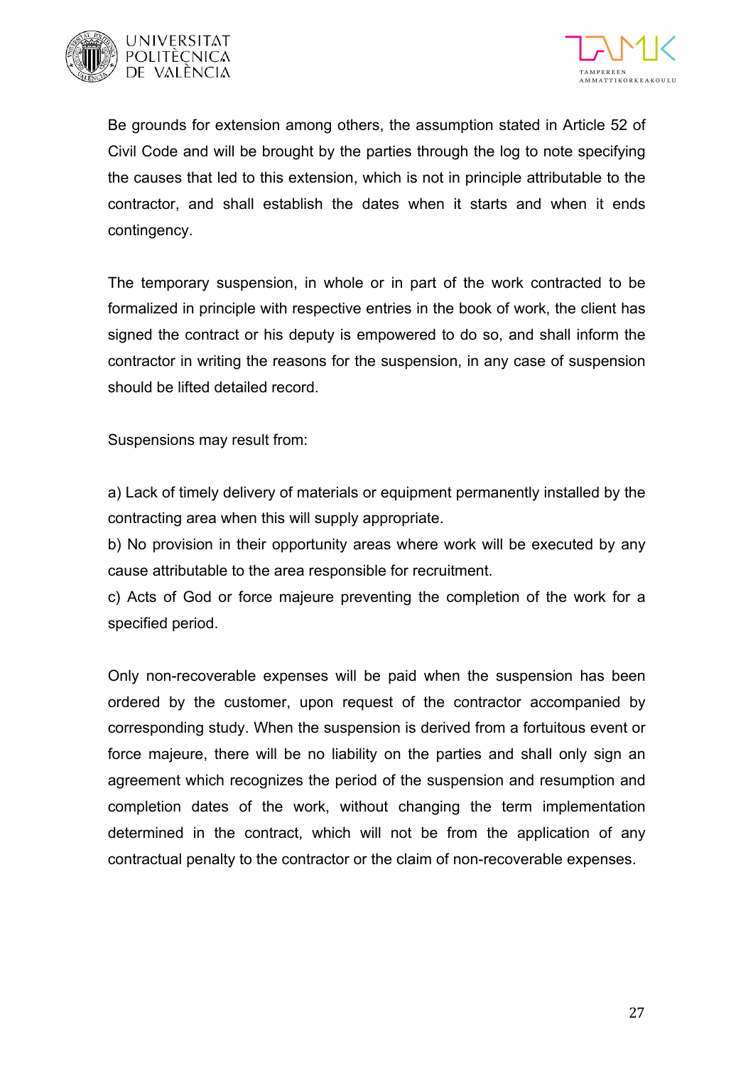Be grounds for extension among others, the assumption stated in Article 52 of Civil Code and will be brought by the parties through the log to note specifying the causes that led to this extension, which is not in principle attributable to the contractor, and shall establish the dates when it starts and when it ends contingency.

The temporary suspension, in whole or in part of the work contracted to be formalized in principle with respective entries in the book of work, the client has signed the contract or his deputy is empowered to do so, and shall inform the contractor in writing the reasons for the suspension, in any case of suspension should be lifted detailed record.

Suspensions may result from:

a) Lack of timely delivery of materials or equipment permanently installed by the contracting area when this will supply appropriate.
b) No provision in their opportunity areas where work will be executed by any cause attributable to the area responsible for recruitment.
c) Acts of God or force majeure preventing the completion of the work for a specified period.

Only non-recoverable expenses will be paid when the suspension has been ordered by the customer, upon request of the contractor accompanied by corresponding study. When the suspension is derived from a fortuitous event or force majeure, there will be no liability on the parties and shall only sign an agreement which recognizes the period of the suspension and resumption and completion dates of the work, without changing the term implementation determined in the contract, which will not be from the application of any contractual penalty to the contractor or the claim of non-recoverable expenses.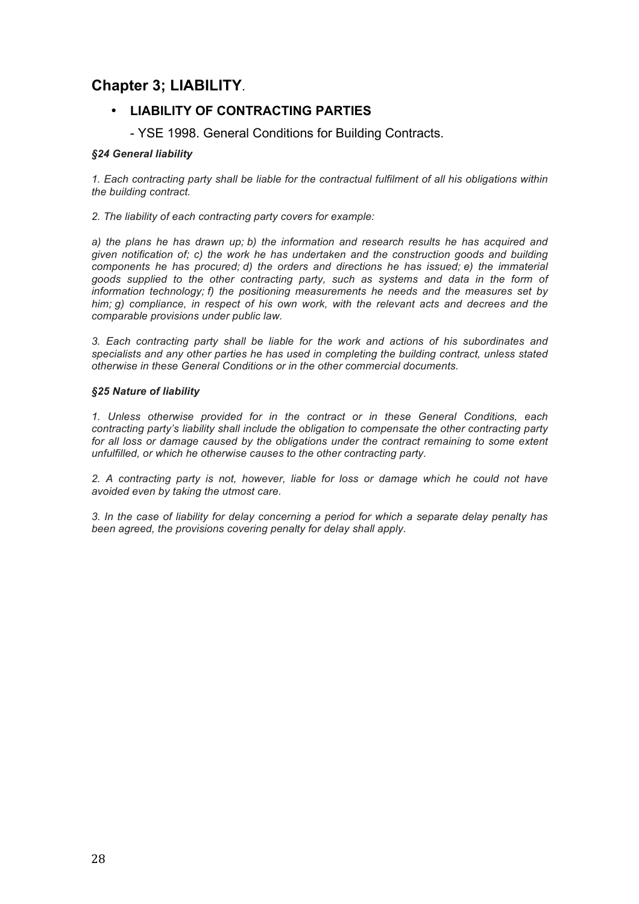## Chapter 3; LIABILITY.

- **LIABILITY OF CONTRACTING PARTIES**

  - YSE 1998. General Conditions for Building Contracts.

***§24 General liability***

*1. Each contracting party shall be liable for the contractual fulfilment of all his obligations within the building contract.*

*2. The liability of each contracting party covers for example:*

*a) the plans he has drawn up; b) the information and research results he has acquired and given notification of; c) the work he has undertaken and the construction goods and building components he has procured; d) the orders and directions he has issued; e) the immaterial goods supplied to the other contracting party, such as systems and data in the form of information technology; f) the positioning measurements he needs and the measures set by him; g) compliance, in respect of his own work, with the relevant acts and decrees and the comparable provisions under public law.*

*3. Each contracting party shall be liable for the work and actions of his subordinates and specialists and any other parties he has used in completing the building contract, unless stated otherwise in these General Conditions or in the other commercial documents.*

***§25 Nature of liability***

*1. Unless otherwise provided for in the contract or in these General Conditions, each contracting party's liability shall include the obligation to compensate the other contracting party for all loss or damage caused by the obligations under the contract remaining to some extent unfulfilled, or which he otherwise causes to the other contracting party.*

*2. A contracting party is not, however, liable for loss or damage which he could not have avoided even by taking the utmost care.*

*3. In the case of liability for delay concerning a period for which a separate delay penalty has been agreed, the provisions covering penalty for delay shall apply.*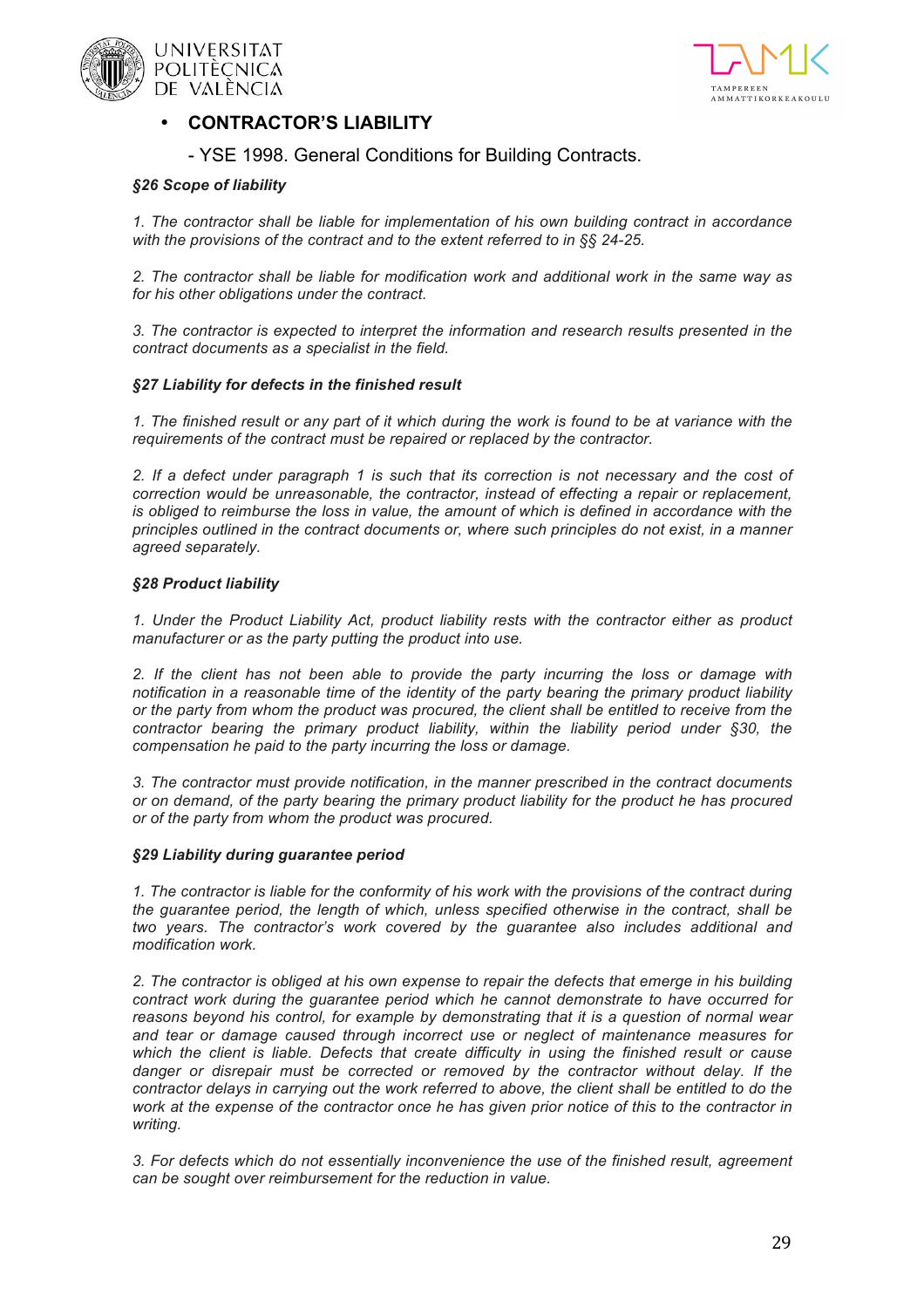- **CONTRACTOR'S LIABILITY**

  - YSE 1998. General Conditions for Building Contracts.

***§26 Scope of liability***

*1. The contractor shall be liable for implementation of his own building contract in accordance with the provisions of the contract and to the extent referred to in §§ 24-25.*

*2. The contractor shall be liable for modification work and additional work in the same way as for his other obligations under the contract.*

*3. The contractor is expected to interpret the information and research results presented in the contract documents as a specialist in the field.*

***§27 Liability for defects in the finished result***

*1. The finished result or any part of it which during the work is found to be at variance with the requirements of the contract must be repaired or replaced by the contractor.*

*2. If a defect under paragraph 1 is such that its correction is not necessary and the cost of correction would be unreasonable, the contractor, instead of effecting a repair or replacement, is obliged to reimburse the loss in value, the amount of which is defined in accordance with the principles outlined in the contract documents or, where such principles do not exist, in a manner agreed separately.*

***§28 Product liability***

*1. Under the Product Liability Act, product liability rests with the contractor either as product manufacturer or as the party putting the product into use.*

*2. If the client has not been able to provide the party incurring the loss or damage with notification in a reasonable time of the identity of the party bearing the primary product liability or the party from whom the product was procured, the client shall be entitled to receive from the contractor bearing the primary product liability, within the liability period under §30, the compensation he paid to the party incurring the loss or damage.*

*3. The contractor must provide notification, in the manner prescribed in the contract documents or on demand, of the party bearing the primary product liability for the product he has procured or of the party from whom the product was procured.*

***§29 Liability during guarantee period***

*1. The contractor is liable for the conformity of his work with the provisions of the contract during the guarantee period, the length of which, unless specified otherwise in the contract, shall be two years. The contractor's work covered by the guarantee also includes additional and modification work.*

*2. The contractor is obliged at his own expense to repair the defects that emerge in his building contract work during the guarantee period which he cannot demonstrate to have occurred for reasons beyond his control, for example by demonstrating that it is a question of normal wear and tear or damage caused through incorrect use or neglect of maintenance measures for which the client is liable. Defects that create difficulty in using the finished result or cause danger or disrepair must be corrected or removed by the contractor without delay. If the contractor delays in carrying out the work referred to above, the client shall be entitled to do the work at the expense of the contractor once he has given prior notice of this to the contractor in writing.*

*3. For defects which do not essentially inconvenience the use of the finished result, agreement can be sought over reimbursement for the reduction in value.*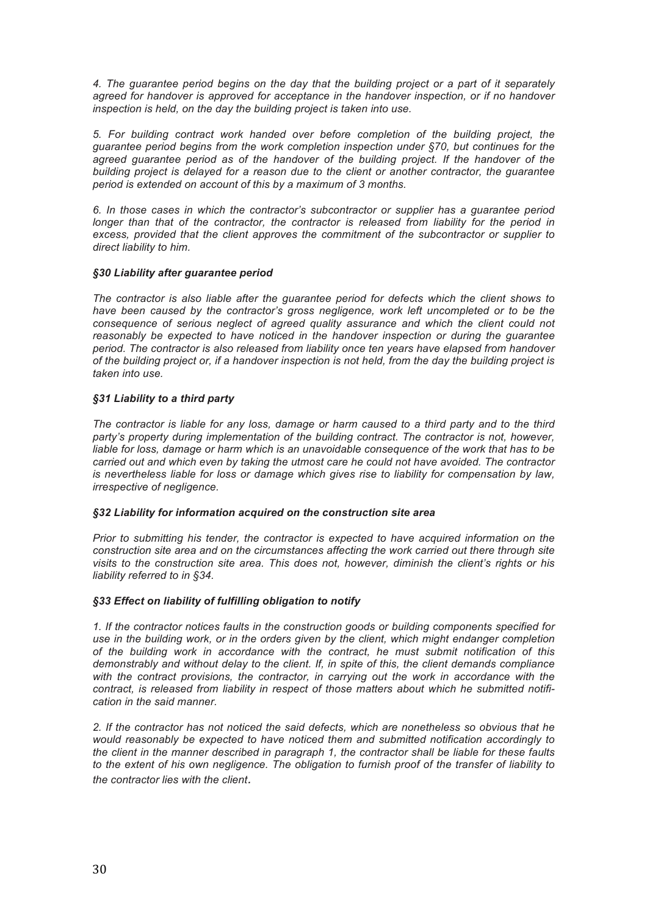*4. The guarantee period begins on the day that the building project or a part of it separately agreed for handover is approved for acceptance in the handover inspection, or if no handover inspection is held, on the day the building project is taken into use.*

*5. For building contract work handed over before completion of the building project, the guarantee period begins from the work completion inspection under §70, but continues for the agreed guarantee period as of the handover of the building project. If the handover of the building project is delayed for a reason due to the client or another contractor, the guarantee period is extended on account of this by a maximum of 3 months.*

*6. In those cases in which the contractor's subcontractor or supplier has a guarantee period longer than that of the contractor, the contractor is released from liability for the period in excess, provided that the client approves the commitment of the subcontractor or supplier to direct liability to him.*

### *§30 Liability after guarantee period*

*The contractor is also liable after the guarantee period for defects which the client shows to have been caused by the contractor's gross negligence, work left uncompleted or to be the consequence of serious neglect of agreed quality assurance and which the client could not reasonably be expected to have noticed in the handover inspection or during the guarantee period. The contractor is also released from liability once ten years have elapsed from handover of the building project or, if a handover inspection is not held, from the day the building project is taken into use.*

### *§31 Liability to a third party*

*The contractor is liable for any loss, damage or harm caused to a third party and to the third party's property during implementation of the building contract. The contractor is not, however, liable for loss, damage or harm which is an unavoidable consequence of the work that has to be carried out and which even by taking the utmost care he could not have avoided. The contractor is nevertheless liable for loss or damage which gives rise to liability for compensation by law, irrespective of negligence.*

### *§32 Liability for information acquired on the construction site area*

*Prior to submitting his tender, the contractor is expected to have acquired information on the construction site area and on the circumstances affecting the work carried out there through site visits to the construction site area. This does not, however, diminish the client's rights or his liability referred to in §34.*

### *§33 Effect on liability of fulfilling obligation to notify*

*1. If the contractor notices faults in the construction goods or building components specified for use in the building work, or in the orders given by the client, which might endanger completion of the building work in accordance with the contract, he must submit notification of this demonstrably and without delay to the client. If, in spite of this, the client demands compliance with the contract provisions, the contractor, in carrying out the work in accordance with the contract, is released from liability in respect of those matters about which he submitted notification in the said manner.*

*2. If the contractor has not noticed the said defects, which are nonetheless so obvious that he would reasonably be expected to have noticed them and submitted notification accordingly to the client in the manner described in paragraph 1, the contractor shall be liable for these faults to the extent of his own negligence. The obligation to furnish proof of the transfer of liability to the contractor lies with the client.*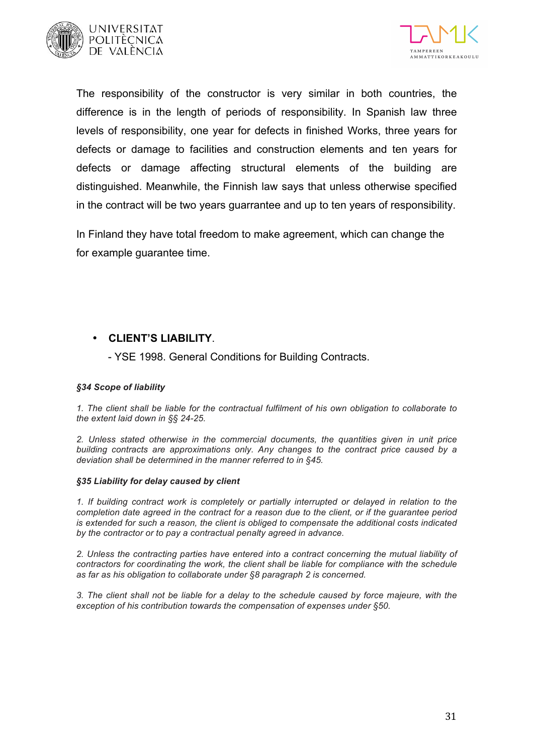The responsibility of the constructor is very similar in both countries, the difference is in the length of periods of responsibility. In Spanish law three levels of responsibility, one year for defects in finished Works, three years for defects or damage to facilities and construction elements and ten years for defects or damage affecting structural elements of the building are distinguished. Meanwhile, the Finnish law says that unless otherwise specified in the contract will be two years guarrantee and up to ten years of responsibility.

In Finland they have total freedom to make agreement, which can change the for example guarantee time.

- **CLIENT'S LIABILITY**.

  - YSE 1998. General Conditions for Building Contracts.

***§34 Scope of liability***

*1. The client shall be liable for the contractual fulfilment of his own obligation to collaborate to the extent laid down in §§ 24-25.*

*2. Unless stated otherwise in the commercial documents, the quantities given in unit price building contracts are approximations only. Any changes to the contract price caused by a deviation shall be determined in the manner referred to in §45.*

***§35 Liability for delay caused by client***

*1. If building contract work is completely or partially interrupted or delayed in relation to the completion date agreed in the contract for a reason due to the client, or if the guarantee period is extended for such a reason, the client is obliged to compensate the additional costs indicated by the contractor or to pay a contractual penalty agreed in advance.*

*2. Unless the contracting parties have entered into a contract concerning the mutual liability of contractors for coordinating the work, the client shall be liable for compliance with the schedule as far as his obligation to collaborate under §8 paragraph 2 is concerned.*

*3. The client shall not be liable for a delay to the schedule caused by force majeure, with the exception of his contribution towards the compensation of expenses under §50.*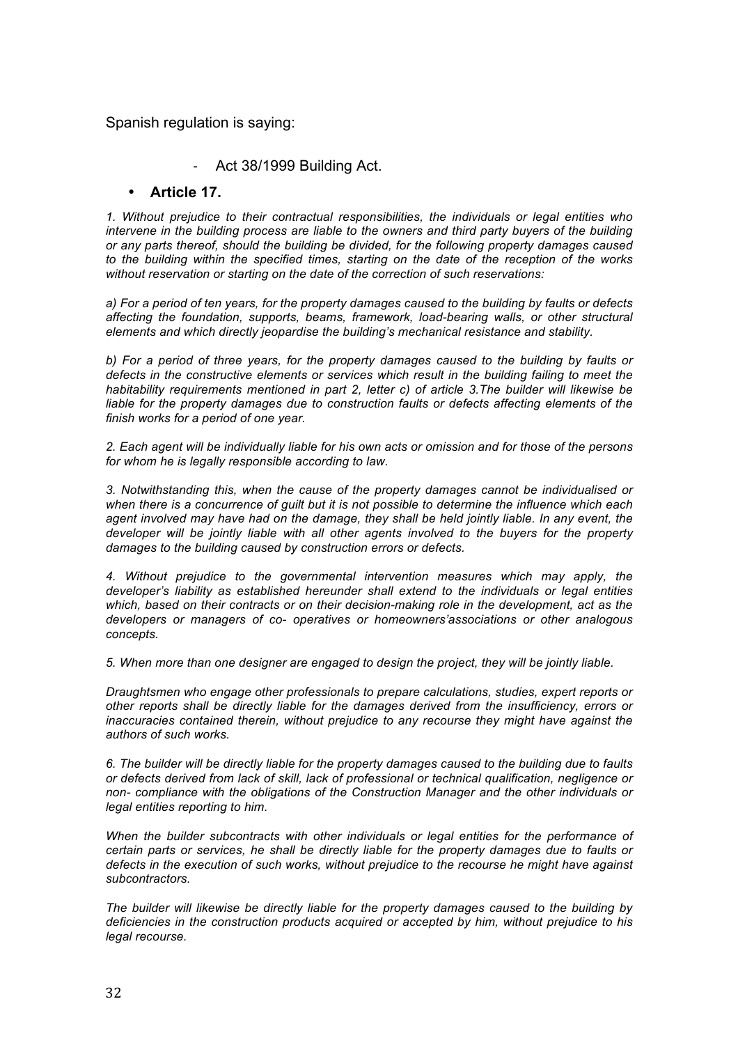Spanish regulation is saying:

- Act 38/1999 Building Act.

- **Article 17.**

*1. Without prejudice to their contractual responsibilities, the individuals or legal entities who intervene in the building process are liable to the owners and third party buyers of the building or any parts thereof, should the building be divided, for the following property damages caused to the building within the specified times, starting on the date of the reception of the works without reservation or starting on the date of the correction of such reservations:*

*a) For a period of ten years, for the property damages caused to the building by faults or defects affecting the foundation, supports, beams, framework, load-bearing walls, or other structural elements and which directly jeopardise the building's mechanical resistance and stability.*

*b) For a period of three years, for the property damages caused to the building by faults or defects in the constructive elements or services which result in the building failing to meet the habitability requirements mentioned in part 2, letter c) of article 3.The builder will likewise be liable for the property damages due to construction faults or defects affecting elements of the finish works for a period of one year.*

*2. Each agent will be individually liable for his own acts or omission and for those of the persons for whom he is legally responsible according to law.*

*3. Notwithstanding this, when the cause of the property damages cannot be individualised or when there is a concurrence of guilt but it is not possible to determine the influence which each agent involved may have had on the damage, they shall be held jointly liable. In any event, the developer will be jointly liable with all other agents involved to the buyers for the property damages to the building caused by construction errors or defects.*

*4. Without prejudice to the governmental intervention measures which may apply, the developer's liability as established hereunder shall extend to the individuals or legal entities which, based on their contracts or on their decision-making role in the development, act as the developers or managers of co- operatives or homeowners'associations or other analogous concepts.*

*5. When more than one designer are engaged to design the project, they will be jointly liable.*

*Draughtsmen who engage other professionals to prepare calculations, studies, expert reports or other reports shall be directly liable for the damages derived from the insufficiency, errors or inaccuracies contained therein, without prejudice to any recourse they might have against the authors of such works.*

*6. The builder will be directly liable for the property damages caused to the building due to faults or defects derived from lack of skill, lack of professional or technical qualification, negligence or non- compliance with the obligations of the Construction Manager and the other individuals or legal entities reporting to him.*

*When the builder subcontracts with other individuals or legal entities for the performance of certain parts or services, he shall be directly liable for the property damages due to faults or defects in the execution of such works, without prejudice to the recourse he might have against subcontractors.*

*The builder will likewise be directly liable for the property damages caused to the building by deficiencies in the construction products acquired or accepted by him, without prejudice to his legal recourse.*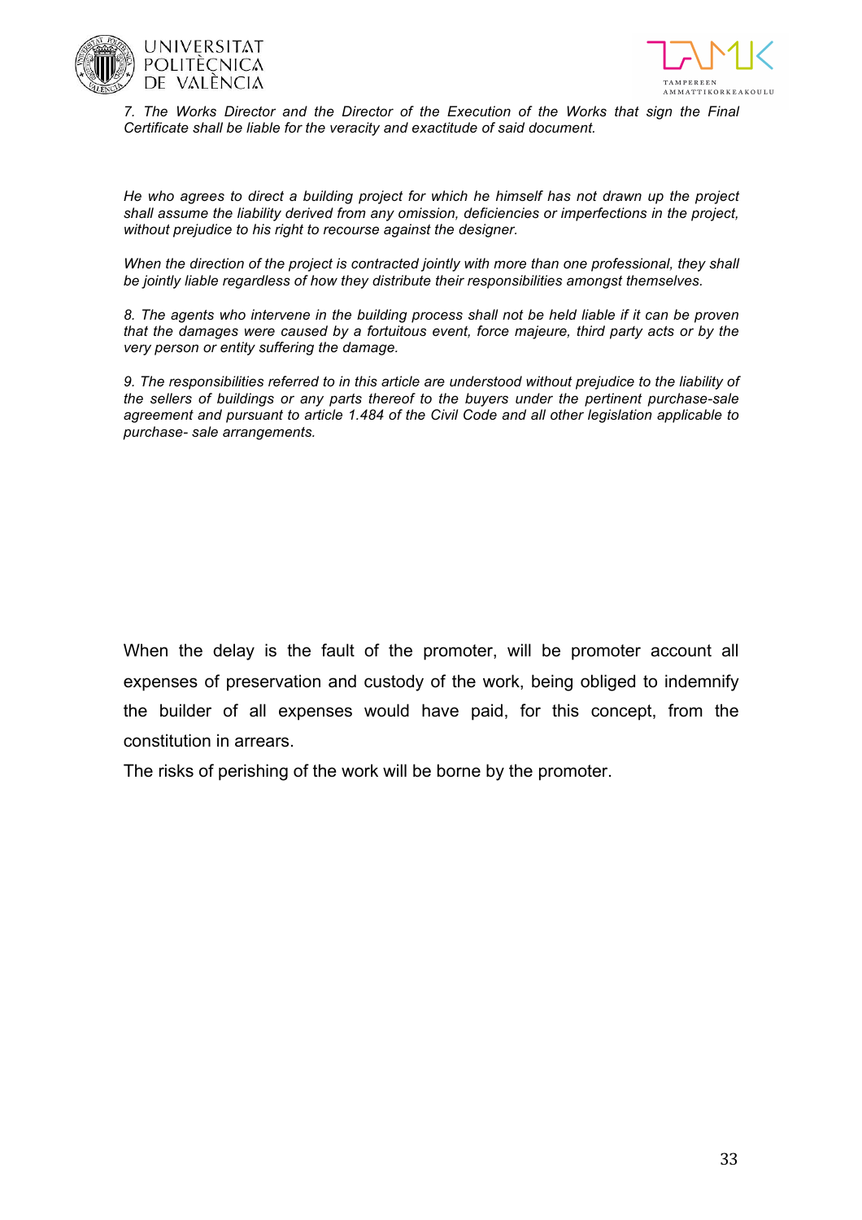*7. The Works Director and the Director of the Execution of the Works that sign the Final Certificate shall be liable for the veracity and exactitude of said document.*

*He who agrees to direct a building project for which he himself has not drawn up the project shall assume the liability derived from any omission, deficiencies or imperfections in the project, without prejudice to his right to recourse against the designer.*

*When the direction of the project is contracted jointly with more than one professional, they shall be jointly liable regardless of how they distribute their responsibilities amongst themselves.*

*8. The agents who intervene in the building process shall not be held liable if it can be proven that the damages were caused by a fortuitous event, force majeure, third party acts or by the very person or entity suffering the damage.*

*9. The responsibilities referred to in this article are understood without prejudice to the liability of the sellers of buildings or any parts thereof to the buyers under the pertinent purchase-sale agreement and pursuant to article 1.484 of the Civil Code and all other legislation applicable to purchase- sale arrangements.*

When the delay is the fault of the promoter, will be promoter account all expenses of preservation and custody of the work, being obliged to indemnify the builder of all expenses would have paid, for this concept, from the constitution in arrears.

The risks of perishing of the work will be borne by the promoter.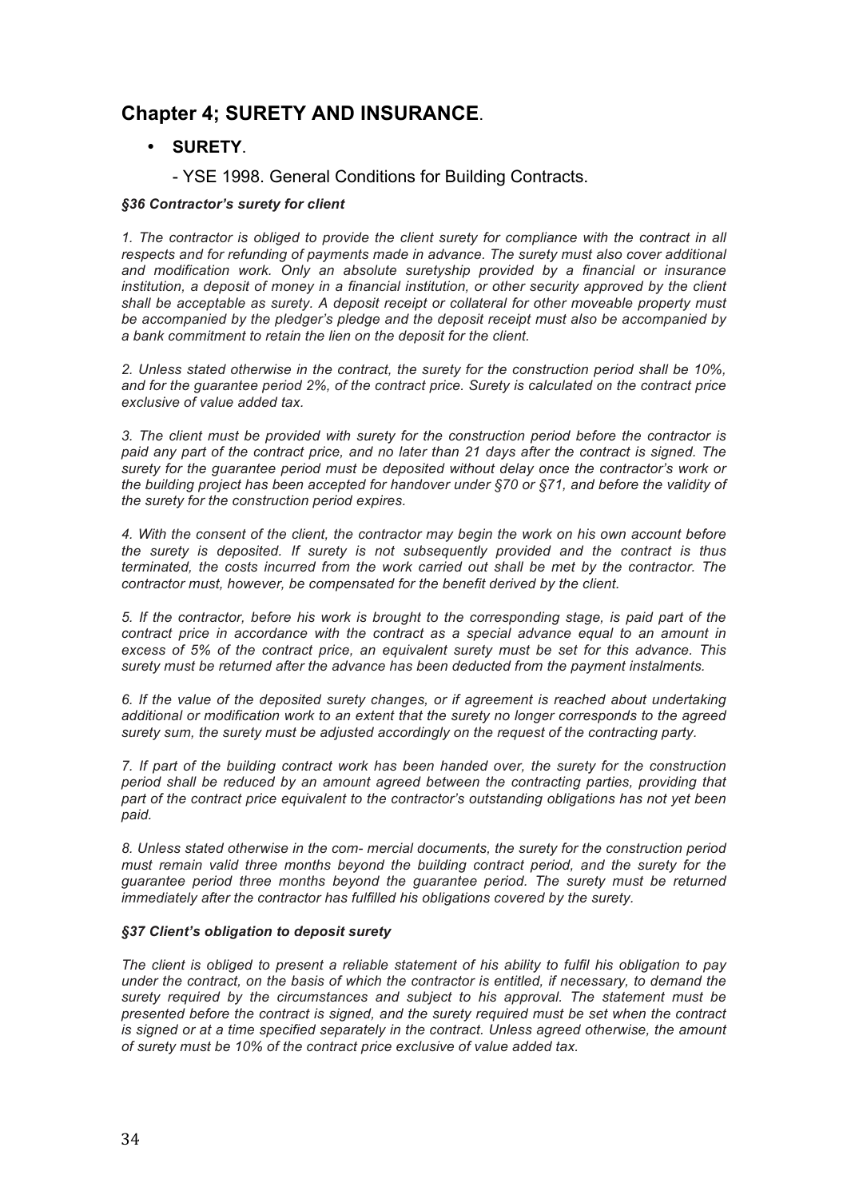## Chapter 4; SURETY AND INSURANCE.

- **SURETY**.

  - YSE 1998. General Conditions for Building Contracts.

***§36 Contractor's surety for client***

*1. The contractor is obliged to provide the client surety for compliance with the contract in all respects and for refunding of payments made in advance. The surety must also cover additional and modification work. Only an absolute suretyship provided by a financial or insurance institution, a deposit of money in a financial institution, or other security approved by the client shall be acceptable as surety. A deposit receipt or collateral for other moveable property must be accompanied by the pledger's pledge and the deposit receipt must also be accompanied by a bank commitment to retain the lien on the deposit for the client.*

*2. Unless stated otherwise in the contract, the surety for the construction period shall be 10%, and for the guarantee period 2%, of the contract price. Surety is calculated on the contract price exclusive of value added tax.*

*3. The client must be provided with surety for the construction period before the contractor is paid any part of the contract price, and no later than 21 days after the contract is signed. The surety for the guarantee period must be deposited without delay once the contractor's work or the building project has been accepted for handover under §70 or §71, and before the validity of the surety for the construction period expires.*

*4. With the consent of the client, the contractor may begin the work on his own account before the surety is deposited. If surety is not subsequently provided and the contract is thus terminated, the costs incurred from the work carried out shall be met by the contractor. The contractor must, however, be compensated for the benefit derived by the client.*

*5. If the contractor, before his work is brought to the corresponding stage, is paid part of the contract price in accordance with the contract as a special advance equal to an amount in excess of 5% of the contract price, an equivalent surety must be set for this advance. This surety must be returned after the advance has been deducted from the payment instalments.*

*6. If the value of the deposited surety changes, or if agreement is reached about undertaking additional or modification work to an extent that the surety no longer corresponds to the agreed surety sum, the surety must be adjusted accordingly on the request of the contracting party.*

*7. If part of the building contract work has been handed over, the surety for the construction period shall be reduced by an amount agreed between the contracting parties, providing that part of the contract price equivalent to the contractor's outstanding obligations has not yet been paid.*

*8. Unless stated otherwise in the com- mercial documents, the surety for the construction period must remain valid three months beyond the building contract period, and the surety for the guarantee period three months beyond the guarantee period. The surety must be returned immediately after the contractor has fulfilled his obligations covered by the surety.*

***§37 Client's obligation to deposit surety***

*The client is obliged to present a reliable statement of his ability to fulfil his obligation to pay under the contract, on the basis of which the contractor is entitled, if necessary, to demand the surety required by the circumstances and subject to his approval. The statement must be presented before the contract is signed, and the surety required must be set when the contract is signed or at a time specified separately in the contract. Unless agreed otherwise, the amount of surety must be 10% of the contract price exclusive of value added tax.*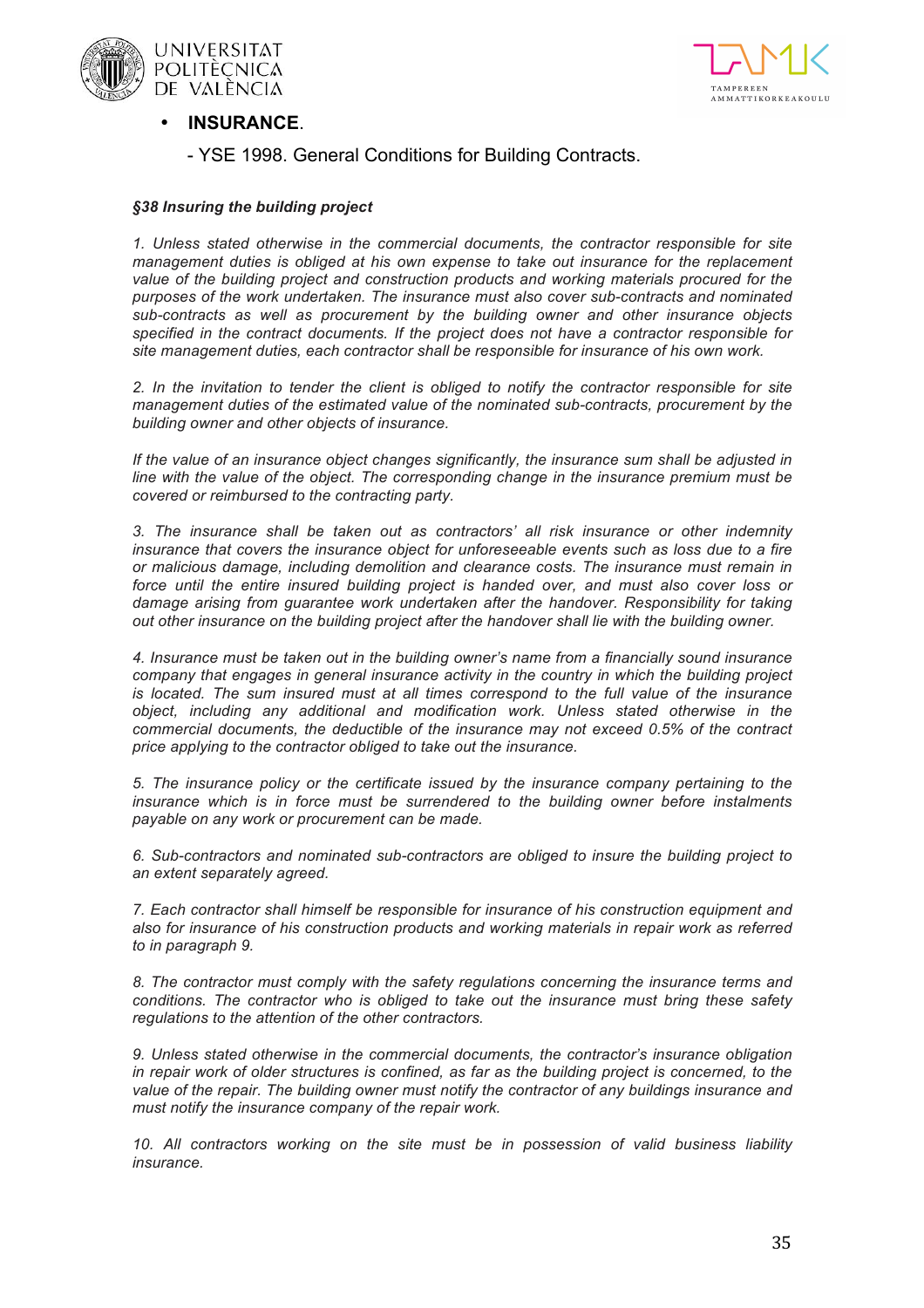- **INSURANCE**.

  - YSE 1998. General Conditions for Building Contracts.

***§38 Insuring the building project***

*1. Unless stated otherwise in the commercial documents, the contractor responsible for site management duties is obliged at his own expense to take out insurance for the replacement value of the building project and construction products and working materials procured for the purposes of the work undertaken. The insurance must also cover sub-contracts and nominated sub-contracts as well as procurement by the building owner and other insurance objects specified in the contract documents. If the project does not have a contractor responsible for site management duties, each contractor shall be responsible for insurance of his own work.*

*2. In the invitation to tender the client is obliged to notify the contractor responsible for site management duties of the estimated value of the nominated sub-contracts, procurement by the building owner and other objects of insurance.*

*If the value of an insurance object changes significantly, the insurance sum shall be adjusted in line with the value of the object. The corresponding change in the insurance premium must be covered or reimbursed to the contracting party.*

*3. The insurance shall be taken out as contractors' all risk insurance or other indemnity insurance that covers the insurance object for unforeseeable events such as loss due to a fire or malicious damage, including demolition and clearance costs. The insurance must remain in force until the entire insured building project is handed over, and must also cover loss or damage arising from guarantee work undertaken after the handover. Responsibility for taking out other insurance on the building project after the handover shall lie with the building owner.*

*4. Insurance must be taken out in the building owner's name from a financially sound insurance company that engages in general insurance activity in the country in which the building project is located. The sum insured must at all times correspond to the full value of the insurance object, including any additional and modification work. Unless stated otherwise in the commercial documents, the deductible of the insurance may not exceed 0.5% of the contract price applying to the contractor obliged to take out the insurance.*

*5. The insurance policy or the certificate issued by the insurance company pertaining to the insurance which is in force must be surrendered to the building owner before instalments payable on any work or procurement can be made.*

*6. Sub-contractors and nominated sub-contractors are obliged to insure the building project to an extent separately agreed.*

*7. Each contractor shall himself be responsible for insurance of his construction equipment and also for insurance of his construction products and working materials in repair work as referred to in paragraph 9.*

*8. The contractor must comply with the safety regulations concerning the insurance terms and conditions. The contractor who is obliged to take out the insurance must bring these safety regulations to the attention of the other contractors.*

*9. Unless stated otherwise in the commercial documents, the contractor's insurance obligation in repair work of older structures is confined, as far as the building project is concerned, to the value of the repair. The building owner must notify the contractor of any buildings insurance and must notify the insurance company of the repair work.*

*10. All contractors working on the site must be in possession of valid business liability insurance.*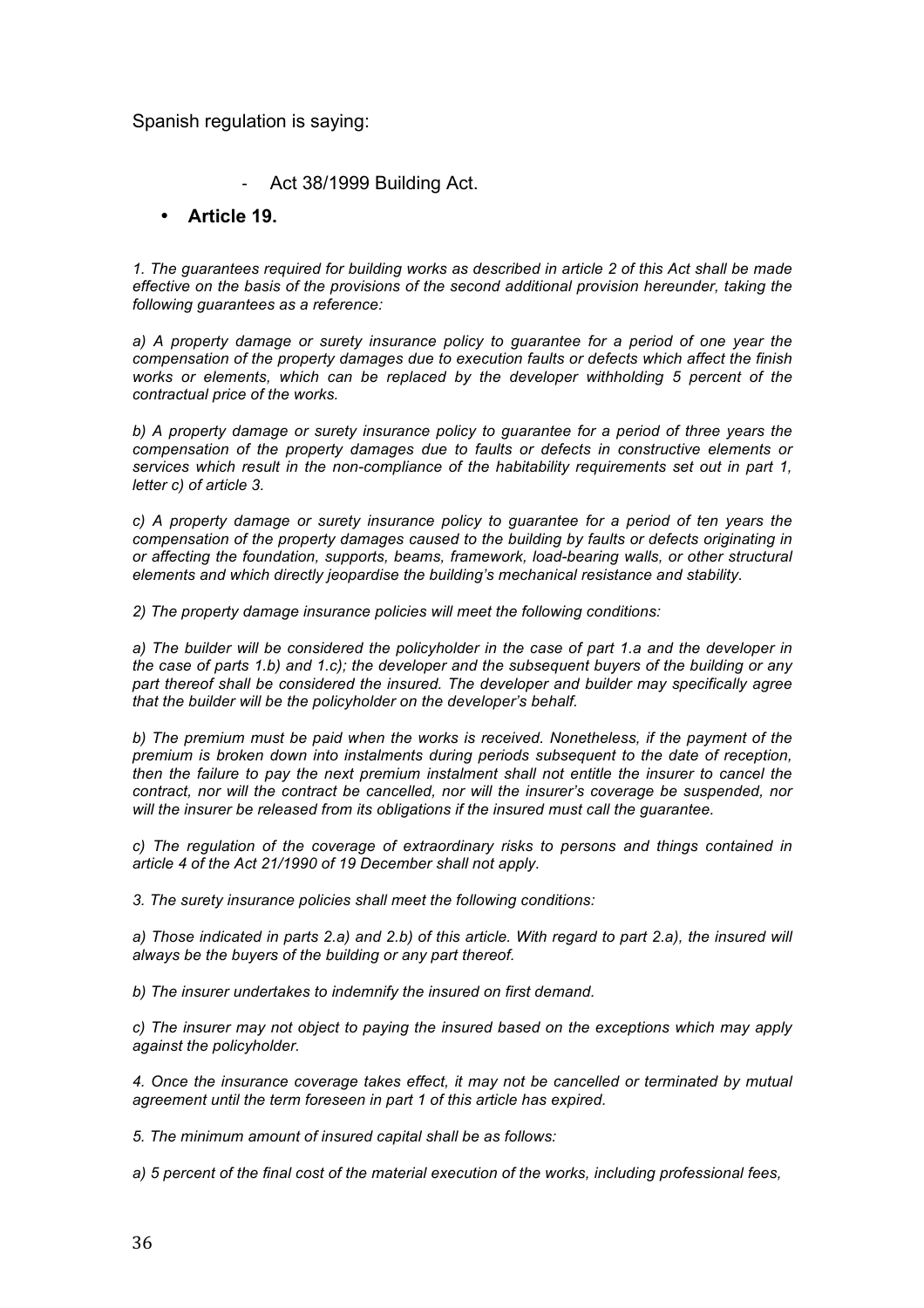Spanish regulation is saying:

- Act 38/1999 Building Act.

- **Article 19.**

*1. The guarantees required for building works as described in article 2 of this Act shall be made effective on the basis of the provisions of the second additional provision hereunder, taking the following guarantees as a reference:*

*a) A property damage or surety insurance policy to guarantee for a period of one year the compensation of the property damages due to execution faults or defects which affect the finish works or elements, which can be replaced by the developer withholding 5 percent of the contractual price of the works.*

*b) A property damage or surety insurance policy to guarantee for a period of three years the compensation of the property damages due to faults or defects in constructive elements or services which result in the non-compliance of the habitability requirements set out in part 1, letter c) of article 3.*

*c) A property damage or surety insurance policy to guarantee for a period of ten years the compensation of the property damages caused to the building by faults or defects originating in or affecting the foundation, supports, beams, framework, load-bearing walls, or other structural elements and which directly jeopardise the building's mechanical resistance and stability.*

*2) The property damage insurance policies will meet the following conditions:*

*a) The builder will be considered the policyholder in the case of part 1.a and the developer in the case of parts 1.b) and 1.c); the developer and the subsequent buyers of the building or any part thereof shall be considered the insured. The developer and builder may specifically agree that the builder will be the policyholder on the developer's behalf.*

*b) The premium must be paid when the works is received. Nonetheless, if the payment of the premium is broken down into instalments during periods subsequent to the date of reception, then the failure to pay the next premium instalment shall not entitle the insurer to cancel the contract, nor will the contract be cancelled, nor will the insurer's coverage be suspended, nor will the insurer be released from its obligations if the insured must call the guarantee.*

*c) The regulation of the coverage of extraordinary risks to persons and things contained in article 4 of the Act 21/1990 of 19 December shall not apply.*

*3. The surety insurance policies shall meet the following conditions:*

*a) Those indicated in parts 2.a) and 2.b) of this article. With regard to part 2.a), the insured will always be the buyers of the building or any part thereof.*

*b) The insurer undertakes to indemnify the insured on first demand.*

*c) The insurer may not object to paying the insured based on the exceptions which may apply against the policyholder.*

*4. Once the insurance coverage takes effect, it may not be cancelled or terminated by mutual agreement until the term foreseen in part 1 of this article has expired.*

*5. The minimum amount of insured capital shall be as follows:*

*a) 5 percent of the final cost of the material execution of the works, including professional fees,*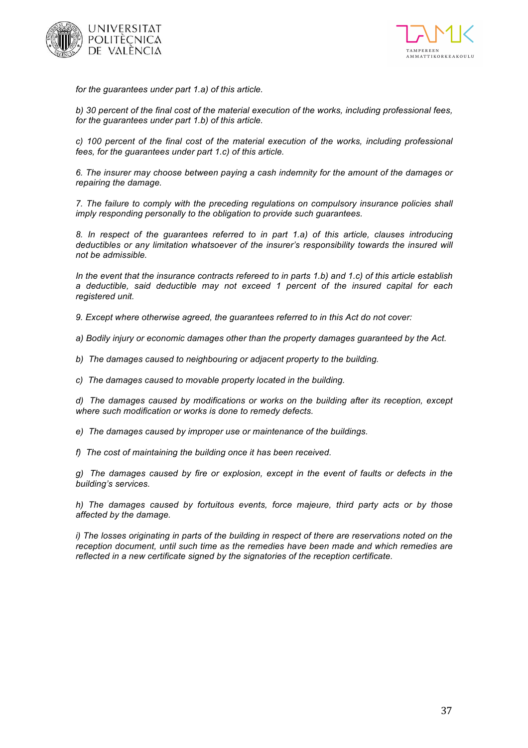*for the guarantees under part 1.a) of this article.*

*b) 30 percent of the final cost of the material execution of the works, including professional fees, for the guarantees under part 1.b) of this article.*

*c) 100 percent of the final cost of the material execution of the works, including professional fees, for the guarantees under part 1.c) of this article.*

*6. The insurer may choose between paying a cash indemnity for the amount of the damages or repairing the damage.*

*7. The failure to comply with the preceding regulations on compulsory insurance policies shall imply responding personally to the obligation to provide such guarantees.*

*8. In respect of the guarantees referred to in part 1.a) of this article, clauses introducing deductibles or any limitation whatsoever of the insurer's responsibility towards the insured will not be admissible.*

*In the event that the insurance contracts refereed to in parts 1.b) and 1.c) of this article establish a deductible, said deductible may not exceed 1 percent of the insured capital for each registered unit.*

*9. Except where otherwise agreed, the guarantees referred to in this Act do not cover:*

*a) Bodily injury or economic damages other than the property damages guaranteed by the Act.*

*b) The damages caused to neighbouring or adjacent property to the building.*

*c) The damages caused to movable property located in the building.*

*d) The damages caused by modifications or works on the building after its reception, except where such modification or works is done to remedy defects.*

*e) The damages caused by improper use or maintenance of the buildings.*

*f) The cost of maintaining the building once it has been received.*

*g) The damages caused by fire or explosion, except in the event of faults or defects in the building's services.*

*h) The damages caused by fortuitous events, force majeure, third party acts or by those affected by the damage.*

*i) The losses originating in parts of the building in respect of there are reservations noted on the reception document, until such time as the remedies have been made and which remedies are reflected in a new certificate signed by the signatories of the reception certificate.*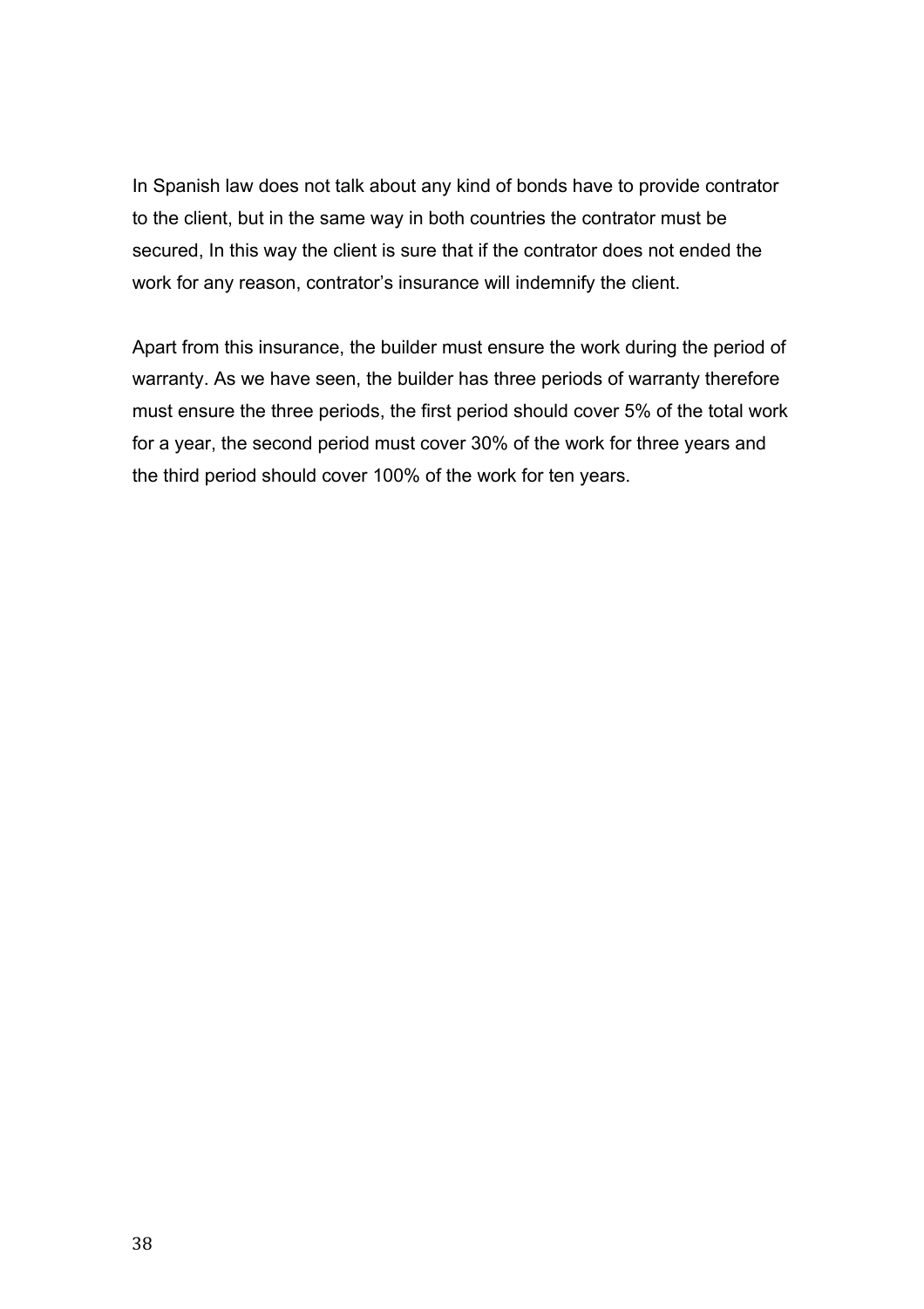In Spanish law does not talk about any kind of bonds have to provide contrator to the client, but in the same way in both countries the contrator must be secured, In this way the client is sure that if the contrator does not ended the work for any reason, contrator's insurance will indemnify the client.

Apart from this insurance, the builder must ensure the work during the period of warranty. As we have seen, the builder has three periods of warranty therefore must ensure the three periods, the first period should cover 5% of the total work for a year, the second period must cover 30% of the work for three years and the third period should cover 100% of the work for ten years.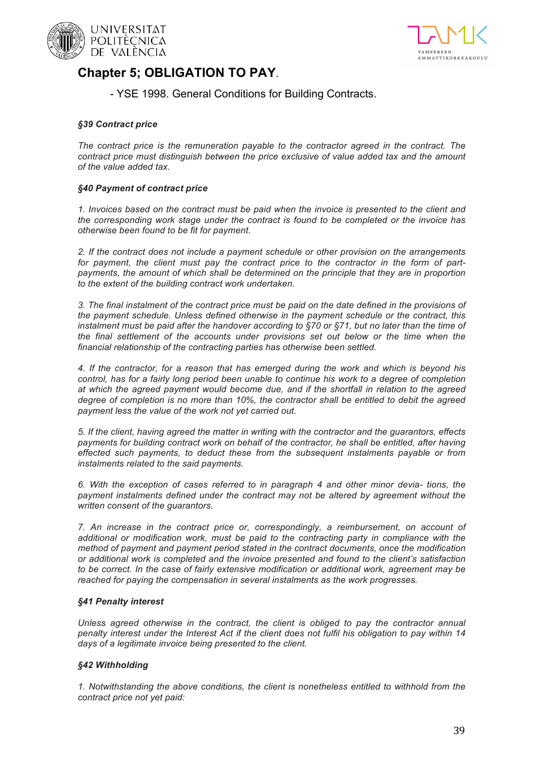## Chapter 5; OBLIGATION TO PAY.

- YSE 1998. General Conditions for Building Contracts.

***§39 Contract price***

*The contract price is the remuneration payable to the contractor agreed in the contract. The contract price must distinguish between the price exclusive of value added tax and the amount of the value added tax.*

***§40 Payment of contract price***

*1. Invoices based on the contract must be paid when the invoice is presented to the client and the corresponding work stage under the contract is found to be completed or the invoice has otherwise been found to be fit for payment.*

*2. If the contract does not include a payment schedule or other provision on the arrangements for payment, the client must pay the contract price to the contractor in the form of part-payments, the amount of which shall be determined on the principle that they are in proportion to the extent of the building contract work undertaken.*

*3. The final instalment of the contract price must be paid on the date defined in the provisions of the payment schedule. Unless defined otherwise in the payment schedule or the contract, this instalment must be paid after the handover according to §70 or §71, but no later than the time of the final settlement of the accounts under provisions set out below or the time when the financial relationship of the contracting parties has otherwise been settled.*

*4. If the contractor, for a reason that has emerged during the work and which is beyond his control, has for a fairly long period been unable to continue his work to a degree of completion at which the agreed payment would become due, and if the shortfall in relation to the agreed degree of completion is no more than 10%, the contractor shall be entitled to debit the agreed payment less the value of the work not yet carried out.*

*5. If the client, having agreed the matter in writing with the contractor and the guarantors, effects payments for building contract work on behalf of the contractor, he shall be entitled, after having effected such payments, to deduct these from the subsequent instalments payable or from instalments related to the said payments.*

*6. With the exception of cases referred to in paragraph 4 and other minor devia- tions, the payment instalments defined under the contract may not be altered by agreement without the written consent of the guarantors.*

*7. An increase in the contract price or, correspondingly, a reimbursement, on account of additional or modification work, must be paid to the contracting party in compliance with the method of payment and payment period stated in the contract documents, once the modification or additional work is completed and the invoice presented and found to the client's satisfaction to be correct. In the case of fairly extensive modification or additional work, agreement may be reached for paying the compensation in several instalments as the work progresses.*

***§41 Penalty interest***

*Unless agreed otherwise in the contract, the client is obliged to pay the contractor annual penalty interest under the Interest Act if the client does not fulfil his obligation to pay within 14 days of a legitimate invoice being presented to the client.*

***§42 Withholding***

*1. Notwithstanding the above conditions, the client is nonetheless entitled to withhold from the contract price not yet paid:*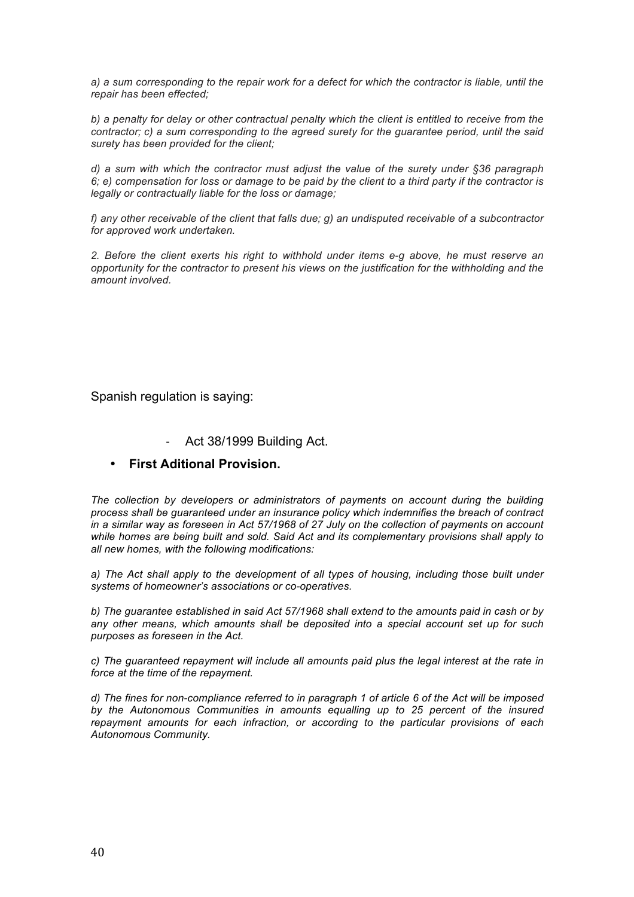*a) a sum corresponding to the repair work for a defect for which the contractor is liable, until the repair has been effected;*

*b) a penalty for delay or other contractual penalty which the client is entitled to receive from the contractor; c) a sum corresponding to the agreed surety for the guarantee period, until the said surety has been provided for the client;*

*d) a sum with which the contractor must adjust the value of the surety under §36 paragraph 6; e) compensation for loss or damage to be paid by the client to a third party if the contractor is legally or contractually liable for the loss or damage;*

*f) any other receivable of the client that falls due; g) an undisputed receivable of a subcontractor for approved work undertaken.*

*2. Before the client exerts his right to withhold under items e-g above, he must reserve an opportunity for the contractor to present his views on the justification for the withholding and the amount involved.*

Spanish regulation is saying:

- Act 38/1999 Building Act.

- **First Aditional Provision.**

*The collection by developers or administrators of payments on account during the building process shall be guaranteed under an insurance policy which indemnifies the breach of contract in a similar way as foreseen in Act 57/1968 of 27 July on the collection of payments on account while homes are being built and sold. Said Act and its complementary provisions shall apply to all new homes, with the following modifications:*

*a) The Act shall apply to the development of all types of housing, including those built under systems of homeowner's associations or co-operatives.*

*b) The guarantee established in said Act 57/1968 shall extend to the amounts paid in cash or by any other means, which amounts shall be deposited into a special account set up for such purposes as foreseen in the Act.*

*c) The guaranteed repayment will include all amounts paid plus the legal interest at the rate in force at the time of the repayment.*

*d) The fines for non-compliance referred to in paragraph 1 of article 6 of the Act will be imposed by the Autonomous Communities in amounts equalling up to 25 percent of the insured repayment amounts for each infraction, or according to the particular provisions of each Autonomous Community.*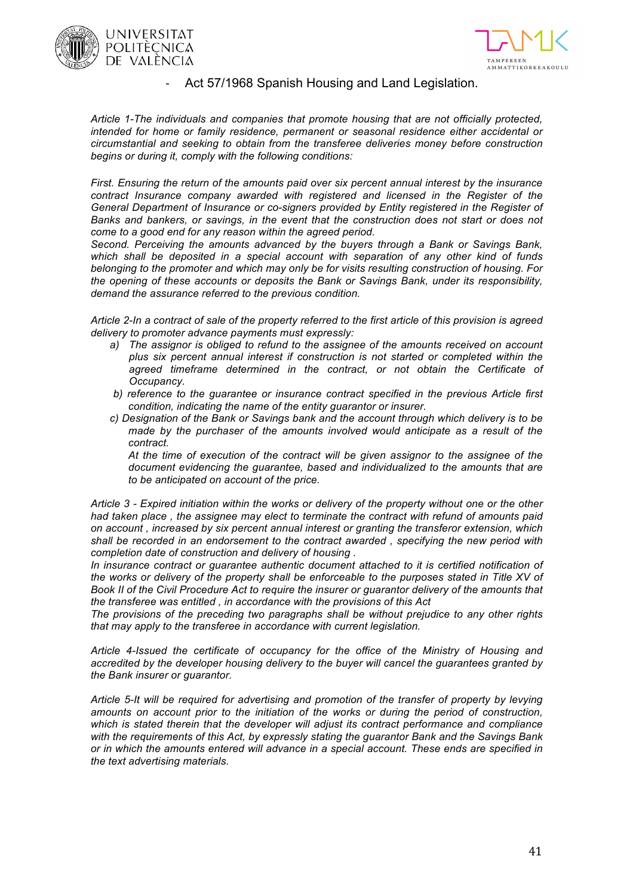- Act 57/1968 Spanish Housing and Land Legislation.

*Article 1-The individuals and companies that promote housing that are not officially protected, intended for home or family residence, permanent or seasonal residence either accidental or circumstantial and seeking to obtain from the transferee deliveries money before construction begins or during it, comply with the following conditions:*

*First. Ensuring the return of the amounts paid over six percent annual interest by the insurance contract Insurance company awarded with registered and licensed in the Register of the General Department of Insurance or co-signers provided by Entity registered in the Register of Banks and bankers, or savings, in the event that the construction does not start or does not come to a good end for any reason within the agreed period.*
*Second. Perceiving the amounts advanced by the buyers through a Bank or Savings Bank, which shall be deposited in a special account with separation of any other kind of funds belonging to the promoter and which may only be for visits resulting construction of housing. For the opening of these accounts or deposits the Bank or Savings Bank, under its responsibility, demand the assurance referred to the previous condition.*

*Article 2-In a contract of sale of the property referred to the first article of this provision is agreed delivery to promoter advance payments must expressly:*

- *a) The assignor is obliged to refund to the assignee of the amounts received on account plus six percent annual interest if construction is not started or completed within the agreed timeframe determined in the contract, or not obtain the Certificate of Occupancy.*
- *b) reference to the guarantee or insurance contract specified in the previous Article first condition, indicating the name of the entity guarantor or insurer.*
- *c) Designation of the Bank or Savings bank and the account through which delivery is to be made by the purchaser of the amounts involved would anticipate as a result of the contract.*
  *At the time of execution of the contract will be given assignor to the assignee of the document evidencing the guarantee, based and individualized to the amounts that are to be anticipated on account of the price.*

*Article 3 - Expired initiation within the works or delivery of the property without one or the other had taken place , the assignee may elect to terminate the contract with refund of amounts paid on account , increased by six percent annual interest or granting the transferor extension, which shall be recorded in an endorsement to the contract awarded , specifying the new period with completion date of construction and delivery of housing .*
*In insurance contract or guarantee authentic document attached to it is certified notification of the works or delivery of the property shall be enforceable to the purposes stated in Title XV of Book II of the Civil Procedure Act to require the insurer or guarantor delivery of the amounts that the transferee was entitled , in accordance with the provisions of this Act*
*The provisions of the preceding two paragraphs shall be without prejudice to any other rights that may apply to the transferee in accordance with current legislation.*

*Article 4-Issued the certificate of occupancy for the office of the Ministry of Housing and accredited by the developer housing delivery to the buyer will cancel the guarantees granted by the Bank insurer or guarantor.*

*Article 5-It will be required for advertising and promotion of the transfer of property by levying amounts on account prior to the initiation of the works or during the period of construction, which is stated therein that the developer will adjust its contract performance and compliance with the requirements of this Act, by expressly stating the guarantor Bank and the Savings Bank or in which the amounts entered will advance in a special account. These ends are specified in the text advertising materials.*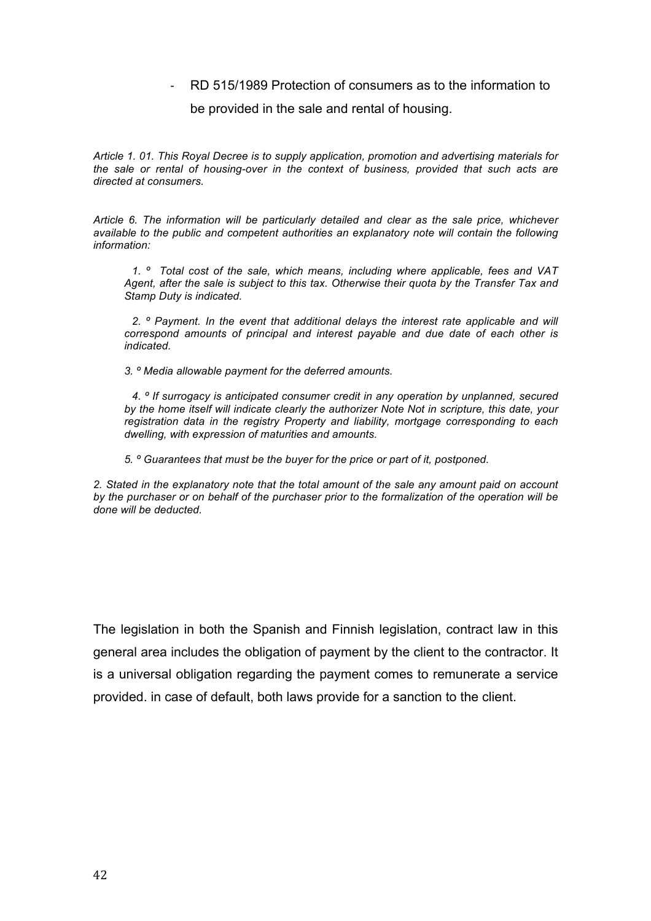- RD 515/1989 Protection of consumers as to the information to be provided in the sale and rental of housing.

*Article 1. 01. This Royal Decree is to supply application, promotion and advertising materials for the sale or rental of housing-over in the context of business, provided that such acts are directed at consumers.*

*Article 6. The information will be particularly detailed and clear as the sale price, whichever available to the public and competent authorities an explanatory note will contain the following information:*

> *1. º Total cost of the sale, which means, including where applicable, fees and VAT Agent, after the sale is subject to this tax. Otherwise their quota by the Transfer Tax and Stamp Duty is indicated.*
>
> *2. º Payment. In the event that additional delays the interest rate applicable and will correspond amounts of principal and interest payable and due date of each other is indicated.*
>
> *3. º Media allowable payment for the deferred amounts.*
>
> *4. º If surrogacy is anticipated consumer credit in any operation by unplanned, secured by the home itself will indicate clearly the authorizer Note Not in scripture, this date, your registration data in the registry Property and liability, mortgage corresponding to each dwelling, with expression of maturities and amounts.*
>
> *5. º Guarantees that must be the buyer for the price or part of it, postponed.*

*2. Stated in the explanatory note that the total amount of the sale any amount paid on account by the purchaser or on behalf of the purchaser prior to the formalization of the operation will be done will be deducted.*

The legislation in both the Spanish and Finnish legislation, contract law in this general area includes the obligation of payment by the client to the contractor. It is a universal obligation regarding the payment comes to remunerate a service provided. in case of default, both laws provide for a sanction to the client.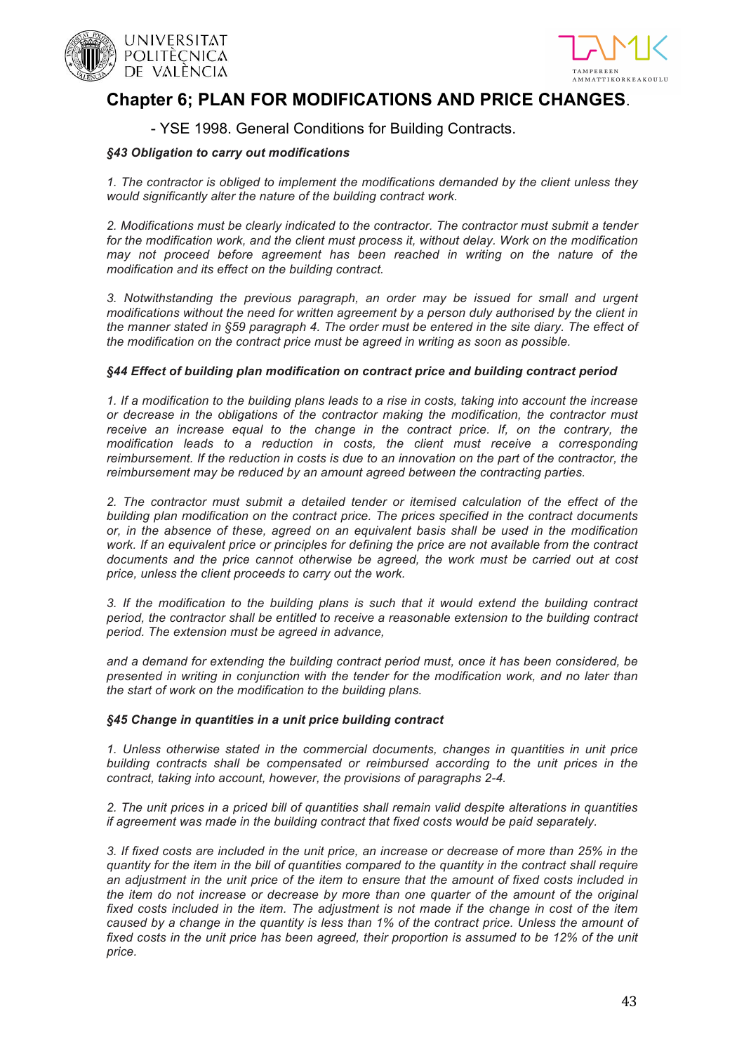# Chapter 6; PLAN FOR MODIFICATIONS AND PRICE CHANGES.

- YSE 1998. General Conditions for Building Contracts.

***§43 Obligation to carry out modifications***

*1. The contractor is obliged to implement the modifications demanded by the client unless they would significantly alter the nature of the building contract work.*

*2. Modifications must be clearly indicated to the contractor. The contractor must submit a tender for the modification work, and the client must process it, without delay. Work on the modification may not proceed before agreement has been reached in writing on the nature of the modification and its effect on the building contract.*

*3. Notwithstanding the previous paragraph, an order may be issued for small and urgent modifications without the need for written agreement by a person duly authorised by the client in the manner stated in §59 paragraph 4. The order must be entered in the site diary. The effect of the modification on the contract price must be agreed in writing as soon as possible.*

***§44 Effect of building plan modification on contract price and building contract period***

*1. If a modification to the building plans leads to a rise in costs, taking into account the increase or decrease in the obligations of the contractor making the modification, the contractor must receive an increase equal to the change in the contract price. If, on the contrary, the modification leads to a reduction in costs, the client must receive a corresponding reimbursement. If the reduction in costs is due to an innovation on the part of the contractor, the reimbursement may be reduced by an amount agreed between the contracting parties.*

*2. The contractor must submit a detailed tender or itemised calculation of the effect of the building plan modification on the contract price. The prices specified in the contract documents or, in the absence of these, agreed on an equivalent basis shall be used in the modification work. If an equivalent price or principles for defining the price are not available from the contract documents and the price cannot otherwise be agreed, the work must be carried out at cost price, unless the client proceeds to carry out the work.*

*3. If the modification to the building plans is such that it would extend the building contract period, the contractor shall be entitled to receive a reasonable extension to the building contract period. The extension must be agreed in advance,*

*and a demand for extending the building contract period must, once it has been considered, be presented in writing in conjunction with the tender for the modification work, and no later than the start of work on the modification to the building plans.*

***§45 Change in quantities in a unit price building contract***

*1. Unless otherwise stated in the commercial documents, changes in quantities in unit price building contracts shall be compensated or reimbursed according to the unit prices in the contract, taking into account, however, the provisions of paragraphs 2-4.*

*2. The unit prices in a priced bill of quantities shall remain valid despite alterations in quantities if agreement was made in the building contract that fixed costs would be paid separately.*

*3. If fixed costs are included in the unit price, an increase or decrease of more than 25% in the quantity for the item in the bill of quantities compared to the quantity in the contract shall require an adjustment in the unit price of the item to ensure that the amount of fixed costs included in the item do not increase or decrease by more than one quarter of the amount of the original fixed costs included in the item. The adjustment is not made if the change in cost of the item caused by a change in the quantity is less than 1% of the contract price. Unless the amount of fixed costs in the unit price has been agreed, their proportion is assumed to be 12% of the unit price.*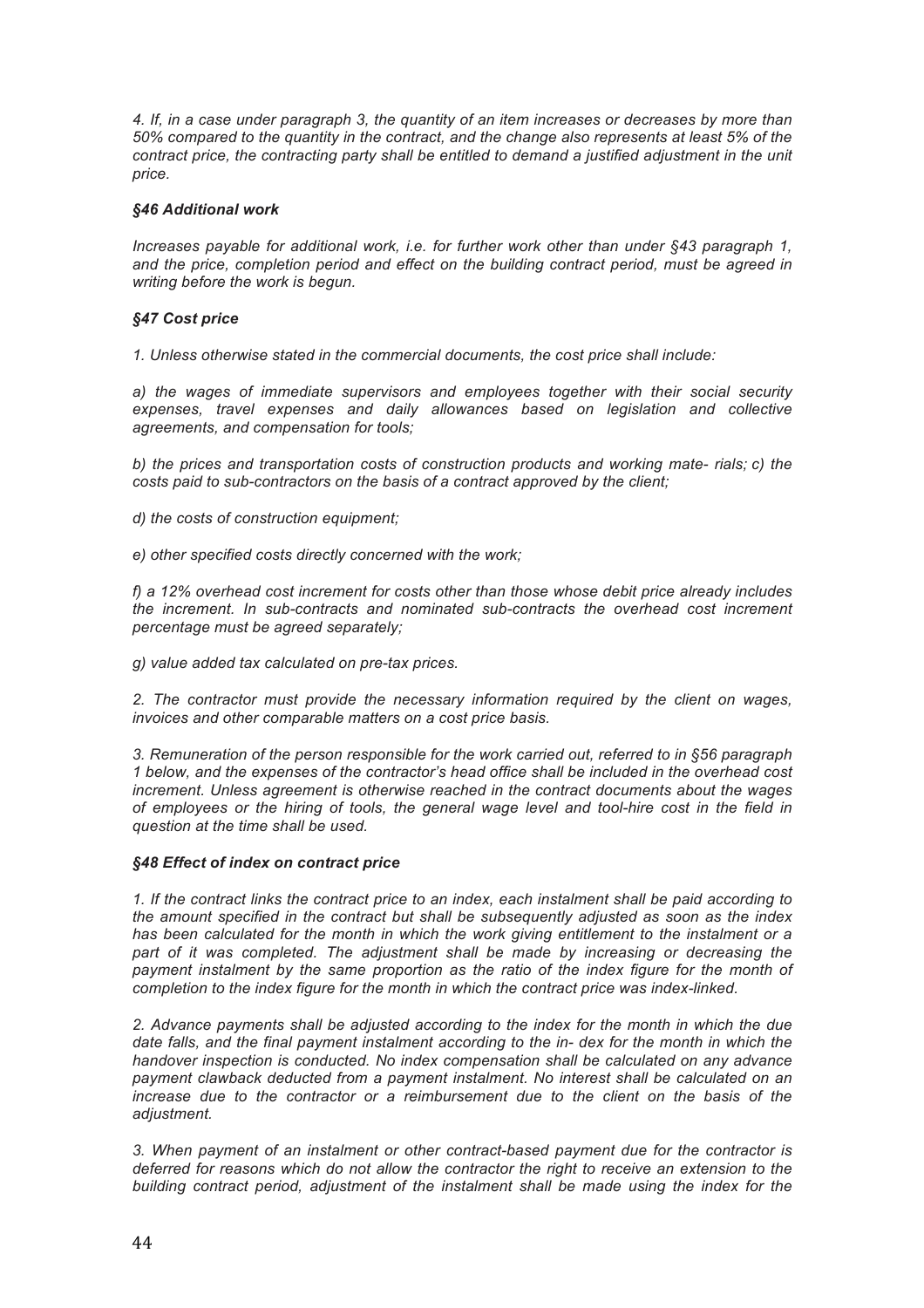*4. If, in a case under paragraph 3, the quantity of an item increases or decreases by more than 50% compared to the quantity in the contract, and the change also represents at least 5% of the contract price, the contracting party shall be entitled to demand a justified adjustment in the unit price.*

### *§46 Additional work*

*Increases payable for additional work, i.e. for further work other than under §43 paragraph 1, and the price, completion period and effect on the building contract period, must be agreed in writing before the work is begun.*

### *§47 Cost price*

*1. Unless otherwise stated in the commercial documents, the cost price shall include:*

*a) the wages of immediate supervisors and employees together with their social security expenses, travel expenses and daily allowances based on legislation and collective agreements, and compensation for tools;*

*b) the prices and transportation costs of construction products and working mate- rials; c) the costs paid to sub-contractors on the basis of a contract approved by the client;*

*d) the costs of construction equipment;*

*e) other specified costs directly concerned with the work;*

*f) a 12% overhead cost increment for costs other than those whose debit price already includes the increment. In sub-contracts and nominated sub-contracts the overhead cost increment percentage must be agreed separately;*

*g) value added tax calculated on pre-tax prices.*

*2. The contractor must provide the necessary information required by the client on wages, invoices and other comparable matters on a cost price basis.*

*3. Remuneration of the person responsible for the work carried out, referred to in §56 paragraph 1 below, and the expenses of the contractor's head office shall be included in the overhead cost increment. Unless agreement is otherwise reached in the contract documents about the wages of employees or the hiring of tools, the general wage level and tool-hire cost in the field in question at the time shall be used.*

### *§48 Effect of index on contract price*

*1. If the contract links the contract price to an index, each instalment shall be paid according to the amount specified in the contract but shall be subsequently adjusted as soon as the index has been calculated for the month in which the work giving entitlement to the instalment or a part of it was completed. The adjustment shall be made by increasing or decreasing the payment instalment by the same proportion as the ratio of the index figure for the month of completion to the index figure for the month in which the contract price was index-linked.*

*2. Advance payments shall be adjusted according to the index for the month in which the due date falls, and the final payment instalment according to the in- dex for the month in which the handover inspection is conducted. No index compensation shall be calculated on any advance payment clawback deducted from a payment instalment. No interest shall be calculated on an increase due to the contractor or a reimbursement due to the client on the basis of the adjustment.*

*3. When payment of an instalment or other contract-based payment due for the contractor is deferred for reasons which do not allow the contractor the right to receive an extension to the building contract period, adjustment of the instalment shall be made using the index for the*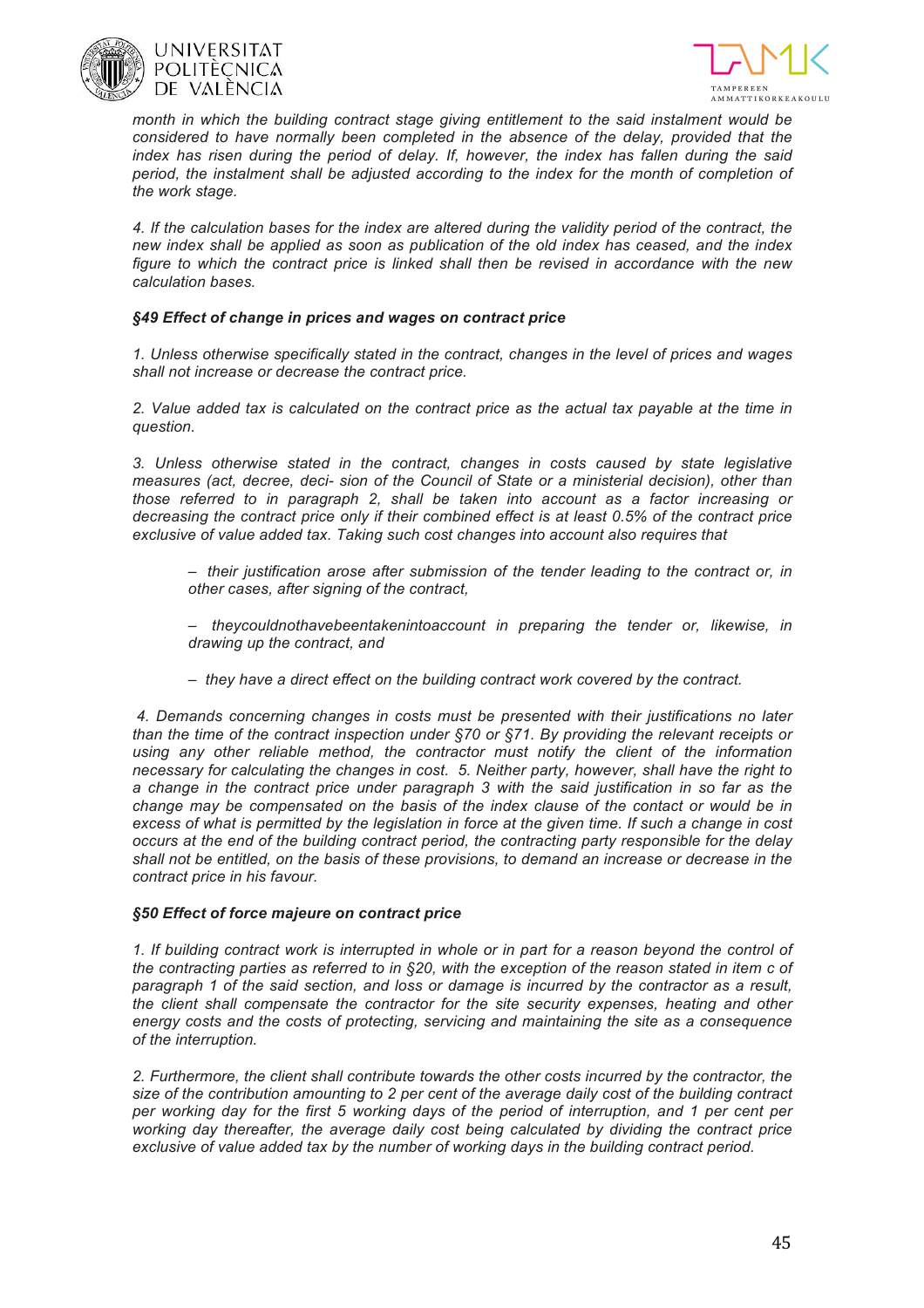*month in which the building contract stage giving entitlement to the said instalment would be considered to have normally been completed in the absence of the delay, provided that the index has risen during the period of delay. If, however, the index has fallen during the said period, the instalment shall be adjusted according to the index for the month of completion of the work stage.*

*4. If the calculation bases for the index are altered during the validity period of the contract, the new index shall be applied as soon as publication of the old index has ceased, and the index figure to which the contract price is linked shall then be revised in accordance with the new calculation bases.*

***§49 Effect of change in prices and wages on contract price***

*1. Unless otherwise specifically stated in the contract, changes in the level of prices and wages shall not increase or decrease the contract price.*

*2. Value added tax is calculated on the contract price as the actual tax payable at the time in question.*

*3. Unless otherwise stated in the contract, changes in costs caused by state legislative measures (act, decree, deci- sion of the Council of State or a ministerial decision), other than those referred to in paragraph 2, shall be taken into account as a factor increasing or decreasing the contract price only if their combined effect is at least 0.5% of the contract price exclusive of value added tax. Taking such cost changes into account also requires that*

- *their justification arose after submission of the tender leading to the contract or, in other cases, after signing of the contract,*
- *theycouldnothavebeentakenintoaccount in preparing the tender or, likewise, in drawing up the contract, and*
- *they have a direct effect on the building contract work covered by the contract.*

*4. Demands concerning changes in costs must be presented with their justifications no later than the time of the contract inspection under §70 or §71. By providing the relevant receipts or using any other reliable method, the contractor must notify the client of the information necessary for calculating the changes in cost. 5. Neither party, however, shall have the right to a change in the contract price under paragraph 3 with the said justification in so far as the change may be compensated on the basis of the index clause of the contact or would be in excess of what is permitted by the legislation in force at the given time. If such a change in cost occurs at the end of the building contract period, the contracting party responsible for the delay shall not be entitled, on the basis of these provisions, to demand an increase or decrease in the contract price in his favour.*

***§50 Effect of force majeure on contract price***

*1. If building contract work is interrupted in whole or in part for a reason beyond the control of the contracting parties as referred to in §20, with the exception of the reason stated in item c of paragraph 1 of the said section, and loss or damage is incurred by the contractor as a result, the client shall compensate the contractor for the site security expenses, heating and other energy costs and the costs of protecting, servicing and maintaining the site as a consequence of the interruption.*

*2. Furthermore, the client shall contribute towards the other costs incurred by the contractor, the size of the contribution amounting to 2 per cent of the average daily cost of the building contract per working day for the first 5 working days of the period of interruption, and 1 per cent per working day thereafter, the average daily cost being calculated by dividing the contract price exclusive of value added tax by the number of working days in the building contract period.*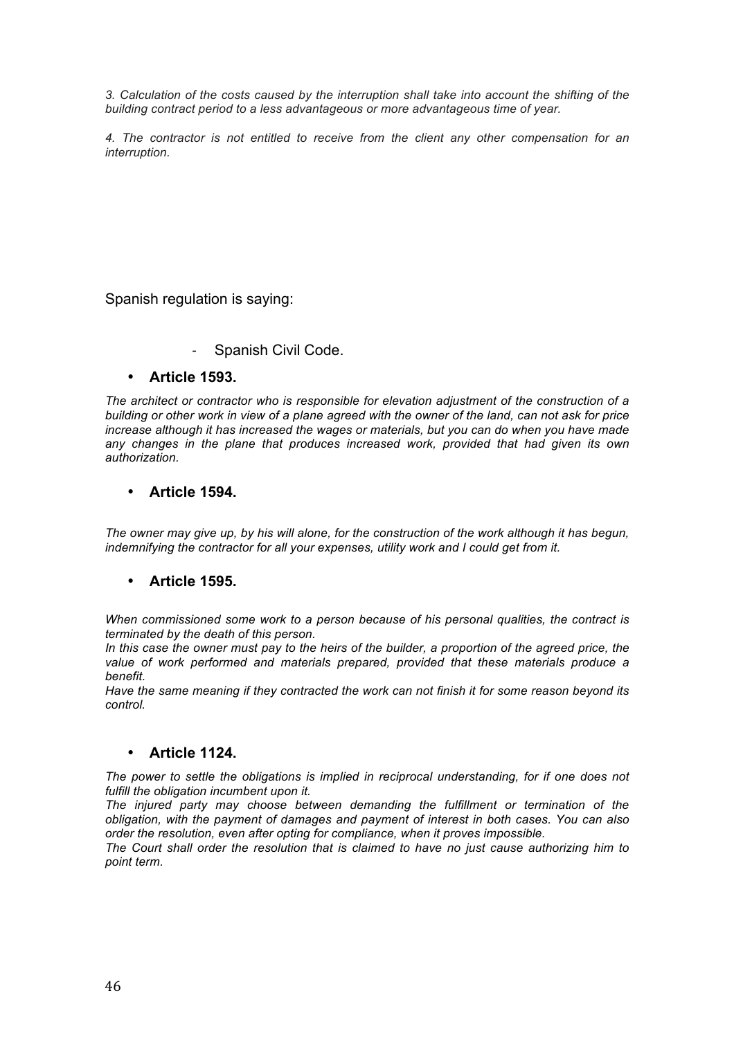*3. Calculation of the costs caused by the interruption shall take into account the shifting of the building contract period to a less advantageous or more advantageous time of year.*

*4. The contractor is not entitled to receive from the client any other compensation for an interruption.*

Spanish regulation is saying:

- Spanish Civil Code.

- **Article 1593.**

*The architect or contractor who is responsible for elevation adjustment of the construction of a building or other work in view of a plane agreed with the owner of the land, can not ask for price increase although it has increased the wages or materials, but you can do when you have made any changes in the plane that produces increased work, provided that had given its own authorization.*

- **Article 1594.**

*The owner may give up, by his will alone, for the construction of the work although it has begun, indemnifying the contractor for all your expenses, utility work and I could get from it.*

- **Article 1595.**

*When commissioned some work to a person because of his personal qualities, the contract is terminated by the death of this person.*
*In this case the owner must pay to the heirs of the builder, a proportion of the agreed price, the value of work performed and materials prepared, provided that these materials produce a benefit.*
*Have the same meaning if they contracted the work can not finish it for some reason beyond its control.*

- **Article 1124.**

*The power to settle the obligations is implied in reciprocal understanding, for if one does not fulfill the obligation incumbent upon it.*
*The injured party may choose between demanding the fulfillment or termination of the obligation, with the payment of damages and payment of interest in both cases. You can also order the resolution, even after opting for compliance, when it proves impossible.*
*The Court shall order the resolution that is claimed to have no just cause authorizing him to point term.*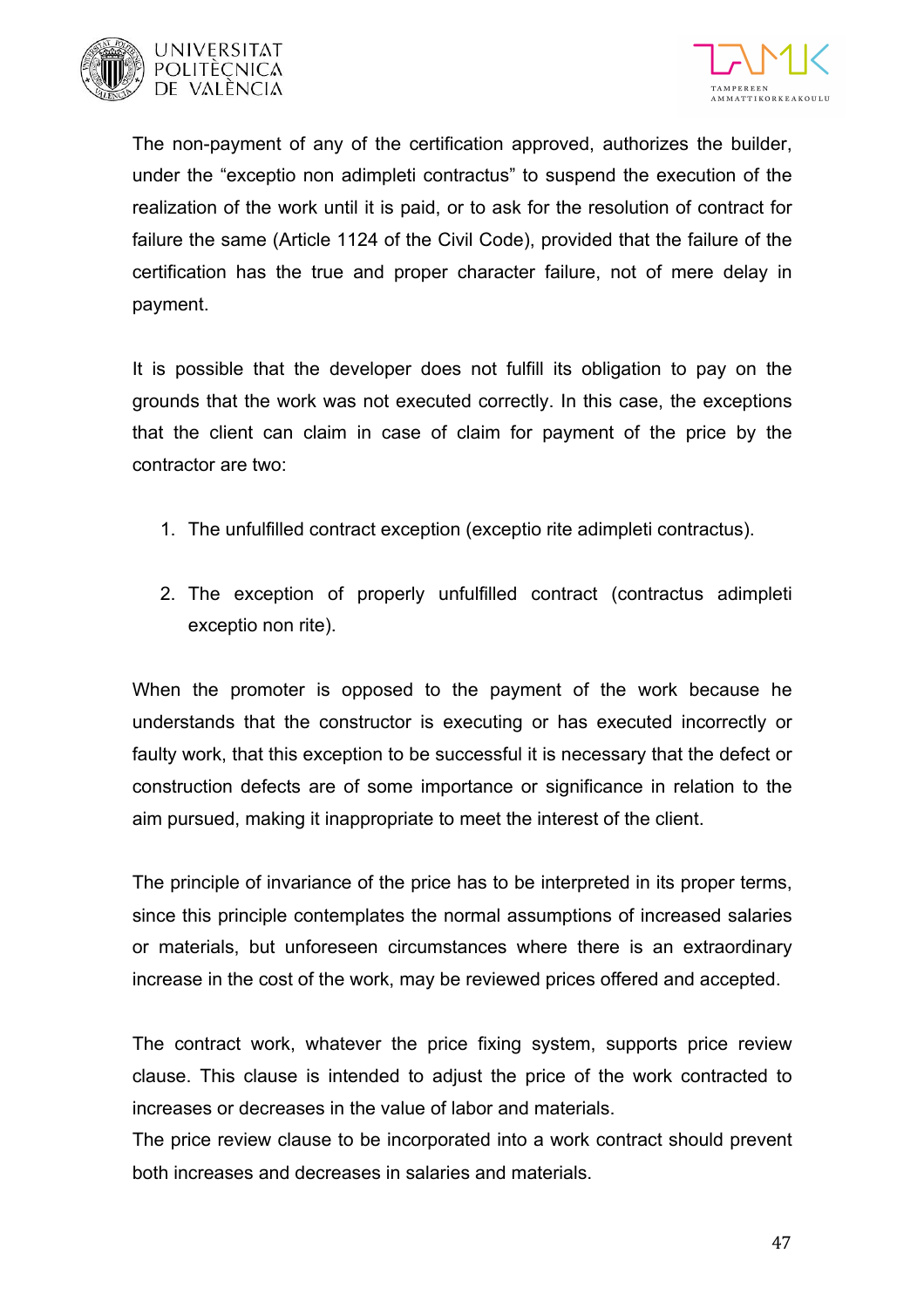The non-payment of any of the certification approved, authorizes the builder, under the “exceptio non adimpleti contractus” to suspend the execution of the realization of the work until it is paid, or to ask for the resolution of contract for failure the same (Article 1124 of the Civil Code), provided that the failure of the certification has the true and proper character failure, not of mere delay in payment.

It is possible that the developer does not fulfill its obligation to pay on the grounds that the work was not executed correctly. In this case, the exceptions that the client can claim in case of claim for payment of the price by the contractor are two:

1. The unfulfilled contract exception (exceptio rite adimpleti contractus).
2. The exception of properly unfulfilled contract (contractus adimpleti exceptio non rite).

When the promoter is opposed to the payment of the work because he understands that the constructor is executing or has executed incorrectly or faulty work, that this exception to be successful it is necessary that the defect or construction defects are of some importance or significance in relation to the aim pursued, making it inappropriate to meet the interest of the client.

The principle of invariance of the price has to be interpreted in its proper terms, since this principle contemplates the normal assumptions of increased salaries or materials, but unforeseen circumstances where there is an extraordinary increase in the cost of the work, may be reviewed prices offered and accepted.

The contract work, whatever the price fixing system, supports price review clause. This clause is intended to adjust the price of the work contracted to increases or decreases in the value of labor and materials.
The price review clause to be incorporated into a work contract should prevent both increases and decreases in salaries and materials.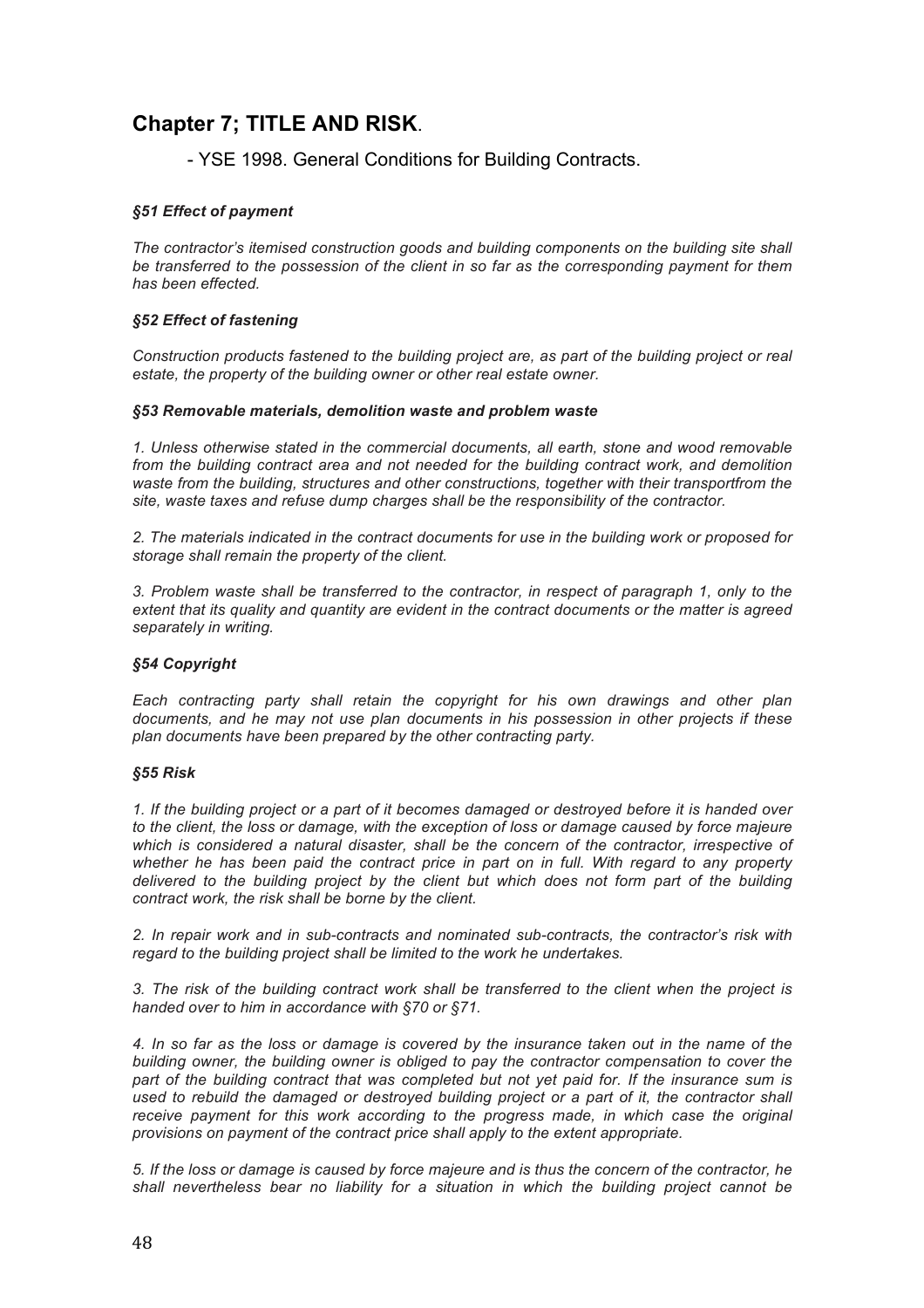## Chapter 7; TITLE AND RISK.

- YSE 1998. General Conditions for Building Contracts.

### *§51 Effect of payment*

*The contractor's itemised construction goods and building components on the building site shall be transferred to the possession of the client in so far as the corresponding payment for them has been effected.*

### *§52 Effect of fastening*

*Construction products fastened to the building project are, as part of the building project or real estate, the property of the building owner or other real estate owner.*

### *§53 Removable materials, demolition waste and problem waste*

*1. Unless otherwise stated in the commercial documents, all earth, stone and wood removable from the building contract area and not needed for the building contract work, and demolition waste from the building, structures and other constructions, together with their transportfrom the site, waste taxes and refuse dump charges shall be the responsibility of the contractor.*

*2. The materials indicated in the contract documents for use in the building work or proposed for storage shall remain the property of the client.*

*3. Problem waste shall be transferred to the contractor, in respect of paragraph 1, only to the extent that its quality and quantity are evident in the contract documents or the matter is agreed separately in writing.*

### *§54 Copyright*

*Each contracting party shall retain the copyright for his own drawings and other plan documents, and he may not use plan documents in his possession in other projects if these plan documents have been prepared by the other contracting party.*

### *§55 Risk*

*1. If the building project or a part of it becomes damaged or destroyed before it is handed over to the client, the loss or damage, with the exception of loss or damage caused by force majeure which is considered a natural disaster, shall be the concern of the contractor, irrespective of whether he has been paid the contract price in part on in full. With regard to any property delivered to the building project by the client but which does not form part of the building contract work, the risk shall be borne by the client.*

*2. In repair work and in sub-contracts and nominated sub-contracts, the contractor's risk with regard to the building project shall be limited to the work he undertakes.*

*3. The risk of the building contract work shall be transferred to the client when the project is handed over to him in accordance with §70 or §71.*

*4. In so far as the loss or damage is covered by the insurance taken out in the name of the building owner, the building owner is obliged to pay the contractor compensation to cover the part of the building contract that was completed but not yet paid for. If the insurance sum is used to rebuild the damaged or destroyed building project or a part of it, the contractor shall receive payment for this work according to the progress made, in which case the original provisions on payment of the contract price shall apply to the extent appropriate.*

*5. If the loss or damage is caused by force majeure and is thus the concern of the contractor, he shall nevertheless bear no liability for a situation in which the building project cannot be*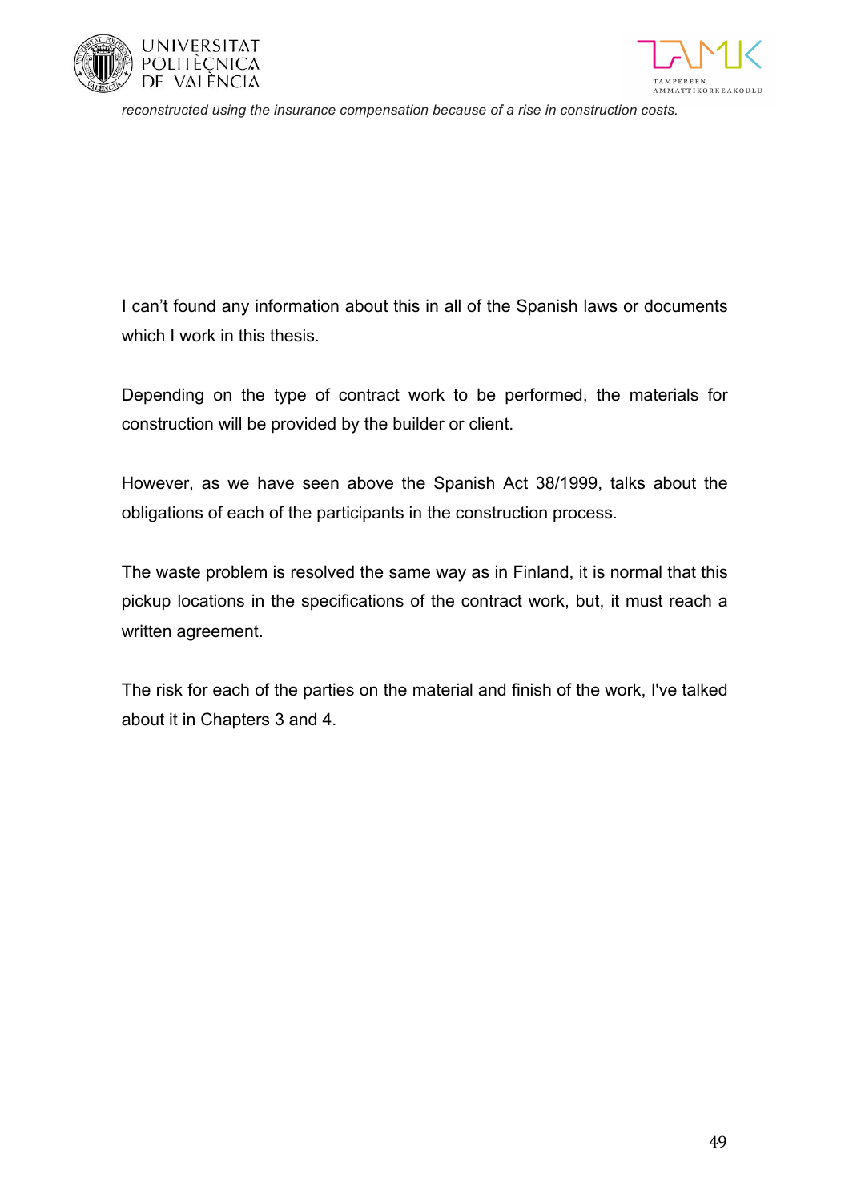*reconstructed using the insurance compensation because of a rise in construction costs.*

I can't found any information about this in all of the Spanish laws or documents which I work in this thesis.

Depending on the type of contract work to be performed, the materials for construction will be provided by the builder or client.

However, as we have seen above the Spanish Act 38/1999, talks about the obligations of each of the participants in the construction process.

The waste problem is resolved the same way as in Finland, it is normal that this pickup locations in the specifications of the contract work, but, it must reach a written agreement.

The risk for each of the parties on the material and finish of the work, I've talked about it in Chapters 3 and 4.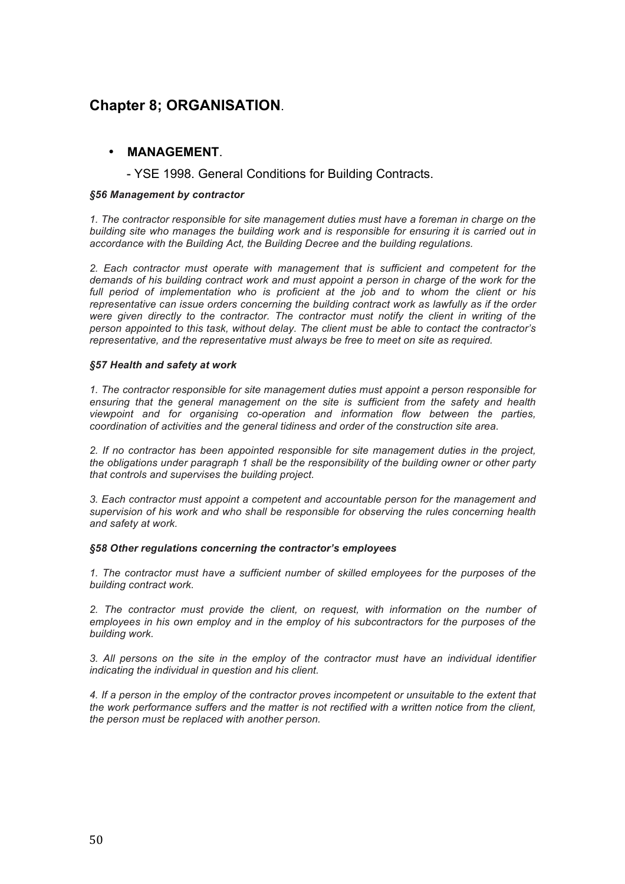## Chapter 8; ORGANISATION.

- **MANAGEMENT**.

  - YSE 1998. General Conditions for Building Contracts.

***§56 Management by contractor***

*1. The contractor responsible for site management duties must have a foreman in charge on the building site who manages the building work and is responsible for ensuring it is carried out in accordance with the Building Act, the Building Decree and the building regulations.*

*2. Each contractor must operate with management that is sufficient and competent for the demands of his building contract work and must appoint a person in charge of the work for the full period of implementation who is proficient at the job and to whom the client or his representative can issue orders concerning the building contract work as lawfully as if the order were given directly to the contractor. The contractor must notify the client in writing of the person appointed to this task, without delay. The client must be able to contact the contractor's representative, and the representative must always be free to meet on site as required.*

***§57 Health and safety at work***

*1. The contractor responsible for site management duties must appoint a person responsible for ensuring that the general management on the site is sufficient from the safety and health viewpoint and for organising co-operation and information flow between the parties, coordination of activities and the general tidiness and order of the construction site area.*

*2. If no contractor has been appointed responsible for site management duties in the project, the obligations under paragraph 1 shall be the responsibility of the building owner or other party that controls and supervises the building project.*

*3. Each contractor must appoint a competent and accountable person for the management and supervision of his work and who shall be responsible for observing the rules concerning health and safety at work.*

***§58 Other regulations concerning the contractor's employees***

*1. The contractor must have a sufficient number of skilled employees for the purposes of the building contract work.*

*2. The contractor must provide the client, on request, with information on the number of employees in his own employ and in the employ of his subcontractors for the purposes of the building work.*

*3. All persons on the site in the employ of the contractor must have an individual identifier indicating the individual in question and his client.*

*4. If a person in the employ of the contractor proves incompetent or unsuitable to the extent that the work performance suffers and the matter is not rectified with a written notice from the client, the person must be replaced with another person.*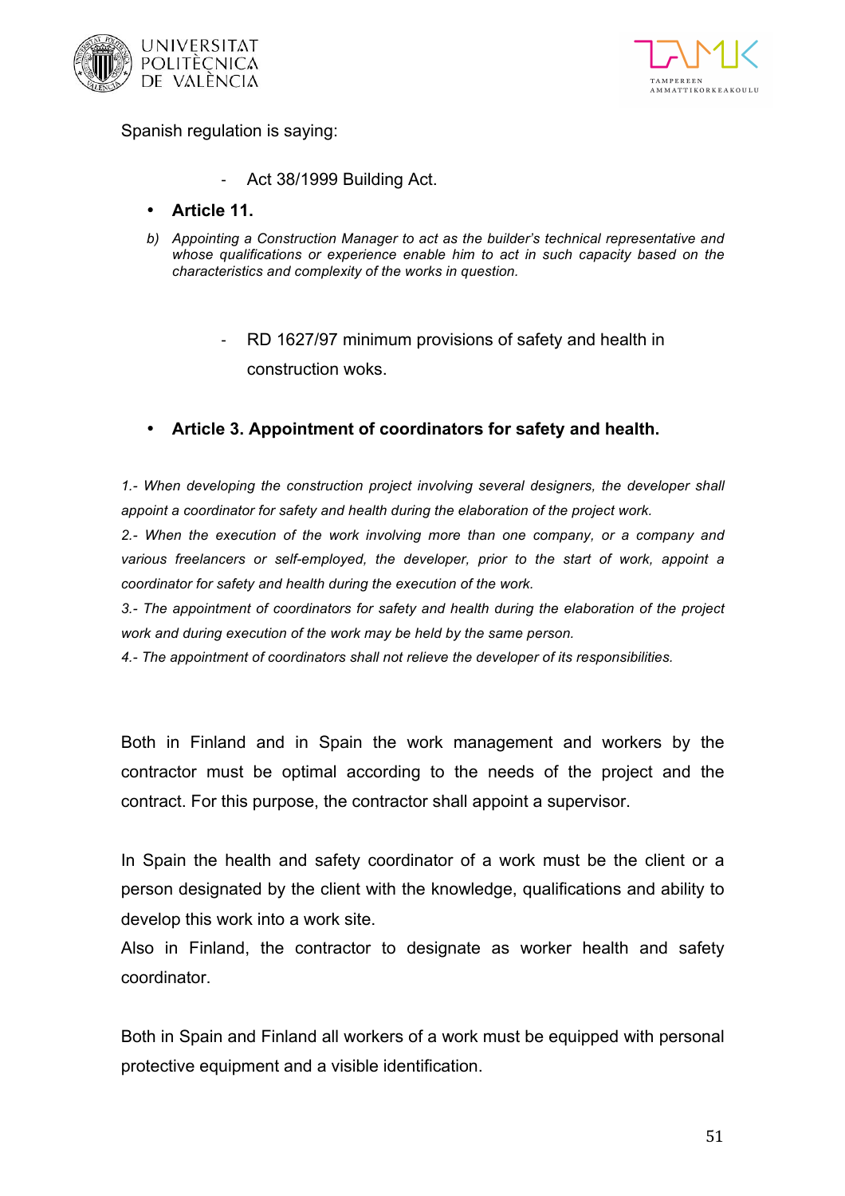Spanish regulation is saying:

- Act 38/1999 Building Act.

- **Article 11.**

*b) Appointing a Construction Manager to act as the builder's technical representative and whose qualifications or experience enable him to act in such capacity based on the characteristics and complexity of the works in question.*

- RD 1627/97 minimum provisions of safety and health in construction woks.

- **Article 3. Appointment of coordinators for safety and health.**

*1.- When developing the construction project involving several designers, the developer shall appoint a coordinator for safety and health during the elaboration of the project work.*

*2.- When the execution of the work involving more than one company, or a company and various freelancers or self-employed, the developer, prior to the start of work, appoint a coordinator for safety and health during the execution of the work.*

*3.- The appointment of coordinators for safety and health during the elaboration of the project work and during execution of the work may be held by the same person.*

*4.- The appointment of coordinators shall not relieve the developer of its responsibilities.*

Both in Finland and in Spain the work management and workers by the contractor must be optimal according to the needs of the project and the contract. For this purpose, the contractor shall appoint a supervisor.

In Spain the health and safety coordinator of a work must be the client or a person designated by the client with the knowledge, qualifications and ability to develop this work into a work site.

Also in Finland, the contractor to designate as worker health and safety coordinator.

Both in Spain and Finland all workers of a work must be equipped with personal protective equipment and a visible identification.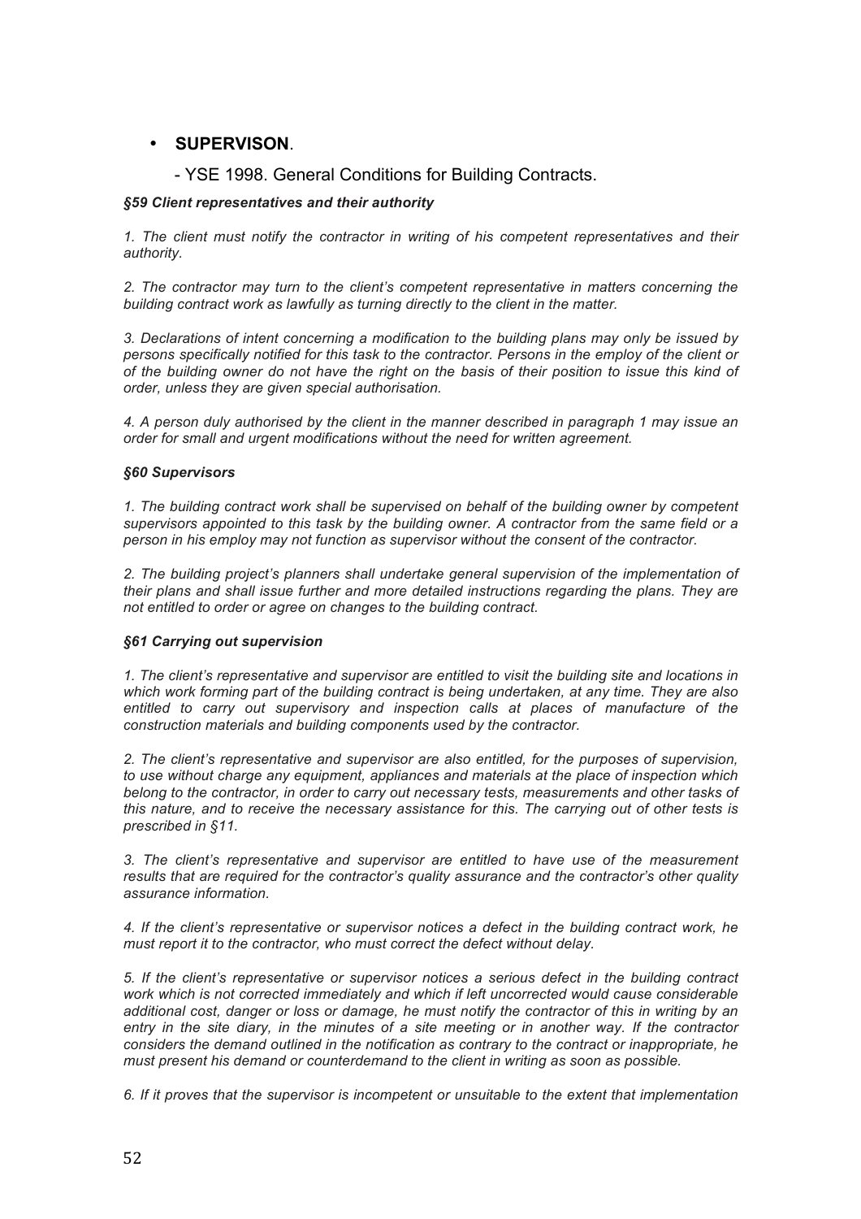- **SUPERVISON**.

  - YSE 1998. General Conditions for Building Contracts.

***§59 Client representatives and their authority***

*1. The client must notify the contractor in writing of his competent representatives and their authority.*

*2. The contractor may turn to the client's competent representative in matters concerning the building contract work as lawfully as turning directly to the client in the matter.*

*3. Declarations of intent concerning a modification to the building plans may only be issued by persons specifically notified for this task to the contractor. Persons in the employ of the client or of the building owner do not have the right on the basis of their position to issue this kind of order, unless they are given special authorisation.*

*4. A person duly authorised by the client in the manner described in paragraph 1 may issue an order for small and urgent modifications without the need for written agreement.*

***§60 Supervisors***

*1. The building contract work shall be supervised on behalf of the building owner by competent supervisors appointed to this task by the building owner. A contractor from the same field or a person in his employ may not function as supervisor without the consent of the contractor.*

*2. The building project's planners shall undertake general supervision of the implementation of their plans and shall issue further and more detailed instructions regarding the plans. They are not entitled to order or agree on changes to the building contract.*

***§61 Carrying out supervision***

*1. The client's representative and supervisor are entitled to visit the building site and locations in which work forming part of the building contract is being undertaken, at any time. They are also entitled to carry out supervisory and inspection calls at places of manufacture of the construction materials and building components used by the contractor.*

*2. The client's representative and supervisor are also entitled, for the purposes of supervision, to use without charge any equipment, appliances and materials at the place of inspection which belong to the contractor, in order to carry out necessary tests, measurements and other tasks of this nature, and to receive the necessary assistance for this. The carrying out of other tests is prescribed in §11.*

*3. The client's representative and supervisor are entitled to have use of the measurement results that are required for the contractor's quality assurance and the contractor's other quality assurance information.*

*4. If the client's representative or supervisor notices a defect in the building contract work, he must report it to the contractor, who must correct the defect without delay.*

*5. If the client's representative or supervisor notices a serious defect in the building contract work which is not corrected immediately and which if left uncorrected would cause considerable additional cost, danger or loss or damage, he must notify the contractor of this in writing by an entry in the site diary, in the minutes of a site meeting or in another way. If the contractor considers the demand outlined in the notification as contrary to the contract or inappropriate, he must present his demand or counterdemand to the client in writing as soon as possible.*

*6. If it proves that the supervisor is incompetent or unsuitable to the extent that implementation*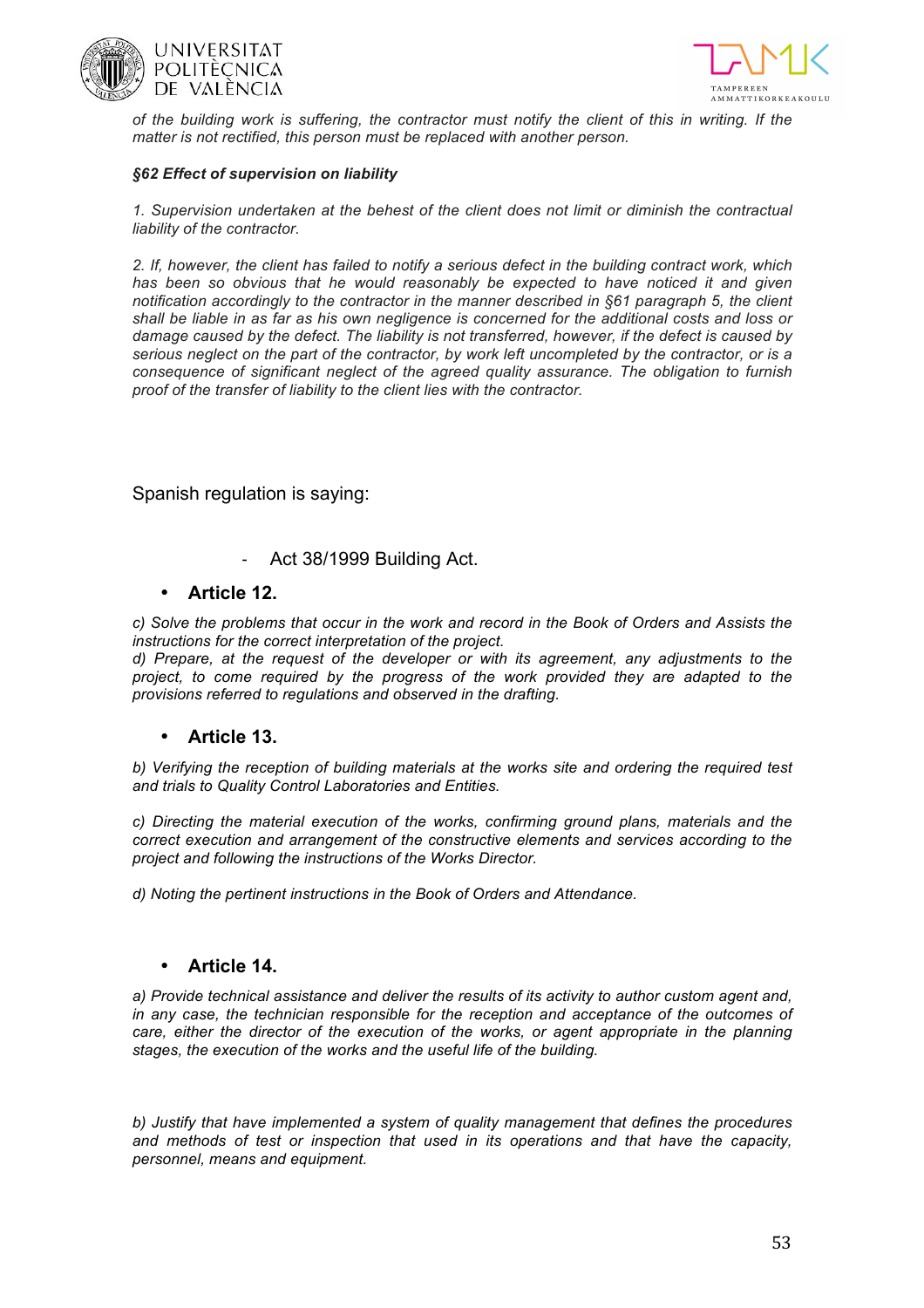*of the building work is suffering, the contractor must notify the client of this in writing. If the matter is not rectified, this person must be replaced with another person.*

***§62 Effect of supervision on liability***

*1. Supervision undertaken at the behest of the client does not limit or diminish the contractual liability of the contractor.*

*2. If, however, the client has failed to notify a serious defect in the building contract work, which has been so obvious that he would reasonably be expected to have noticed it and given notification accordingly to the contractor in the manner described in §61 paragraph 5, the client shall be liable in as far as his own negligence is concerned for the additional costs and loss or damage caused by the defect. The liability is not transferred, however, if the defect is caused by serious neglect on the part of the contractor, by work left uncompleted by the contractor, or is a consequence of significant neglect of the agreed quality assurance. The obligation to furnish proof of the transfer of liability to the client lies with the contractor.*

Spanish regulation is saying:

- Act 38/1999 Building Act.

- **Article 12.**

*c) Solve the problems that occur in the work and record in the Book of Orders and Assists the instructions for the correct interpretation of the project.*
*d) Prepare, at the request of the developer or with its agreement, any adjustments to the project, to come required by the progress of the work provided they are adapted to the provisions referred to regulations and observed in the drafting.*

- **Article 13.**

*b) Verifying the reception of building materials at the works site and ordering the required test and trials to Quality Control Laboratories and Entities.*

*c) Directing the material execution of the works, confirming ground plans, materials and the correct execution and arrangement of the constructive elements and services according to the project and following the instructions of the Works Director.*

*d) Noting the pertinent instructions in the Book of Orders and Attendance.*

- **Article 14.**

*a) Provide technical assistance and deliver the results of its activity to author custom agent and, in any case, the technician responsible for the reception and acceptance of the outcomes of care, either the director of the execution of the works, or agent appropriate in the planning stages, the execution of the works and the useful life of the building.*

*b) Justify that have implemented a system of quality management that defines the procedures and methods of test or inspection that used in its operations and that have the capacity, personnel, means and equipment.*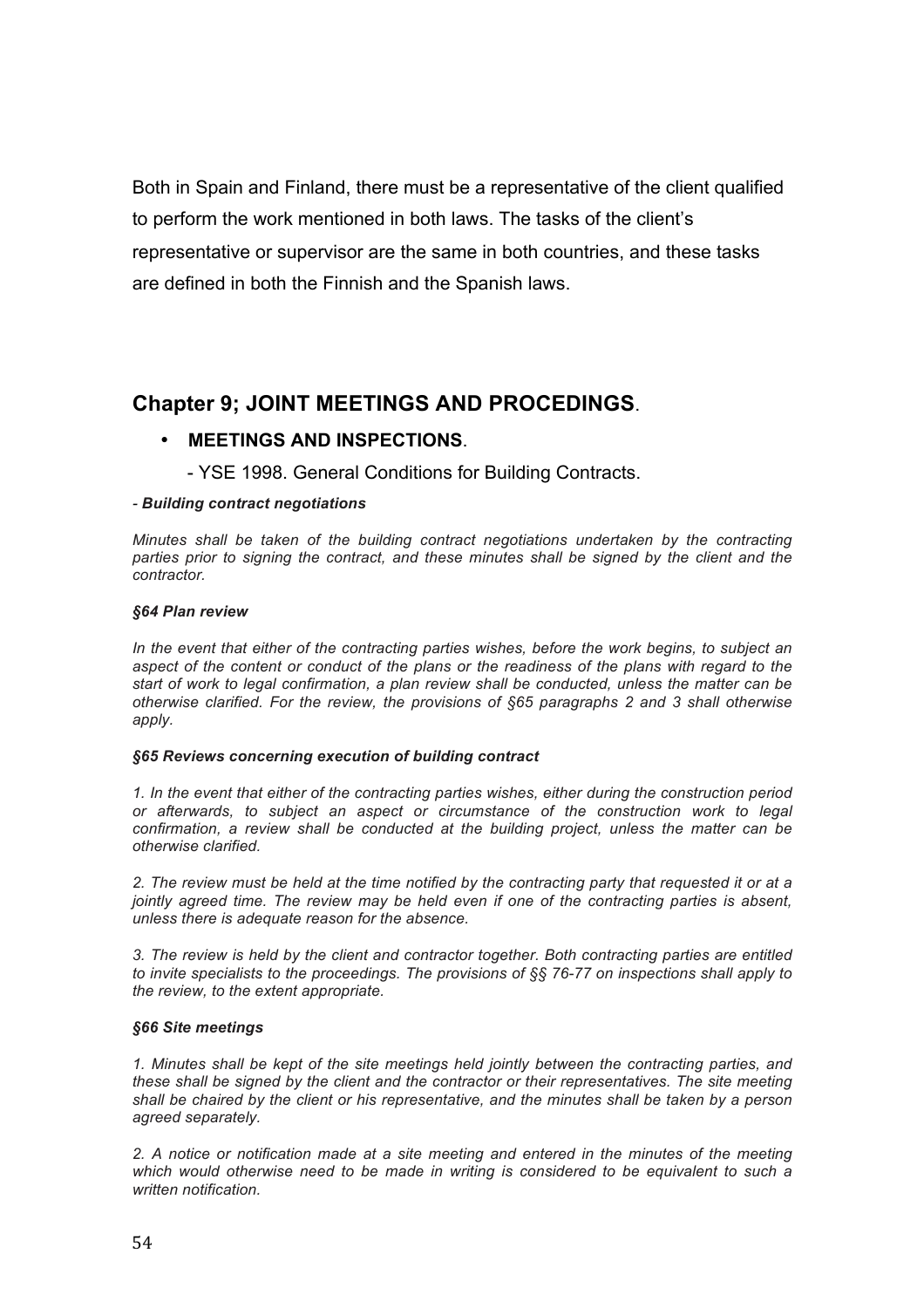Both in Spain and Finland, there must be a representative of the client qualified to perform the work mentioned in both laws. The tasks of the client's representative or supervisor are the same in both countries, and these tasks are defined in both the Finnish and the Spanish laws.

## Chapter 9; JOINT MEETINGS AND PROCEDINGS.

- **MEETINGS AND INSPECTIONS**.

  - YSE 1998. General Conditions for Building Contracts.

*- **Building contract negotiations***

*Minutes shall be taken of the building contract negotiations undertaken by the contracting parties prior to signing the contract, and these minutes shall be signed by the client and the contractor.*

***§64 Plan review***

*In the event that either of the contracting parties wishes, before the work begins, to subject an aspect of the content or conduct of the plans or the readiness of the plans with regard to the start of work to legal confirmation, a plan review shall be conducted, unless the matter can be otherwise clarified. For the review, the provisions of §65 paragraphs 2 and 3 shall otherwise apply.*

***§65 Reviews concerning execution of building contract***

*1. In the event that either of the contracting parties wishes, either during the construction period or afterwards, to subject an aspect or circumstance of the construction work to legal confirmation, a review shall be conducted at the building project, unless the matter can be otherwise clarified.*

*2. The review must be held at the time notified by the contracting party that requested it or at a jointly agreed time. The review may be held even if one of the contracting parties is absent, unless there is adequate reason for the absence.*

*3. The review is held by the client and contractor together. Both contracting parties are entitled to invite specialists to the proceedings. The provisions of §§ 76-77 on inspections shall apply to the review, to the extent appropriate.*

***§66 Site meetings***

*1. Minutes shall be kept of the site meetings held jointly between the contracting parties, and these shall be signed by the client and the contractor or their representatives. The site meeting shall be chaired by the client or his representative, and the minutes shall be taken by a person agreed separately.*

*2. A notice or notification made at a site meeting and entered in the minutes of the meeting which would otherwise need to be made in writing is considered to be equivalent to such a written notification.*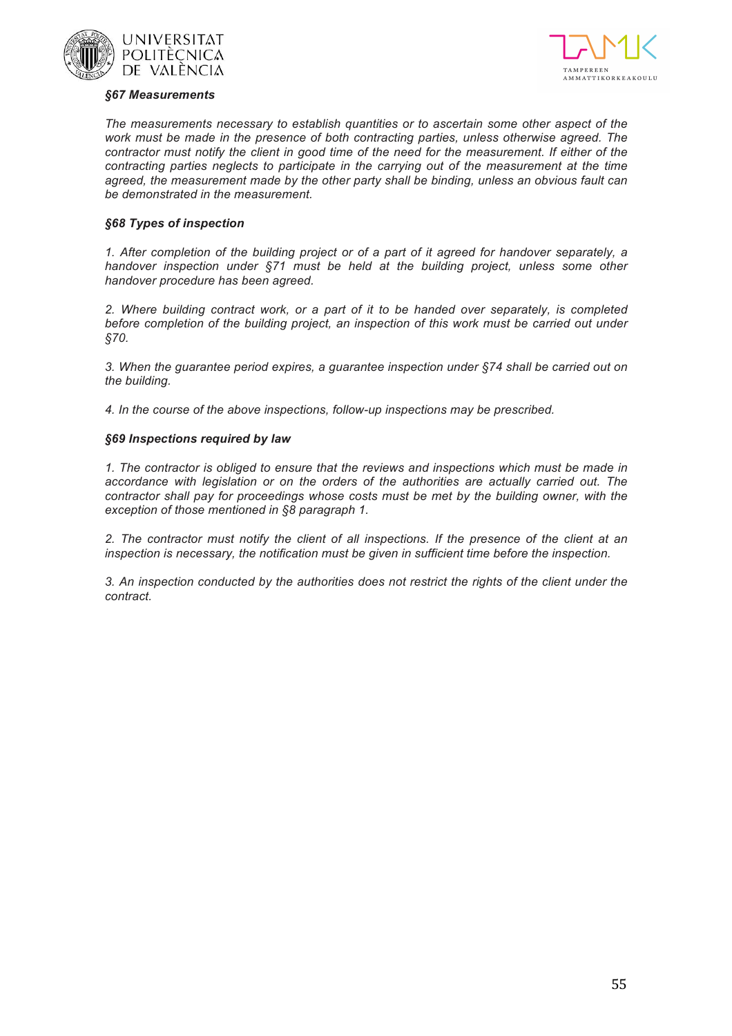### *§67 Measurements*

*The measurements necessary to establish quantities or to ascertain some other aspect of the work must be made in the presence of both contracting parties, unless otherwise agreed. The contractor must notify the client in good time of the need for the measurement. If either of the contracting parties neglects to participate in the carrying out of the measurement at the time agreed, the measurement made by the other party shall be binding, unless an obvious fault can be demonstrated in the measurement.*

### *§68 Types of inspection*

*1. After completion of the building project or of a part of it agreed for handover separately, a handover inspection under §71 must be held at the building project, unless some other handover procedure has been agreed.*

*2. Where building contract work, or a part of it to be handed over separately, is completed before completion of the building project, an inspection of this work must be carried out under §70.*

*3. When the guarantee period expires, a guarantee inspection under §74 shall be carried out on the building.*

*4. In the course of the above inspections, follow-up inspections may be prescribed.*

### *§69 Inspections required by law*

*1. The contractor is obliged to ensure that the reviews and inspections which must be made in accordance with legislation or on the orders of the authorities are actually carried out. The contractor shall pay for proceedings whose costs must be met by the building owner, with the exception of those mentioned in §8 paragraph 1.*

*2. The contractor must notify the client of all inspections. If the presence of the client at an inspection is necessary, the notification must be given in sufficient time before the inspection.*

*3. An inspection conducted by the authorities does not restrict the rights of the client under the contract.*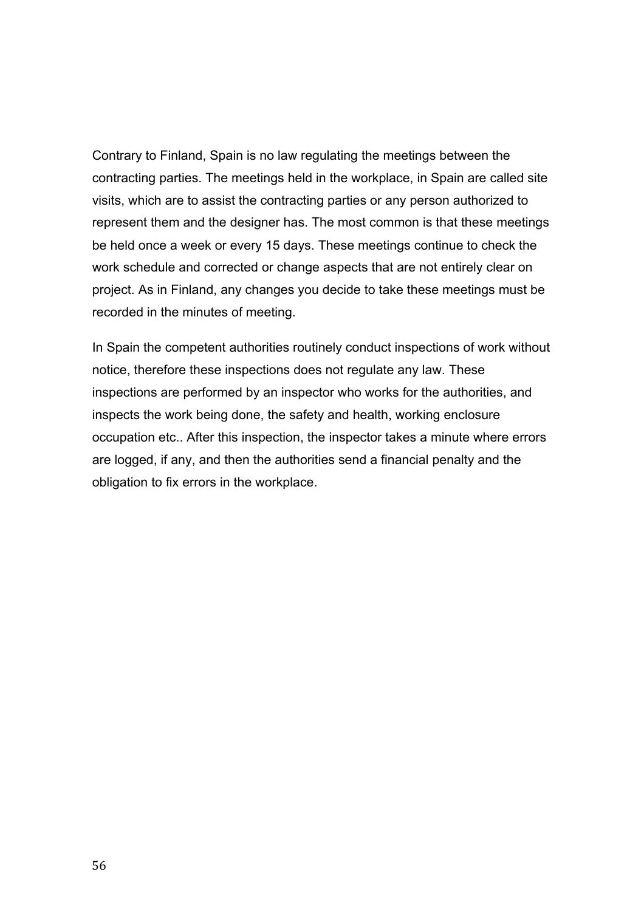Contrary to Finland, Spain is no law regulating the meetings between the contracting parties. The meetings held in the workplace, in Spain are called site visits, which are to assist the contracting parties or any person authorized to represent them and the designer has. The most common is that these meetings be held once a week or every 15 days. These meetings continue to check the work schedule and corrected or change aspects that are not entirely clear on project. As in Finland, any changes you decide to take these meetings must be recorded in the minutes of meeting.

In Spain the competent authorities routinely conduct inspections of work without notice, therefore these inspections does not regulate any law. These inspections are performed by an inspector who works for the authorities, and inspects the work being done, the safety and health, working enclosure occupation etc.. After this inspection, the inspector takes a minute where errors are logged, if any, and then the authorities send a financial penalty and the obligation to fix errors in the workplace.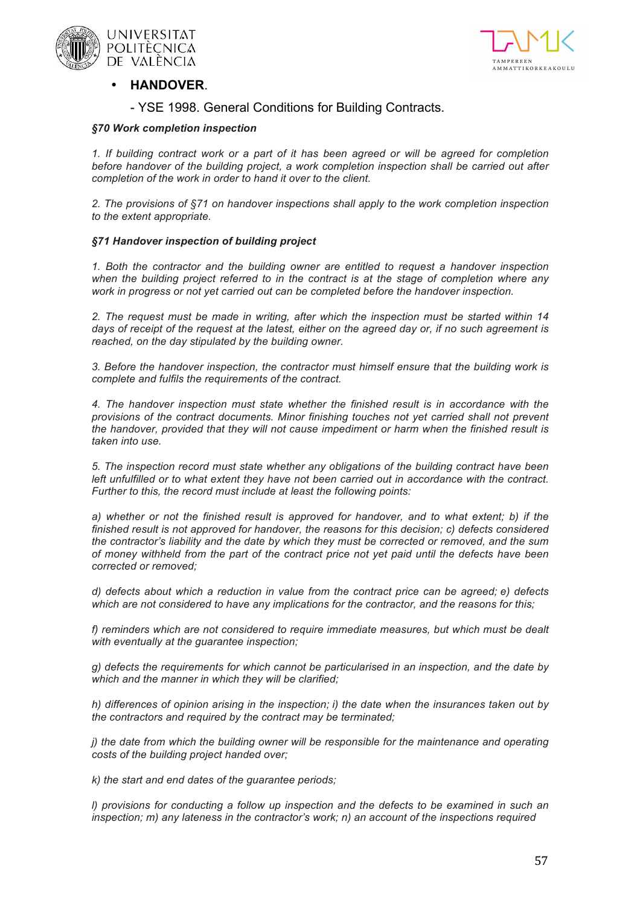- **HANDOVER**.

  - YSE 1998. General Conditions for Building Contracts.

***§70 Work completion inspection***

*1. If building contract work or a part of it has been agreed or will be agreed for completion before handover of the building project, a work completion inspection shall be carried out after completion of the work in order to hand it over to the client.*

*2. The provisions of §71 on handover inspections shall apply to the work completion inspection to the extent appropriate.*

***§71 Handover inspection of building project***

*1. Both the contractor and the building owner are entitled to request a handover inspection when the building project referred to in the contract is at the stage of completion where any work in progress or not yet carried out can be completed before the handover inspection.*

*2. The request must be made in writing, after which the inspection must be started within 14 days of receipt of the request at the latest, either on the agreed day or, if no such agreement is reached, on the day stipulated by the building owner.*

*3. Before the handover inspection, the contractor must himself ensure that the building work is complete and fulfils the requirements of the contract.*

*4. The handover inspection must state whether the finished result is in accordance with the provisions of the contract documents. Minor finishing touches not yet carried shall not prevent the handover, provided that they will not cause impediment or harm when the finished result is taken into use.*

*5. The inspection record must state whether any obligations of the building contract have been left unfulfilled or to what extent they have not been carried out in accordance with the contract. Further to this, the record must include at least the following points:*

*a) whether or not the finished result is approved for handover, and to what extent; b) if the finished result is not approved for handover, the reasons for this decision; c) defects considered the contractor's liability and the date by which they must be corrected or removed, and the sum of money withheld from the part of the contract price not yet paid until the defects have been corrected or removed;*

*d) defects about which a reduction in value from the contract price can be agreed; e) defects which are not considered to have any implications for the contractor, and the reasons for this;*

*f) reminders which are not considered to require immediate measures, but which must be dealt with eventually at the guarantee inspection;*

*g) defects the requirements for which cannot be particularised in an inspection, and the date by which and the manner in which they will be clarified;*

*h) differences of opinion arising in the inspection; i) the date when the insurances taken out by the contractors and required by the contract may be terminated;*

*j) the date from which the building owner will be responsible for the maintenance and operating costs of the building project handed over;*

*k) the start and end dates of the guarantee periods;*

*l) provisions for conducting a follow up inspection and the defects to be examined in such an inspection; m) any lateness in the contractor's work; n) an account of the inspections required*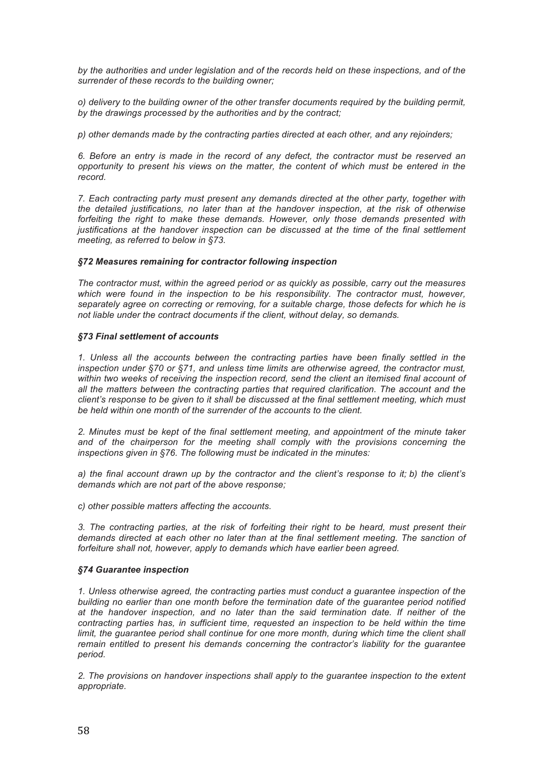*by the authorities and under legislation and of the records held on these inspections, and of the surrender of these records to the building owner;*

*o) delivery to the building owner of the other transfer documents required by the building permit, by the drawings processed by the authorities and by the contract;*

*p) other demands made by the contracting parties directed at each other, and any rejoinders;*

*6. Before an entry is made in the record of any defect, the contractor must be reserved an opportunity to present his views on the matter, the content of which must be entered in the record.*

*7. Each contracting party must present any demands directed at the other party, together with the detailed justifications, no later than at the handover inspection, at the risk of otherwise forfeiting the right to make these demands. However, only those demands presented with justifications at the handover inspection can be discussed at the time of the final settlement meeting, as referred to below in §73.*

### *§72 Measures remaining for contractor following inspection*

*The contractor must, within the agreed period or as quickly as possible, carry out the measures which were found in the inspection to be his responsibility. The contractor must, however, separately agree on correcting or removing, for a suitable charge, those defects for which he is not liable under the contract documents if the client, without delay, so demands.*

### *§73 Final settlement of accounts*

*1. Unless all the accounts between the contracting parties have been finally settled in the inspection under §70 or §71, and unless time limits are otherwise agreed, the contractor must, within two weeks of receiving the inspection record, send the client an itemised final account of all the matters between the contracting parties that required clarification. The account and the client's response to be given to it shall be discussed at the final settlement meeting, which must be held within one month of the surrender of the accounts to the client.*

*2. Minutes must be kept of the final settlement meeting, and appointment of the minute taker and of the chairperson for the meeting shall comply with the provisions concerning the inspections given in §76. The following must be indicated in the minutes:*

*a) the final account drawn up by the contractor and the client's response to it; b) the client's demands which are not part of the above response;*

*c) other possible matters affecting the accounts.*

*3. The contracting parties, at the risk of forfeiting their right to be heard, must present their demands directed at each other no later than at the final settlement meeting. The sanction of forfeiture shall not, however, apply to demands which have earlier been agreed.*

### *§74 Guarantee inspection*

*1. Unless otherwise agreed, the contracting parties must conduct a guarantee inspection of the building no earlier than one month before the termination date of the guarantee period notified at the handover inspection, and no later than the said termination date. If neither of the contracting parties has, in sufficient time, requested an inspection to be held within the time limit, the guarantee period shall continue for one more month, during which time the client shall remain entitled to present his demands concerning the contractor's liability for the guarantee period.*

*2. The provisions on handover inspections shall apply to the guarantee inspection to the extent appropriate.*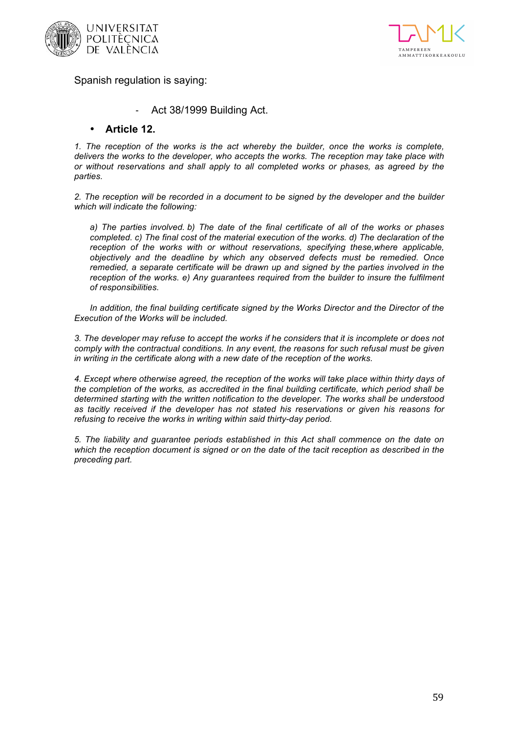Spanish regulation is saying:

- Act 38/1999 Building Act.

- **Article 12.**

*1. The reception of the works is the act whereby the builder, once the works is complete, delivers the works to the developer, who accepts the works. The reception may take place with or without reservations and shall apply to all completed works or phases, as agreed by the parties.*

*2. The reception will be recorded in a document to be signed by the developer and the builder which will indicate the following:*

*a) The parties involved. b) The date of the final certificate of all of the works or phases completed. c) The final cost of the material execution of the works. d) The declaration of the reception of the works with or without reservations, specifying these,where applicable, objectively and the deadline by which any observed defects must be remedied. Once remedied, a separate certificate will be drawn up and signed by the parties involved in the reception of the works. e) Any guarantees required from the builder to insure the fulfilment of responsibilities.*

*In addition, the final building certificate signed by the Works Director and the Director of the Execution of the Works will be included.*

*3. The developer may refuse to accept the works if he considers that it is incomplete or does not comply with the contractual conditions. In any event, the reasons for such refusal must be given in writing in the certificate along with a new date of the reception of the works.*

*4. Except where otherwise agreed, the reception of the works will take place within thirty days of the completion of the works, as accredited in the final building certificate, which period shall be determined starting with the written notification to the developer. The works shall be understood as tacitly received if the developer has not stated his reservations or given his reasons for refusing to receive the works in writing within said thirty-day period.*

*5. The liability and guarantee periods established in this Act shall commence on the date on which the reception document is signed or on the date of the tacit reception as described in the preceding part.*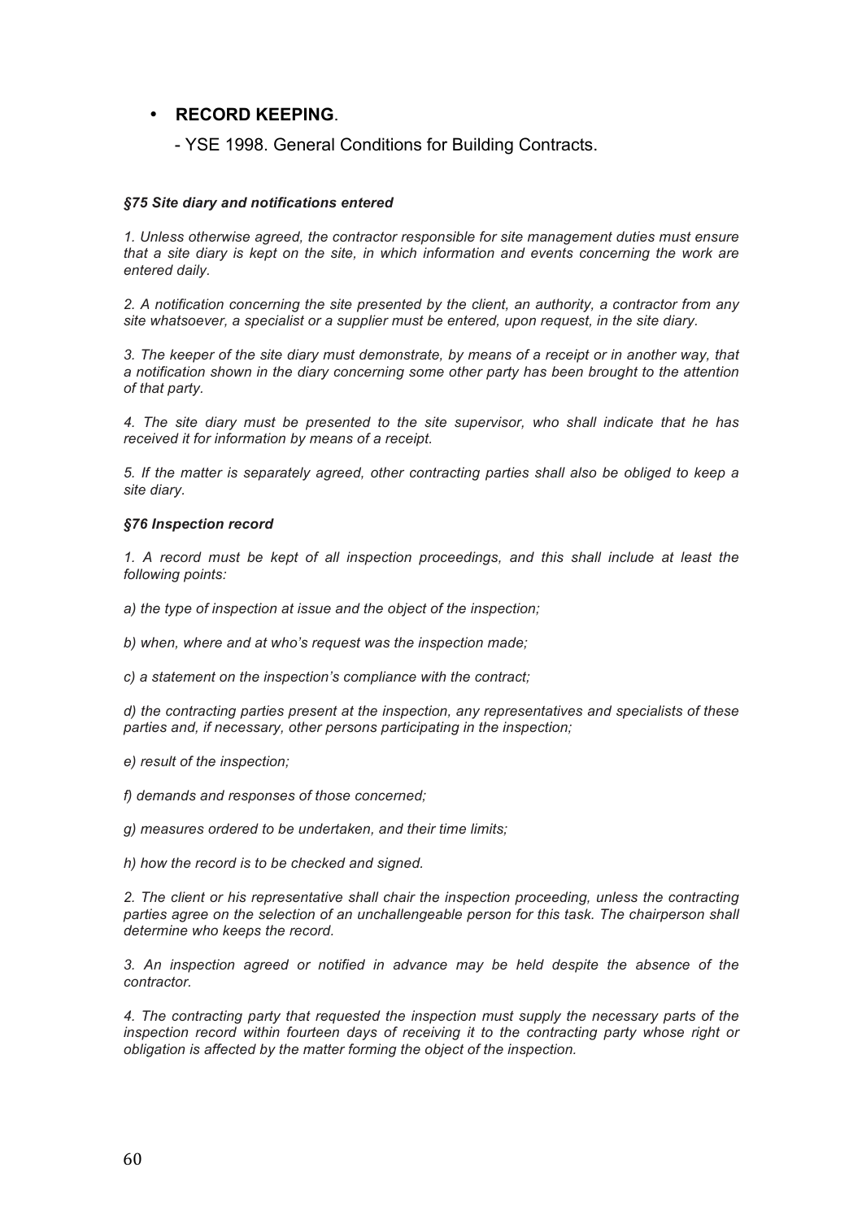- **RECORD KEEPING**.

  - YSE 1998. General Conditions for Building Contracts.

***§75 Site diary and notifications entered***

*1. Unless otherwise agreed, the contractor responsible for site management duties must ensure that a site diary is kept on the site, in which information and events concerning the work are entered daily.*

*2. A notification concerning the site presented by the client, an authority, a contractor from any site whatsoever, a specialist or a supplier must be entered, upon request, in the site diary.*

*3. The keeper of the site diary must demonstrate, by means of a receipt or in another way, that a notification shown in the diary concerning some other party has been brought to the attention of that party.*

*4. The site diary must be presented to the site supervisor, who shall indicate that he has received it for information by means of a receipt.*

*5. If the matter is separately agreed, other contracting parties shall also be obliged to keep a site diary.*

***§76 Inspection record***

*1. A record must be kept of all inspection proceedings, and this shall include at least the following points:*

*a) the type of inspection at issue and the object of the inspection;*

*b) when, where and at who's request was the inspection made;*

*c) a statement on the inspection's compliance with the contract;*

*d) the contracting parties present at the inspection, any representatives and specialists of these parties and, if necessary, other persons participating in the inspection;*

*e) result of the inspection;*

*f) demands and responses of those concerned;*

*g) measures ordered to be undertaken, and their time limits;*

*h) how the record is to be checked and signed.*

*2. The client or his representative shall chair the inspection proceeding, unless the contracting parties agree on the selection of an unchallengeable person for this task. The chairperson shall determine who keeps the record.*

*3. An inspection agreed or notified in advance may be held despite the absence of the contractor.*

*4. The contracting party that requested the inspection must supply the necessary parts of the inspection record within fourteen days of receiving it to the contracting party whose right or obligation is affected by the matter forming the object of the inspection.*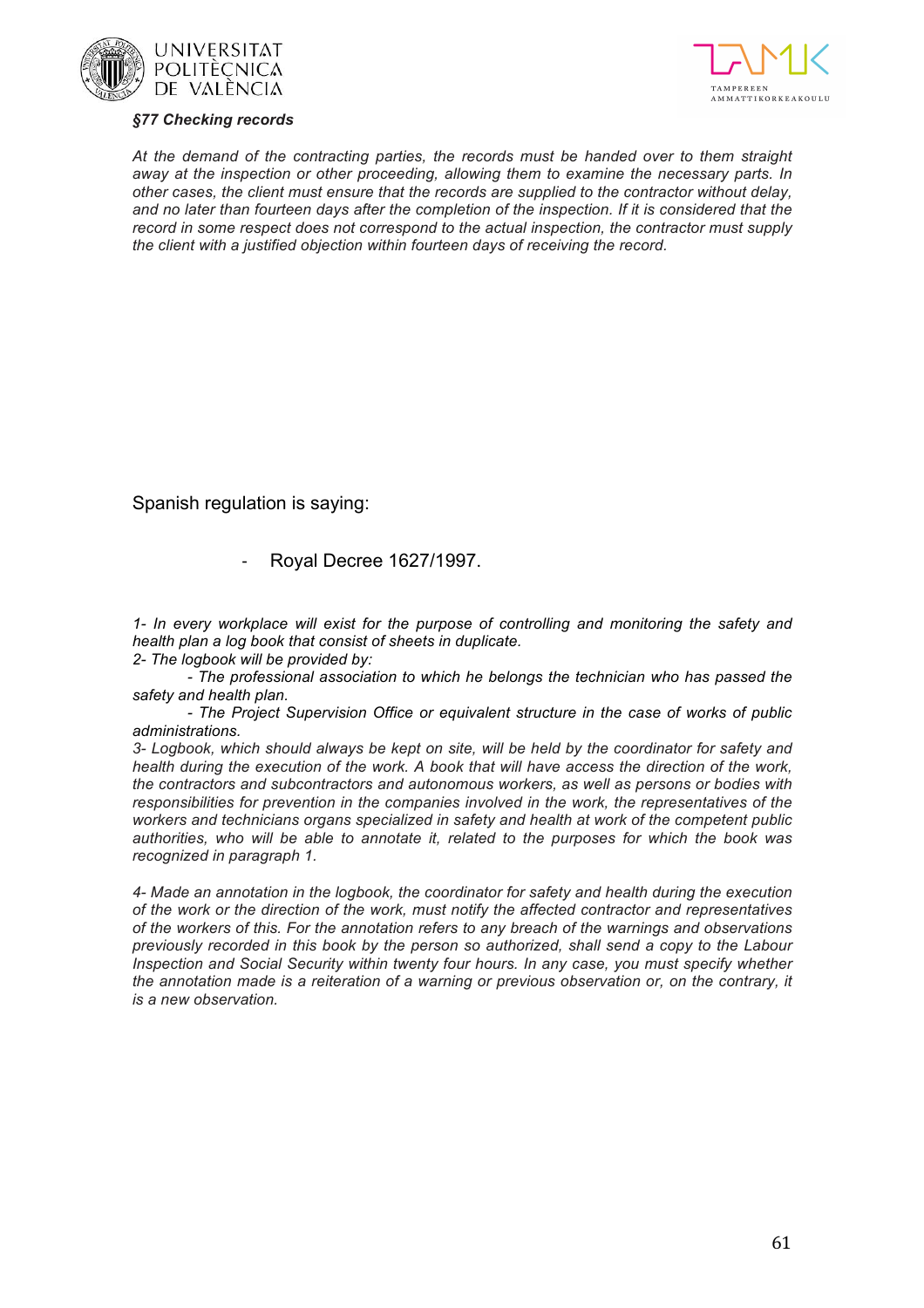***§77 Checking records***

*At the demand of the contracting parties, the records must be handed over to them straight away at the inspection or other proceeding, allowing them to examine the necessary parts. In other cases, the client must ensure that the records are supplied to the contractor without delay, and no later than fourteen days after the completion of the inspection. If it is considered that the record in some respect does not correspond to the actual inspection, the contractor must supply the client with a justified objection within fourteen days of receiving the record.*

Spanish regulation is saying:

- Royal Decree 1627/1997.

*1- In every workplace will exist for the purpose of controlling and monitoring the safety and health plan a log book that consist of sheets in duplicate.*

*2- The logbook will be provided by:*

*- The professional association to which he belongs the technician who has passed the safety and health plan.*

*- The Project Supervision Office or equivalent structure in the case of works of public administrations.*

*3- Logbook, which should always be kept on site, will be held by the coordinator for safety and health during the execution of the work. A book that will have access the direction of the work, the contractors and subcontractors and autonomous workers, as well as persons or bodies with responsibilities for prevention in the companies involved in the work, the representatives of the workers and technicians organs specialized in safety and health at work of the competent public authorities, who will be able to annotate it, related to the purposes for which the book was recognized in paragraph 1.*

*4- Made an annotation in the logbook, the coordinator for safety and health during the execution of the work or the direction of the work, must notify the affected contractor and representatives of the workers of this. For the annotation refers to any breach of the warnings and observations previously recorded in this book by the person so authorized, shall send a copy to the Labour Inspection and Social Security within twenty four hours. In any case, you must specify whether the annotation made is a reiteration of a warning or previous observation or, on the contrary, it is a new observation.*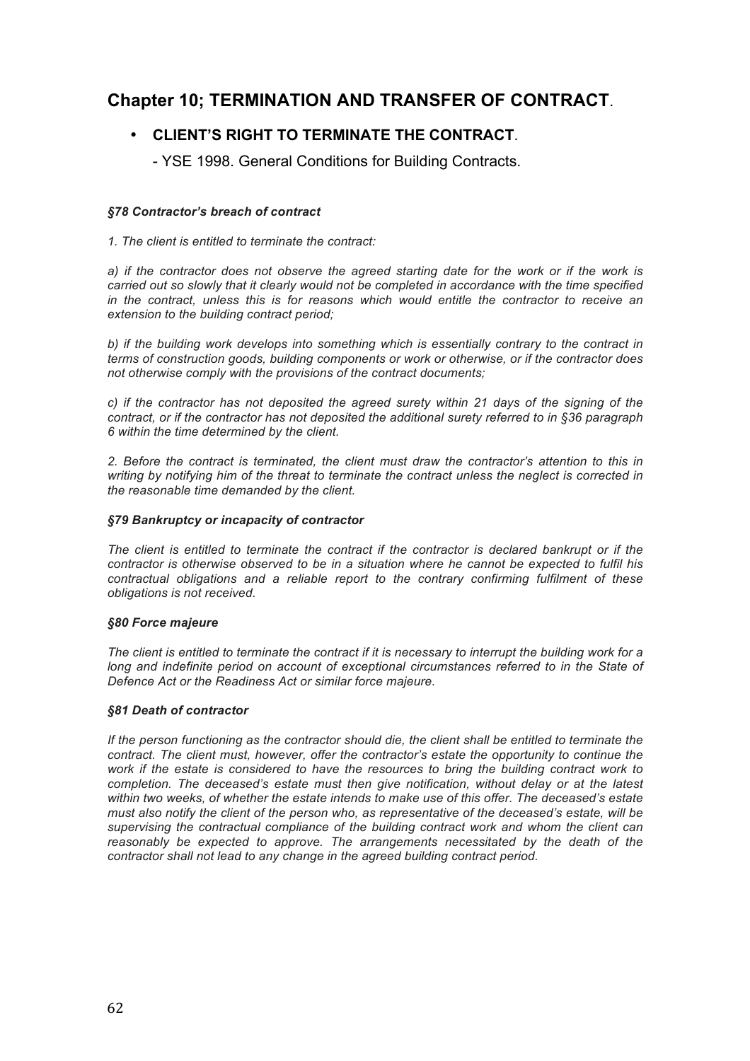## Chapter 10; TERMINATION AND TRANSFER OF CONTRACT.

- **CLIENT'S RIGHT TO TERMINATE THE CONTRACT**.

  - YSE 1998. General Conditions for Building Contracts.

***§78 Contractor's breach of contract***

*1. The client is entitled to terminate the contract:*

*a) if the contractor does not observe the agreed starting date for the work or if the work is carried out so slowly that it clearly would not be completed in accordance with the time specified in the contract, unless this is for reasons which would entitle the contractor to receive an extension to the building contract period;*

*b) if the building work develops into something which is essentially contrary to the contract in terms of construction goods, building components or work or otherwise, or if the contractor does not otherwise comply with the provisions of the contract documents;*

*c) if the contractor has not deposited the agreed surety within 21 days of the signing of the contract, or if the contractor has not deposited the additional surety referred to in §36 paragraph 6 within the time determined by the client.*

*2. Before the contract is terminated, the client must draw the contractor's attention to this in writing by notifying him of the threat to terminate the contract unless the neglect is corrected in the reasonable time demanded by the client.*

***§79 Bankruptcy or incapacity of contractor***

*The client is entitled to terminate the contract if the contractor is declared bankrupt or if the contractor is otherwise observed to be in a situation where he cannot be expected to fulfil his contractual obligations and a reliable report to the contrary confirming fulfilment of these obligations is not received.*

***§80 Force majeure***

*The client is entitled to terminate the contract if it is necessary to interrupt the building work for a long and indefinite period on account of exceptional circumstances referred to in the State of Defence Act or the Readiness Act or similar force majeure.*

***§81 Death of contractor***

*If the person functioning as the contractor should die, the client shall be entitled to terminate the contract. The client must, however, offer the contractor's estate the opportunity to continue the work if the estate is considered to have the resources to bring the building contract work to completion. The deceased's estate must then give notification, without delay or at the latest within two weeks, of whether the estate intends to make use of this offer. The deceased's estate must also notify the client of the person who, as representative of the deceased's estate, will be supervising the contractual compliance of the building contract work and whom the client can reasonably be expected to approve. The arrangements necessitated by the death of the contractor shall not lead to any change in the agreed building contract period.*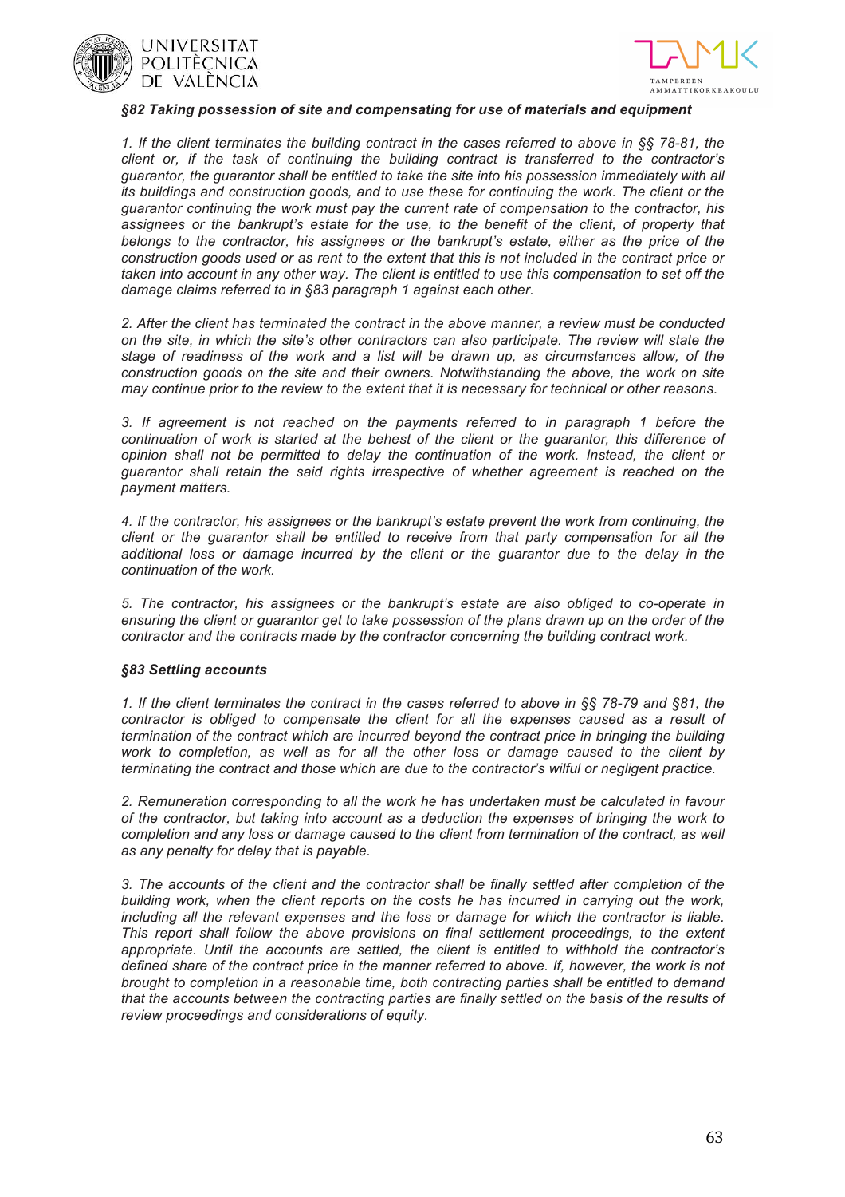***§82 Taking possession of site and compensating for use of materials and equipment***

*1. If the client terminates the building contract in the cases referred to above in §§ 78-81, the client or, if the task of continuing the building contract is transferred to the contractor's guarantor, the guarantor shall be entitled to take the site into his possession immediately with all its buildings and construction goods, and to use these for continuing the work. The client or the guarantor continuing the work must pay the current rate of compensation to the contractor, his assignees or the bankrupt's estate for the use, to the benefit of the client, of property that belongs to the contractor, his assignees or the bankrupt's estate, either as the price of the construction goods used or as rent to the extent that this is not included in the contract price or taken into account in any other way. The client is entitled to use this compensation to set off the damage claims referred to in §83 paragraph 1 against each other.*

*2. After the client has terminated the contract in the above manner, a review must be conducted on the site, in which the site's other contractors can also participate. The review will state the stage of readiness of the work and a list will be drawn up, as circumstances allow, of the construction goods on the site and their owners. Notwithstanding the above, the work on site may continue prior to the review to the extent that it is necessary for technical or other reasons.*

*3. If agreement is not reached on the payments referred to in paragraph 1 before the continuation of work is started at the behest of the client or the guarantor, this difference of opinion shall not be permitted to delay the continuation of the work. Instead, the client or guarantor shall retain the said rights irrespective of whether agreement is reached on the payment matters.*

*4. If the contractor, his assignees or the bankrupt's estate prevent the work from continuing, the client or the guarantor shall be entitled to receive from that party compensation for all the additional loss or damage incurred by the client or the guarantor due to the delay in the continuation of the work.*

*5. The contractor, his assignees or the bankrupt's estate are also obliged to co-operate in ensuring the client or guarantor get to take possession of the plans drawn up on the order of the contractor and the contracts made by the contractor concerning the building contract work.*

***§83 Settling accounts***

*1. If the client terminates the contract in the cases referred to above in §§ 78-79 and §81, the contractor is obliged to compensate the client for all the expenses caused as a result of termination of the contract which are incurred beyond the contract price in bringing the building work to completion, as well as for all the other loss or damage caused to the client by terminating the contract and those which are due to the contractor's wilful or negligent practice.*

*2. Remuneration corresponding to all the work he has undertaken must be calculated in favour of the contractor, but taking into account as a deduction the expenses of bringing the work to completion and any loss or damage caused to the client from termination of the contract, as well as any penalty for delay that is payable.*

*3. The accounts of the client and the contractor shall be finally settled after completion of the building work, when the client reports on the costs he has incurred in carrying out the work, including all the relevant expenses and the loss or damage for which the contractor is liable. This report shall follow the above provisions on final settlement proceedings, to the extent appropriate. Until the accounts are settled, the client is entitled to withhold the contractor's defined share of the contract price in the manner referred to above. If, however, the work is not brought to completion in a reasonable time, both contracting parties shall be entitled to demand that the accounts between the contracting parties are finally settled on the basis of the results of review proceedings and considerations of equity.*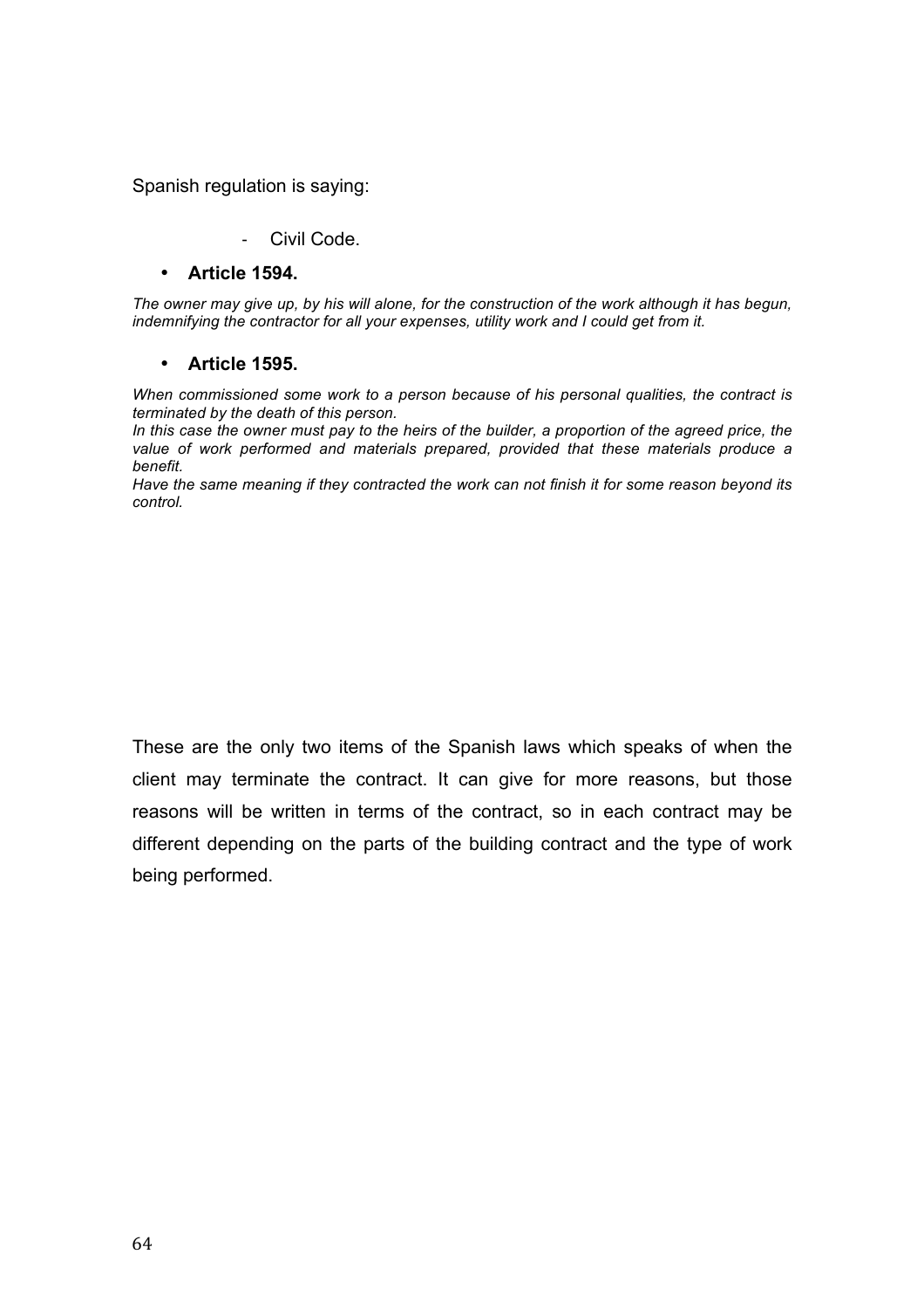Spanish regulation is saying:

- Civil Code.

- **Article 1594.**

*The owner may give up, by his will alone, for the construction of the work although it has begun, indemnifying the contractor for all your expenses, utility work and I could get from it.*

- **Article 1595.**

*When commissioned some work to a person because of his personal qualities, the contract is terminated by the death of this person.*
*In this case the owner must pay to the heirs of the builder, a proportion of the agreed price, the value of work performed and materials prepared, provided that these materials produce a benefit.*
*Have the same meaning if they contracted the work can not finish it for some reason beyond its control.*

These are the only two items of the Spanish laws which speaks of when the client may terminate the contract. It can give for more reasons, but those reasons will be written in terms of the contract, so in each contract may be different depending on the parts of the building contract and the type of work being performed.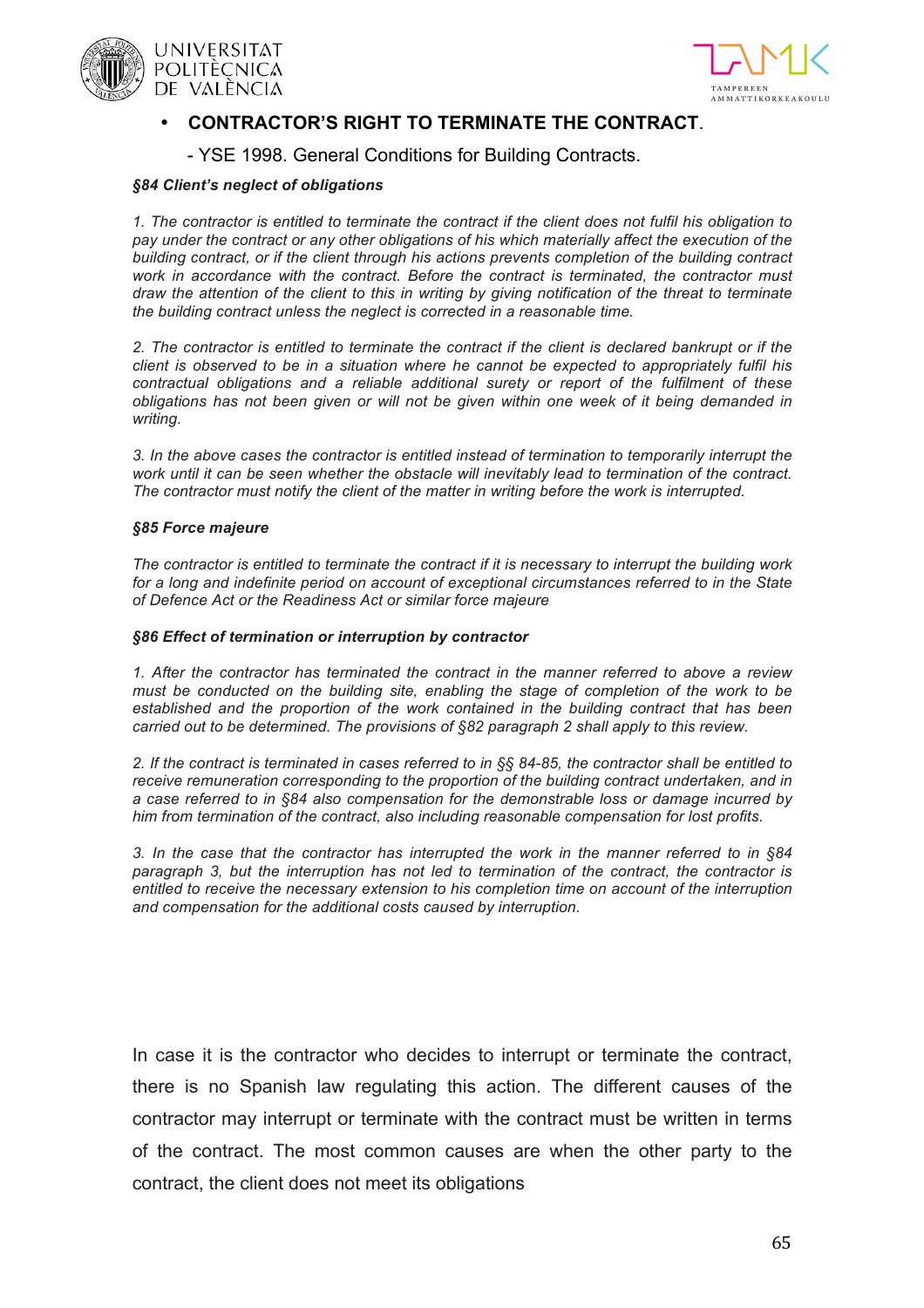- **CONTRACTOR'S RIGHT TO TERMINATE THE CONTRACT**.

  - YSE 1998. General Conditions for Building Contracts.

***§84 Client's neglect of obligations***

*1. The contractor is entitled to terminate the contract if the client does not fulfil his obligation to pay under the contract or any other obligations of his which materially affect the execution of the building contract, or if the client through his actions prevents completion of the building contract work in accordance with the contract. Before the contract is terminated, the contractor must draw the attention of the client to this in writing by giving notification of the threat to terminate the building contract unless the neglect is corrected in a reasonable time.*

*2. The contractor is entitled to terminate the contract if the client is declared bankrupt or if the client is observed to be in a situation where he cannot be expected to appropriately fulfil his contractual obligations and a reliable additional surety or report of the fulfilment of these obligations has not been given or will not be given within one week of it being demanded in writing.*

*3. In the above cases the contractor is entitled instead of termination to temporarily interrupt the work until it can be seen whether the obstacle will inevitably lead to termination of the contract. The contractor must notify the client of the matter in writing before the work is interrupted.*

***§85 Force majeure***

*The contractor is entitled to terminate the contract if it is necessary to interrupt the building work for a long and indefinite period on account of exceptional circumstances referred to in the State of Defence Act or the Readiness Act or similar force majeure*

***§86 Effect of termination or interruption by contractor***

*1. After the contractor has terminated the contract in the manner referred to above a review must be conducted on the building site, enabling the stage of completion of the work to be established and the proportion of the work contained in the building contract that has been carried out to be determined. The provisions of §82 paragraph 2 shall apply to this review.*

*2. If the contract is terminated in cases referred to in §§ 84-85, the contractor shall be entitled to receive remuneration corresponding to the proportion of the building contract undertaken, and in a case referred to in §84 also compensation for the demonstrable loss or damage incurred by him from termination of the contract, also including reasonable compensation for lost profits.*

*3. In the case that the contractor has interrupted the work in the manner referred to in §84 paragraph 3, but the interruption has not led to termination of the contract, the contractor is entitled to receive the necessary extension to his completion time on account of the interruption and compensation for the additional costs caused by interruption.*

In case it is the contractor who decides to interrupt or terminate the contract, there is no Spanish law regulating this action. The different causes of the contractor may interrupt or terminate with the contract must be written in terms of the contract. The most common causes are when the other party to the contract, the client does not meet its obligations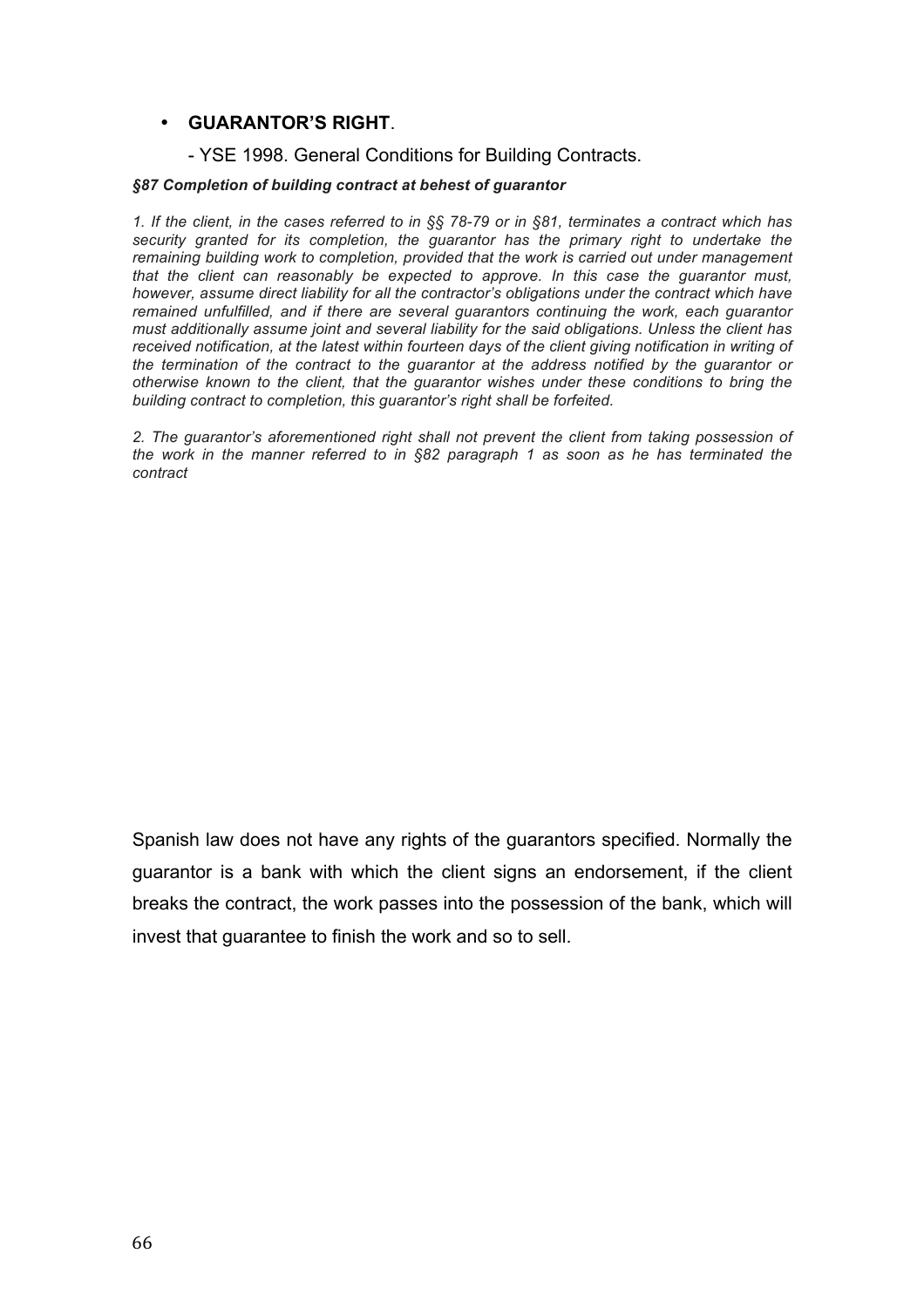- **GUARANTOR'S RIGHT**.

  - YSE 1998. General Conditions for Building Contracts.

***§87 Completion of building contract at behest of guarantor***

*1. If the client, in the cases referred to in §§ 78-79 or in §81, terminates a contract which has security granted for its completion, the guarantor has the primary right to undertake the remaining building work to completion, provided that the work is carried out under management that the client can reasonably be expected to approve. In this case the guarantor must, however, assume direct liability for all the contractor's obligations under the contract which have remained unfulfilled, and if there are several guarantors continuing the work, each guarantor must additionally assume joint and several liability for the said obligations. Unless the client has received notification, at the latest within fourteen days of the client giving notification in writing of the termination of the contract to the guarantor at the address notified by the guarantor or otherwise known to the client, that the guarantor wishes under these conditions to bring the building contract to completion, this guarantor's right shall be forfeited.*

*2. The guarantor's aforementioned right shall not prevent the client from taking possession of the work in the manner referred to in §82 paragraph 1 as soon as he has terminated the contract*

Spanish law does not have any rights of the guarantors specified. Normally the guarantor is a bank with which the client signs an endorsement, if the client breaks the contract, the work passes into the possession of the bank, which will invest that guarantee to finish the work and so to sell.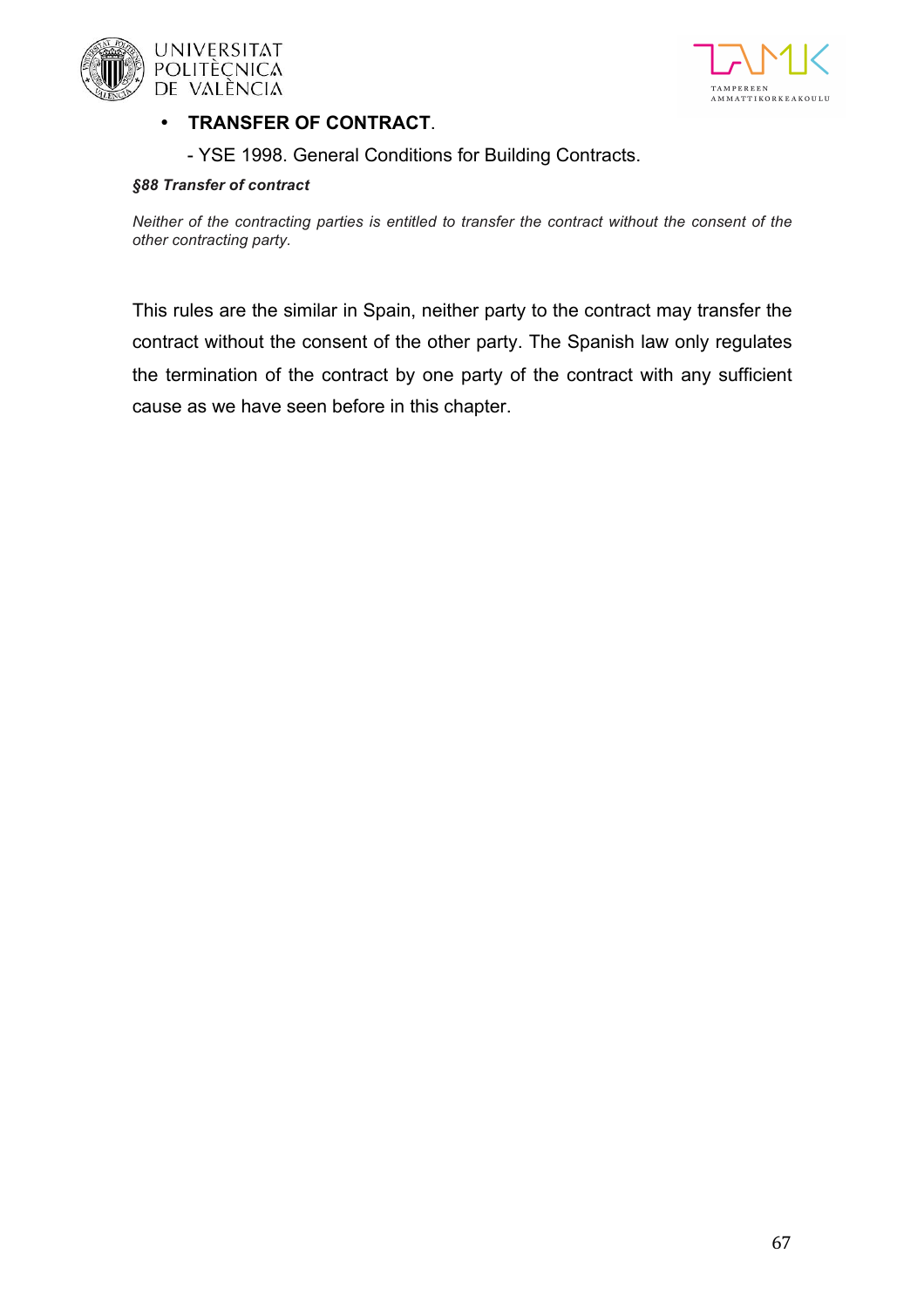- **TRANSFER OF CONTRACT**.

  - YSE 1998. General Conditions for Building Contracts.

***§88 Transfer of contract***

*Neither of the contracting parties is entitled to transfer the contract without the consent of the other contracting party.*

This rules are the similar in Spain, neither party to the contract may transfer the contract without the consent of the other party. The Spanish law only regulates the termination of the contract by one party of the contract with any sufficient cause as we have seen before in this chapter.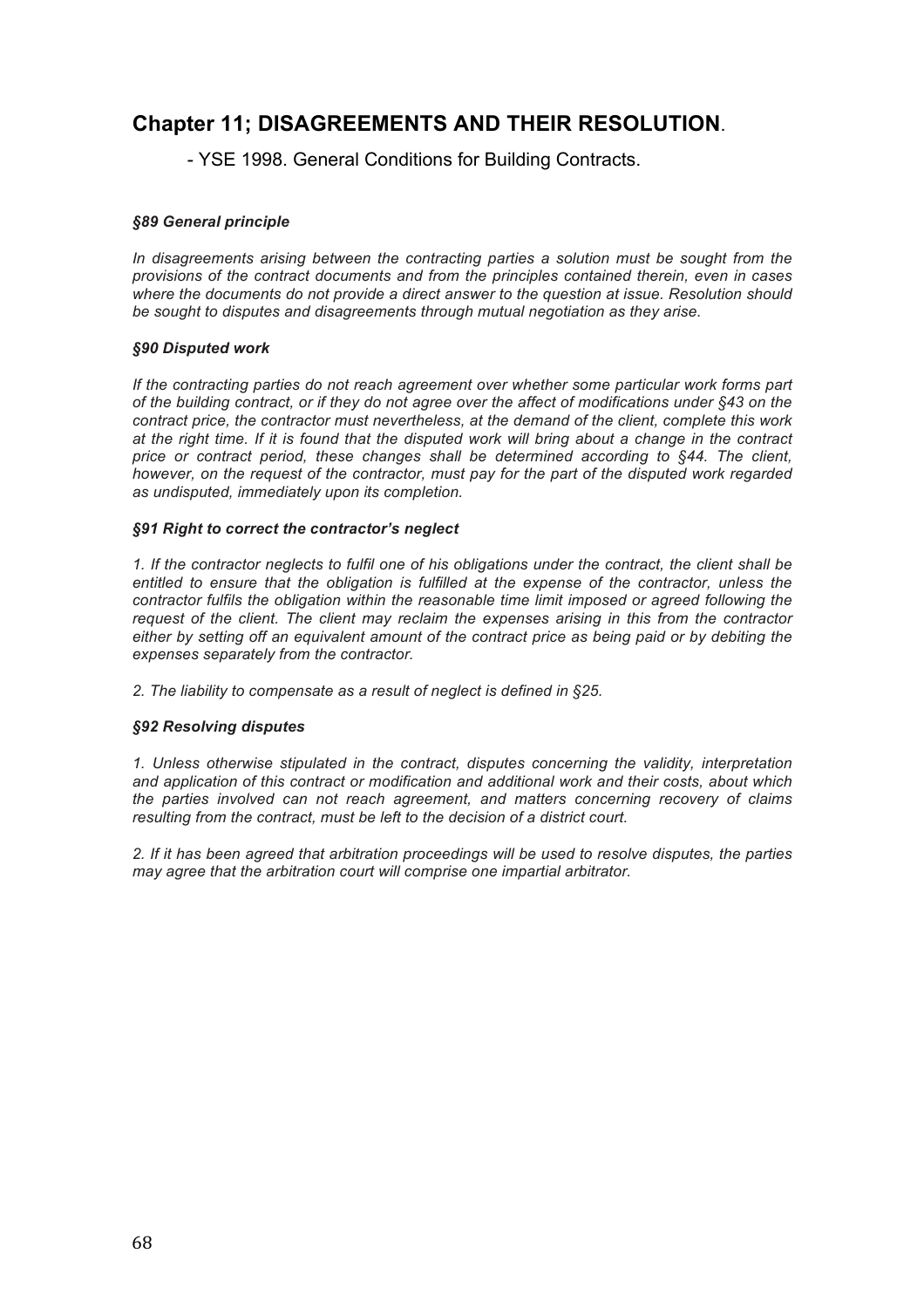## Chapter 11; DISAGREEMENTS AND THEIR RESOLUTION.

- YSE 1998. General Conditions for Building Contracts.

***§89 General principle***

*In disagreements arising between the contracting parties a solution must be sought from the provisions of the contract documents and from the principles contained therein, even in cases where the documents do not provide a direct answer to the question at issue. Resolution should be sought to disputes and disagreements through mutual negotiation as they arise.*

***§90 Disputed work***

*If the contracting parties do not reach agreement over whether some particular work forms part of the building contract, or if they do not agree over the affect of modifications under §43 on the contract price, the contractor must nevertheless, at the demand of the client, complete this work at the right time. If it is found that the disputed work will bring about a change in the contract price or contract period, these changes shall be determined according to §44. The client, however, on the request of the contractor, must pay for the part of the disputed work regarded as undisputed, immediately upon its completion.*

***§91 Right to correct the contractor's neglect***

*1. If the contractor neglects to fulfil one of his obligations under the contract, the client shall be entitled to ensure that the obligation is fulfilled at the expense of the contractor, unless the contractor fulfils the obligation within the reasonable time limit imposed or agreed following the request of the client. The client may reclaim the expenses arising in this from the contractor either by setting off an equivalent amount of the contract price as being paid or by debiting the expenses separately from the contractor.*

*2. The liability to compensate as a result of neglect is defined in §25.*

***§92 Resolving disputes***

*1. Unless otherwise stipulated in the contract, disputes concerning the validity, interpretation and application of this contract or modification and additional work and their costs, about which the parties involved can not reach agreement, and matters concerning recovery of claims resulting from the contract, must be left to the decision of a district court.*

*2. If it has been agreed that arbitration proceedings will be used to resolve disputes, the parties may agree that the arbitration court will comprise one impartial arbitrator.*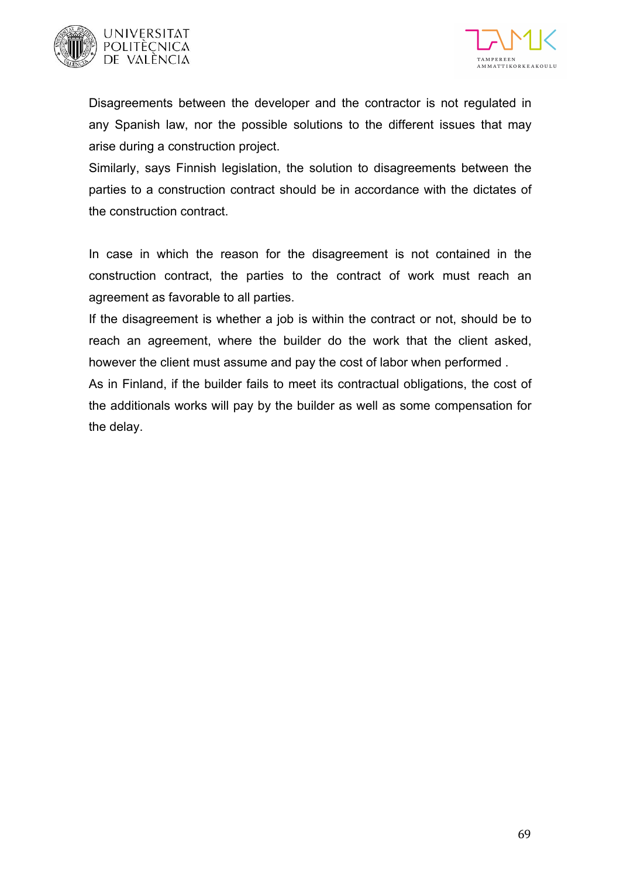Disagreements between the developer and the contractor is not regulated in any Spanish law, nor the possible solutions to the different issues that may arise during a construction project.
Similarly, says Finnish legislation, the solution to disagreements between the parties to a construction contract should be in accordance with the dictates of the construction contract.

In case in which the reason for the disagreement is not contained in the construction contract, the parties to the contract of work must reach an agreement as favorable to all parties.
If the disagreement is whether a job is within the contract or not, should be to reach an agreement, where the builder do the work that the client asked, however the client must assume and pay the cost of labor when performed .
As in Finland, if the builder fails to meet its contractual obligations, the cost of the additionals works will pay by the builder as well as some compensation for the delay.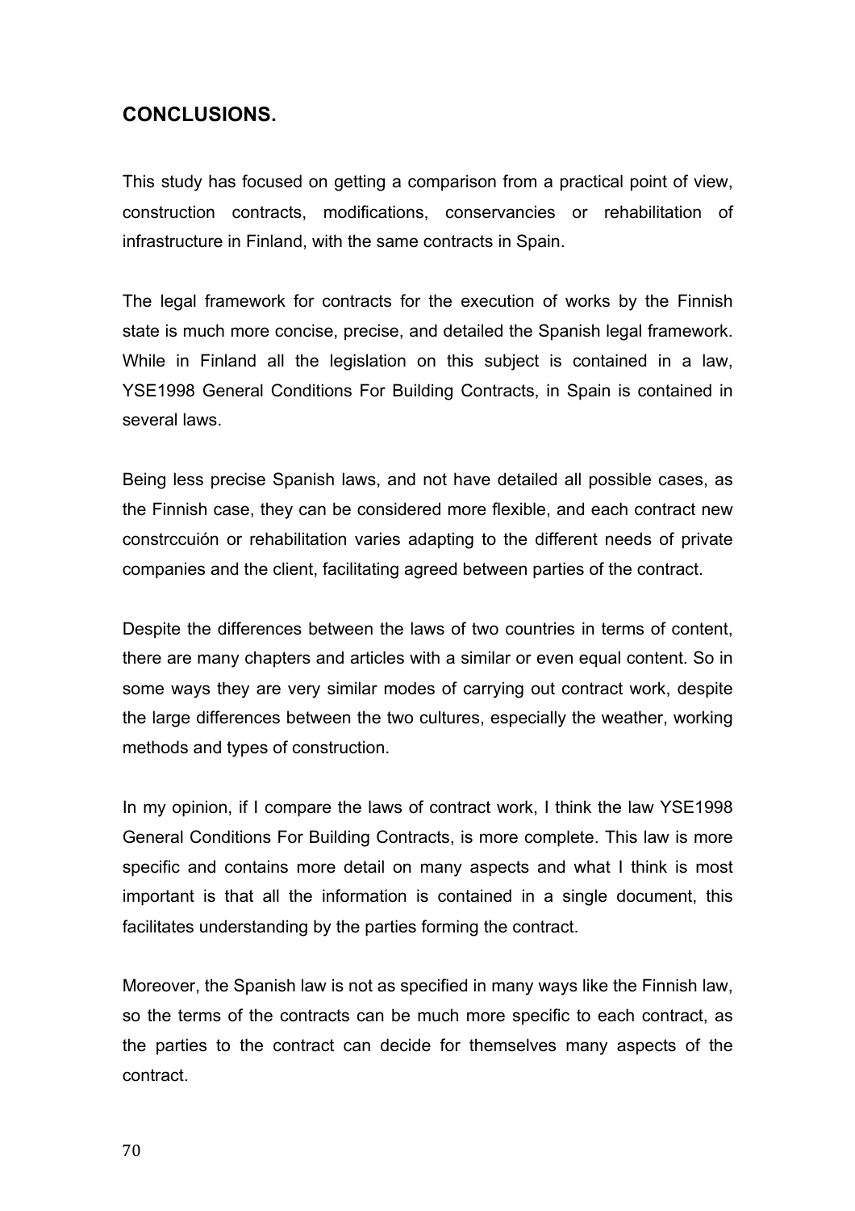## CONCLUSIONS.

This study has focused on getting a comparison from a practical point of view, construction contracts, modifications, conservancies or rehabilitation of infrastructure in Finland, with the same contracts in Spain.

The legal framework for contracts for the execution of works by the Finnish state is much more concise, precise, and detailed the Spanish legal framework. While in Finland all the legislation on this subject is contained in a law, YSE1998 General Conditions For Building Contracts, in Spain is contained in several laws.

Being less precise Spanish laws, and not have detailed all possible cases, as the Finnish case, they can be considered more flexible, and each contract new constrccuión or rehabilitation varies adapting to the different needs of private companies and the client, facilitating agreed between parties of the contract.

Despite the differences between the laws of two countries in terms of content, there are many chapters and articles with a similar or even equal content. So in some ways they are very similar modes of carrying out contract work, despite the large differences between the two cultures, especially the weather, working methods and types of construction.

In my opinion, if I compare the laws of contract work, I think the law YSE1998 General Conditions For Building Contracts, is more complete. This law is more specific and contains more detail on many aspects and what I think is most important is that all the information is contained in a single document, this facilitates understanding by the parties forming the contract.

Moreover, the Spanish law is not as specified in many ways like the Finnish law, so the terms of the contracts can be much more specific to each contract, as the parties to the contract can decide for themselves many aspects of the contract.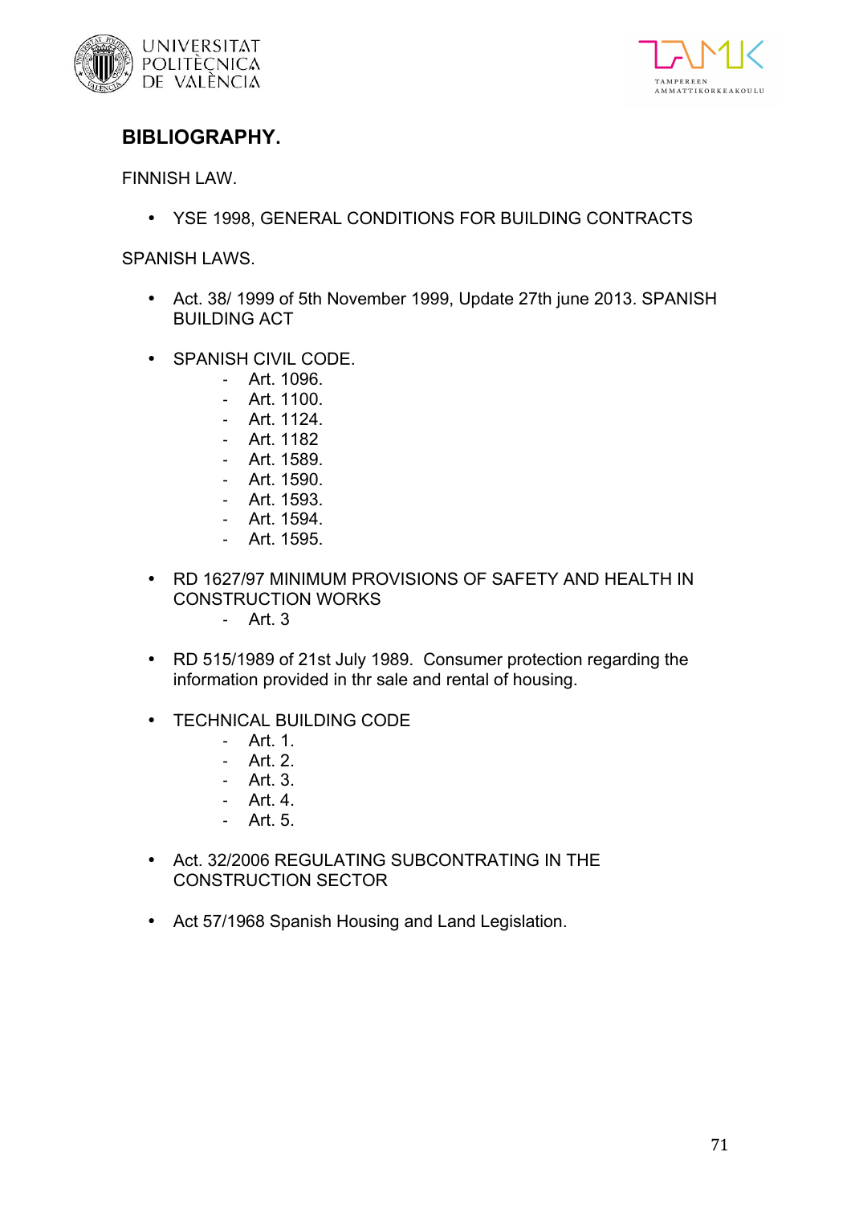## BIBLIOGRAPHY.

FINNISH LAW.

- YSE 1998, GENERAL CONDITIONS FOR BUILDING CONTRACTS

SPANISH LAWS.

- Act. 38/ 1999 of 5th November 1999, Update 27th june 2013. SPANISH BUILDING ACT

- SPANISH CIVIL CODE.
    - Art. 1096.
    - Art. 1100.
    - Art. 1124.
    - Art. 1182
    - Art. 1589.
    - Art. 1590.
    - Art. 1593.
    - Art. 1594.
    - Art. 1595.

- RD 1627/97 MINIMUM PROVISIONS OF SAFETY AND HEALTH IN CONSTRUCTION WORKS
    - Art. 3

- RD 515/1989 of 21st July 1989. Consumer protection regarding the information provided in thr sale and rental of housing.

- TECHNICAL BUILDING CODE
    - Art. 1.
    - Art. 2.
    - Art. 3.
    - Art. 4.
    - Art. 5.

- Act. 32/2006 REGULATING SUBCONTRATING IN THE CONSTRUCTION SECTOR

- Act 57/1968 Spanish Housing and Land Legislation.